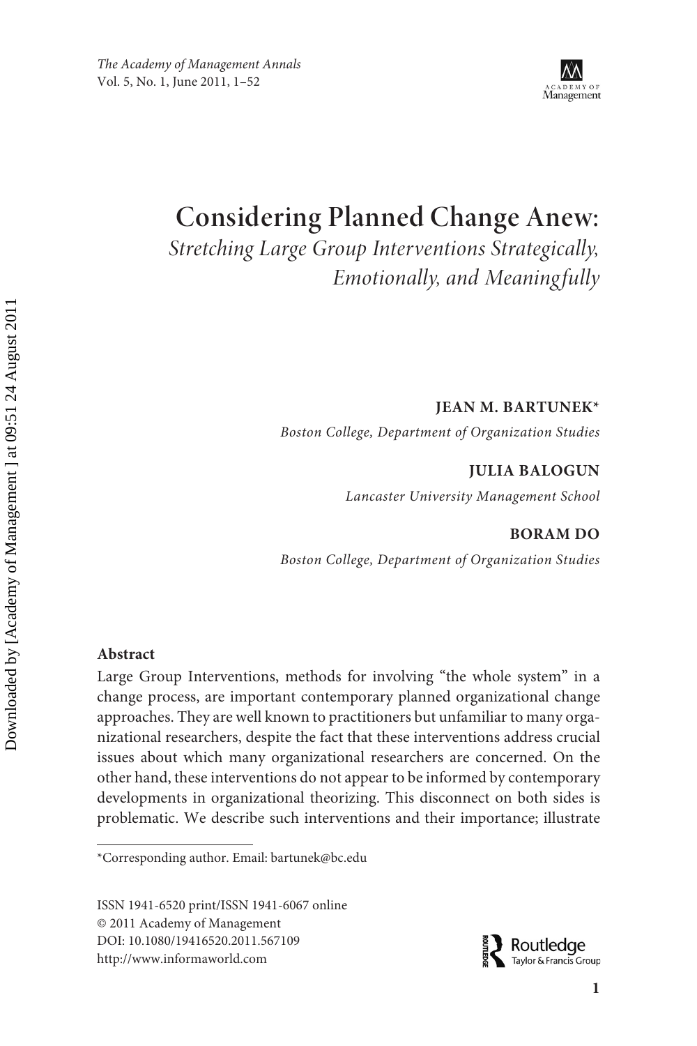# Considering Planned Change Anew:

## *Stretching Large Group Interventions Strategically, Emotionally, and Meaningfully*

**JEAN M. BARTUNEK***
*Boston College, Department of Organization Studies*

**JULIA BALOGUN**
*Lancaster University Management School*

**BORAM DO**
*Boston College, Department of Organization Studies*

### Abstract

Large Group Interventions, methods for involving "the whole system" in a change process, are important contemporary planned organizational change approaches. They are well known to practitioners but unfamiliar to many organizational researchers, despite the fact that these interventions address crucial issues about which many organizational researchers are concerned. On the other hand, these interventions do not appear to be informed by contemporary developments in organizational theorizing. This disconnect on both sides is problematic. We describe such interventions and their importance; illustrate

---

*Corresponding author. Email: bartunek@bc.edu

ISSN 1941-6520 print/ISSN 1941-6067 online
© 2011 Academy of Management
DOI: 10.1080/19416520.2011.567109
http://www.informaworld.com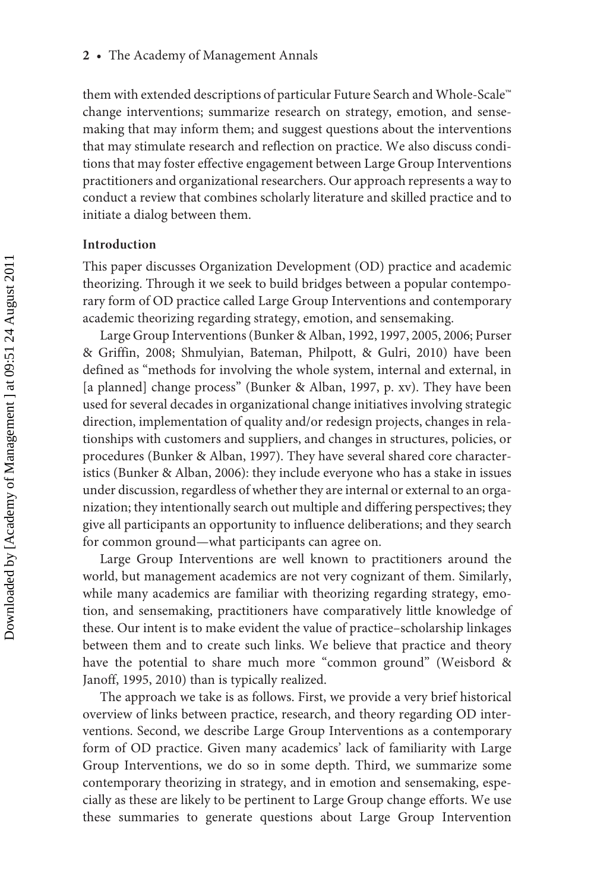them with extended descriptions of particular Future Search and Whole-Scale™ change interventions; summarize research on strategy, emotion, and sensemaking that may inform them; and suggest questions about the interventions that may stimulate research and reflection on practice. We also discuss conditions that may foster effective engagement between Large Group Interventions practitioners and organizational researchers. Our approach represents a way to conduct a review that combines scholarly literature and skilled practice and to initiate a dialog between them.

### Introduction

This paper discusses Organization Development (OD) practice and academic theorizing. Through it we seek to build bridges between a popular contemporary form of OD practice called Large Group Interventions and contemporary academic theorizing regarding strategy, emotion, and sensemaking.

Large Group Interventions (Bunker & Alban, 1992, 1997, 2005, 2006; Purser & Griffin, 2008; Shmulyian, Bateman, Philpott, & Gulri, 2010) have been defined as "methods for involving the whole system, internal and external, in [a planned] change process" (Bunker & Alban, 1997, p. xv). They have been used for several decades in organizational change initiatives involving strategic direction, implementation of quality and/or redesign projects, changes in relationships with customers and suppliers, and changes in structures, policies, or procedures (Bunker & Alban, 1997). They have several shared core characteristics (Bunker & Alban, 2006): they include everyone who has a stake in issues under discussion, regardless of whether they are internal or external to an organization; they intentionally search out multiple and differing perspectives; they give all participants an opportunity to influence deliberations; and they search for common ground—what participants can agree on.

Large Group Interventions are well known to practitioners around the world, but management academics are not very cognizant of them. Similarly, while many academics are familiar with theorizing regarding strategy, emotion, and sensemaking, practitioners have comparatively little knowledge of these. Our intent is to make evident the value of practice–scholarship linkages between them and to create such links. We believe that practice and theory have the potential to share much more "common ground" (Weisbord & Janoff, 1995, 2010) than is typically realized.

The approach we take is as follows. First, we provide a very brief historical overview of links between practice, research, and theory regarding OD interventions. Second, we describe Large Group Interventions as a contemporary form of OD practice. Given many academics' lack of familiarity with Large Group Interventions, we do so in some depth. Third, we summarize some contemporary theorizing in strategy, and in emotion and sensemaking, especially as these are likely to be pertinent to Large Group change efforts. We use these summaries to generate questions about Large Group Intervention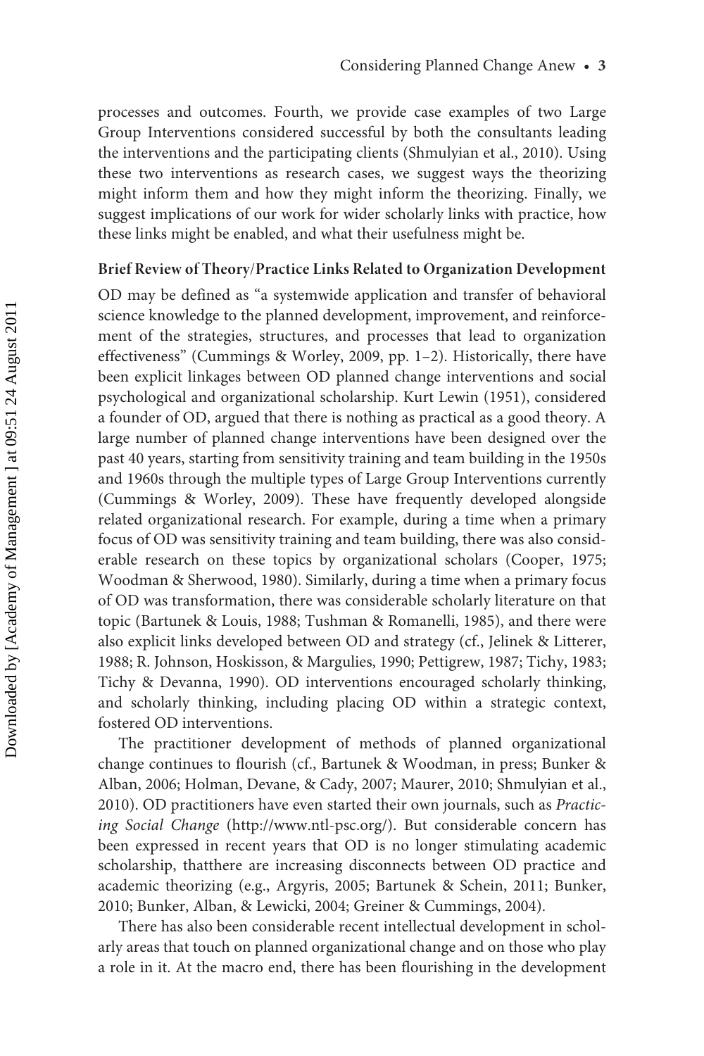processes and outcomes. Fourth, we provide case examples of two Large Group Interventions considered successful by both the consultants leading the interventions and the participating clients (Shmulyian et al., 2010). Using these two interventions as research cases, we suggest ways the theorizing might inform them and how they might inform the theorizing. Finally, we suggest implications of our work for wider scholarly links with practice, how these links might be enabled, and what their usefulness might be.

### Brief Review of Theory/Practice Links Related to Organization Development

OD may be defined as "a systemwide application and transfer of behavioral science knowledge to the planned development, improvement, and reinforcement of the strategies, structures, and processes that lead to organization effectiveness" (Cummings & Worley, 2009, pp. 1–2). Historically, there have been explicit linkages between OD planned change interventions and social psychological and organizational scholarship. Kurt Lewin (1951), considered a founder of OD, argued that there is nothing as practical as a good theory. A large number of planned change interventions have been designed over the past 40 years, starting from sensitivity training and team building in the 1950s and 1960s through the multiple types of Large Group Interventions currently (Cummings & Worley, 2009). These have frequently developed alongside related organizational research. For example, during a time when a primary focus of OD was sensitivity training and team building, there was also considerable research on these topics by organizational scholars (Cooper, 1975; Woodman & Sherwood, 1980). Similarly, during a time when a primary focus of OD was transformation, there was considerable scholarly literature on that topic (Bartunek & Louis, 1988; Tushman & Romanelli, 1985), and there were also explicit links developed between OD and strategy (cf., Jelinek & Litterer, 1988; R. Johnson, Hoskisson, & Margulies, 1990; Pettigrew, 1987; Tichy, 1983; Tichy & Devanna, 1990). OD interventions encouraged scholarly thinking, and scholarly thinking, including placing OD within a strategic context, fostered OD interventions.

The practitioner development of methods of planned organizational change continues to flourish (cf., Bartunek & Woodman, in press; Bunker & Alban, 2006; Holman, Devane, & Cady, 2007; Maurer, 2010; Shmulyian et al., 2010). OD practitioners have even started their own journals, such as *Practicing Social Change* (http://www.ntl-psc.org/). But considerable concern has been expressed in recent years that OD is no longer stimulating academic scholarship, thatthere are increasing disconnects between OD practice and academic theorizing (e.g., Argyris, 2005; Bartunek & Schein, 2011; Bunker, 2010; Bunker, Alban, & Lewicki, 2004; Greiner & Cummings, 2004).

There has also been considerable recent intellectual development in scholarly areas that touch on planned organizational change and on those who play a role in it. At the macro end, there has been flourishing in the development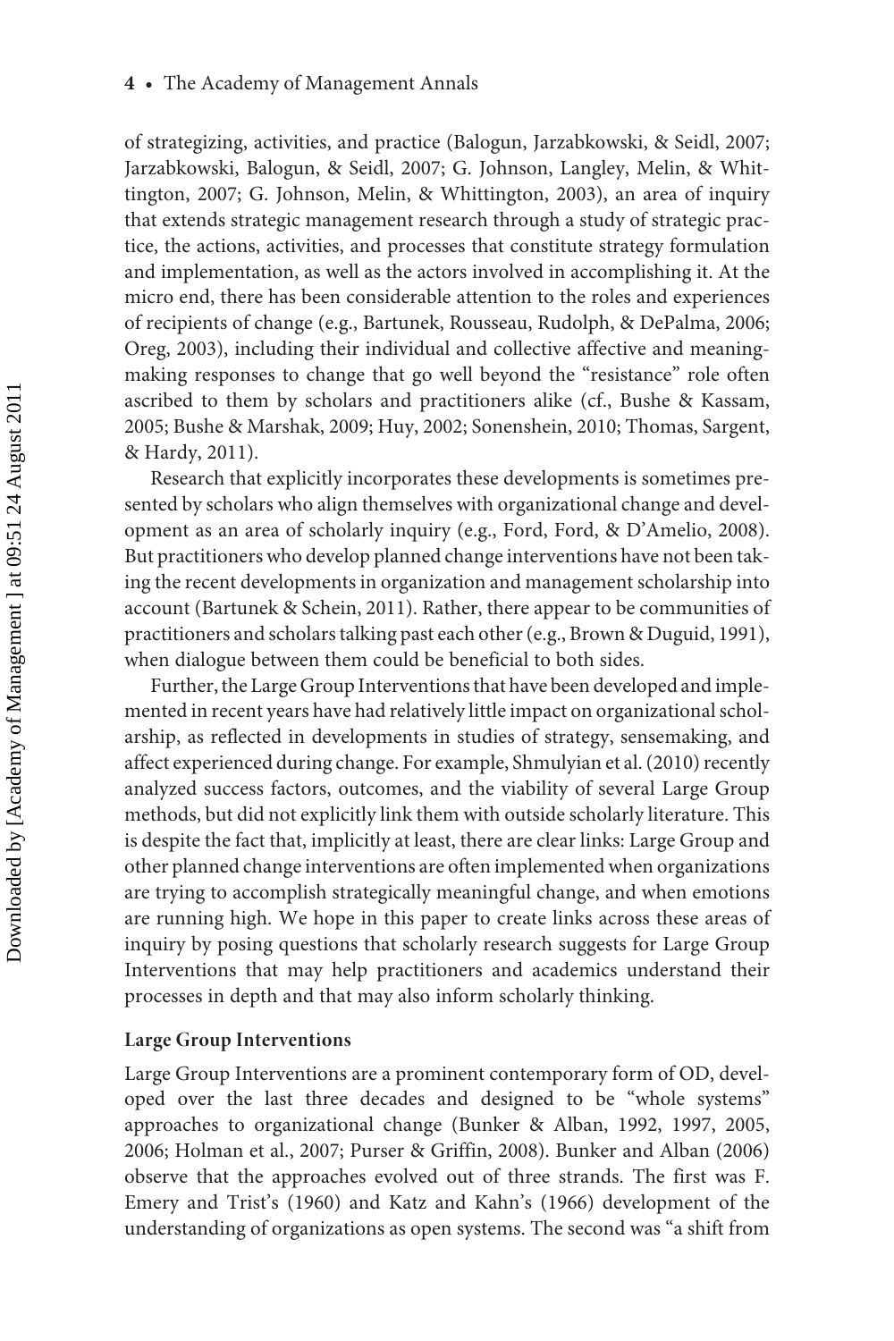of strategizing, activities, and practice (Balogun, Jarzabkowski, & Seidl, 2007; Jarzabkowski, Balogun, & Seidl, 2007; G. Johnson, Langley, Melin, & Whittington, 2007; G. Johnson, Melin, & Whittington, 2003), an area of inquiry that extends strategic management research through a study of strategic practice, the actions, activities, and processes that constitute strategy formulation and implementation, as well as the actors involved in accomplishing it. At the micro end, there has been considerable attention to the roles and experiences of recipients of change (e.g., Bartunek, Rousseau, Rudolph, & DePalma, 2006; Oreg, 2003), including their individual and collective affective and meaning-making responses to change that go well beyond the "resistance" role often ascribed to them by scholars and practitioners alike (cf., Bushe & Kassam, 2005; Bushe & Marshak, 2009; Huy, 2002; Sonenshein, 2010; Thomas, Sargent, & Hardy, 2011).

Research that explicitly incorporates these developments is sometimes presented by scholars who align themselves with organizational change and development as an area of scholarly inquiry (e.g., Ford, Ford, & D'Amelio, 2008). But practitioners who develop planned change interventions have not been taking the recent developments in organization and management scholarship into account (Bartunek & Schein, 2011). Rather, there appear to be communities of practitioners and scholars talking past each other (e.g., Brown & Duguid, 1991), when dialogue between them could be beneficial to both sides.

Further, the Large Group Interventions that have been developed and implemented in recent years have had relatively little impact on organizational scholarship, as reflected in developments in studies of strategy, sensemaking, and affect experienced during change. For example, Shmulyian et al. (2010) recently analyzed success factors, outcomes, and the viability of several Large Group methods, but did not explicitly link them with outside scholarly literature. This is despite the fact that, implicitly at least, there are clear links: Large Group and other planned change interventions are often implemented when organizations are trying to accomplish strategically meaningful change, and when emotions are running high. We hope in this paper to create links across these areas of inquiry by posing questions that scholarly research suggests for Large Group Interventions that may help practitioners and academics understand their processes in depth and that may also inform scholarly thinking.

### Large Group Interventions

Large Group Interventions are a prominent contemporary form of OD, developed over the last three decades and designed to be "whole systems" approaches to organizational change (Bunker & Alban, 1992, 1997, 2005, 2006; Holman et al., 2007; Purser & Griffin, 2008). Bunker and Alban (2006) observe that the approaches evolved out of three strands. The first was F. Emery and Trist's (1960) and Katz and Kahn's (1966) development of the understanding of organizations as open systems. The second was "a shift from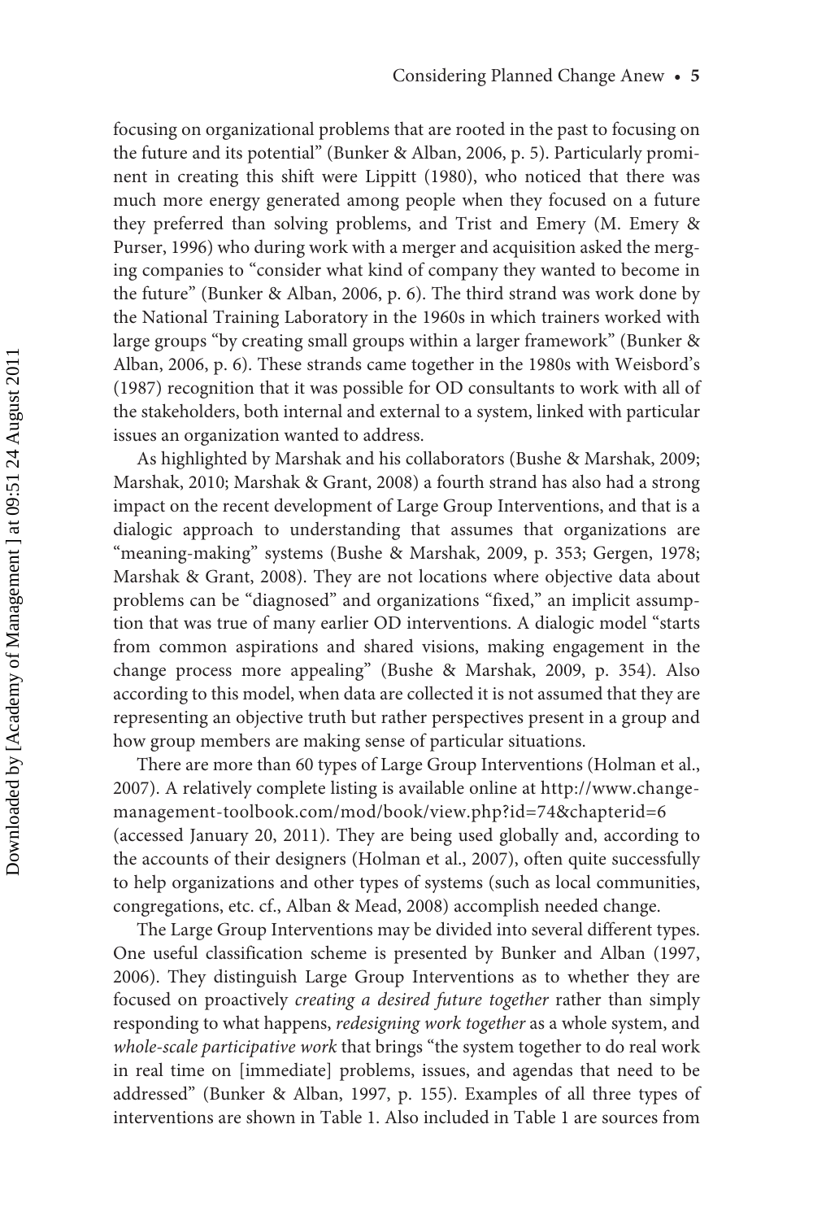focusing on organizational problems that are rooted in the past to focusing on the future and its potential" (Bunker & Alban, 2006, p. 5). Particularly prominent in creating this shift were Lippitt (1980), who noticed that there was much more energy generated among people when they focused on a future they preferred than solving problems, and Trist and Emery (M. Emery & Purser, 1996) who during work with a merger and acquisition asked the merging companies to "consider what kind of company they wanted to become in the future" (Bunker & Alban, 2006, p. 6). The third strand was work done by the National Training Laboratory in the 1960s in which trainers worked with large groups "by creating small groups within a larger framework" (Bunker & Alban, 2006, p. 6). These strands came together in the 1980s with Weisbord's (1987) recognition that it was possible for OD consultants to work with all of the stakeholders, both internal and external to a system, linked with particular issues an organization wanted to address.

As highlighted by Marshak and his collaborators (Bushe & Marshak, 2009; Marshak, 2010; Marshak & Grant, 2008) a fourth strand has also had a strong impact on the recent development of Large Group Interventions, and that is a dialogic approach to understanding that assumes that organizations are "meaning-making" systems (Bushe & Marshak, 2009, p. 353; Gergen, 1978; Marshak & Grant, 2008). They are not locations where objective data about problems can be "diagnosed" and organizations "fixed," an implicit assumption that was true of many earlier OD interventions. A dialogic model "starts from common aspirations and shared visions, making engagement in the change process more appealing" (Bushe & Marshak, 2009, p. 354). Also according to this model, when data are collected it is not assumed that they are representing an objective truth but rather perspectives present in a group and how group members are making sense of particular situations.

There are more than 60 types of Large Group Interventions (Holman et al., 2007). A relatively complete listing is available online at http://www.change-management-toolbook.com/mod/book/view.php?id=74&chapterid=6 (accessed January 20, 2011). They are being used globally and, according to the accounts of their designers (Holman et al., 2007), often quite successfully to help organizations and other types of systems (such as local communities, congregations, etc. cf., Alban & Mead, 2008) accomplish needed change.

The Large Group Interventions may be divided into several different types. One useful classification scheme is presented by Bunker and Alban (1997, 2006). They distinguish Large Group Interventions as to whether they are focused on proactively *creating a desired future together* rather than simply responding to what happens, *redesigning work together* as a whole system, and *whole-scale participative work* that brings "the system together to do real work in real time on [immediate] problems, issues, and agendas that need to be addressed" (Bunker & Alban, 1997, p. 155). Examples of all three types of interventions are shown in Table 1. Also included in Table 1 are sources from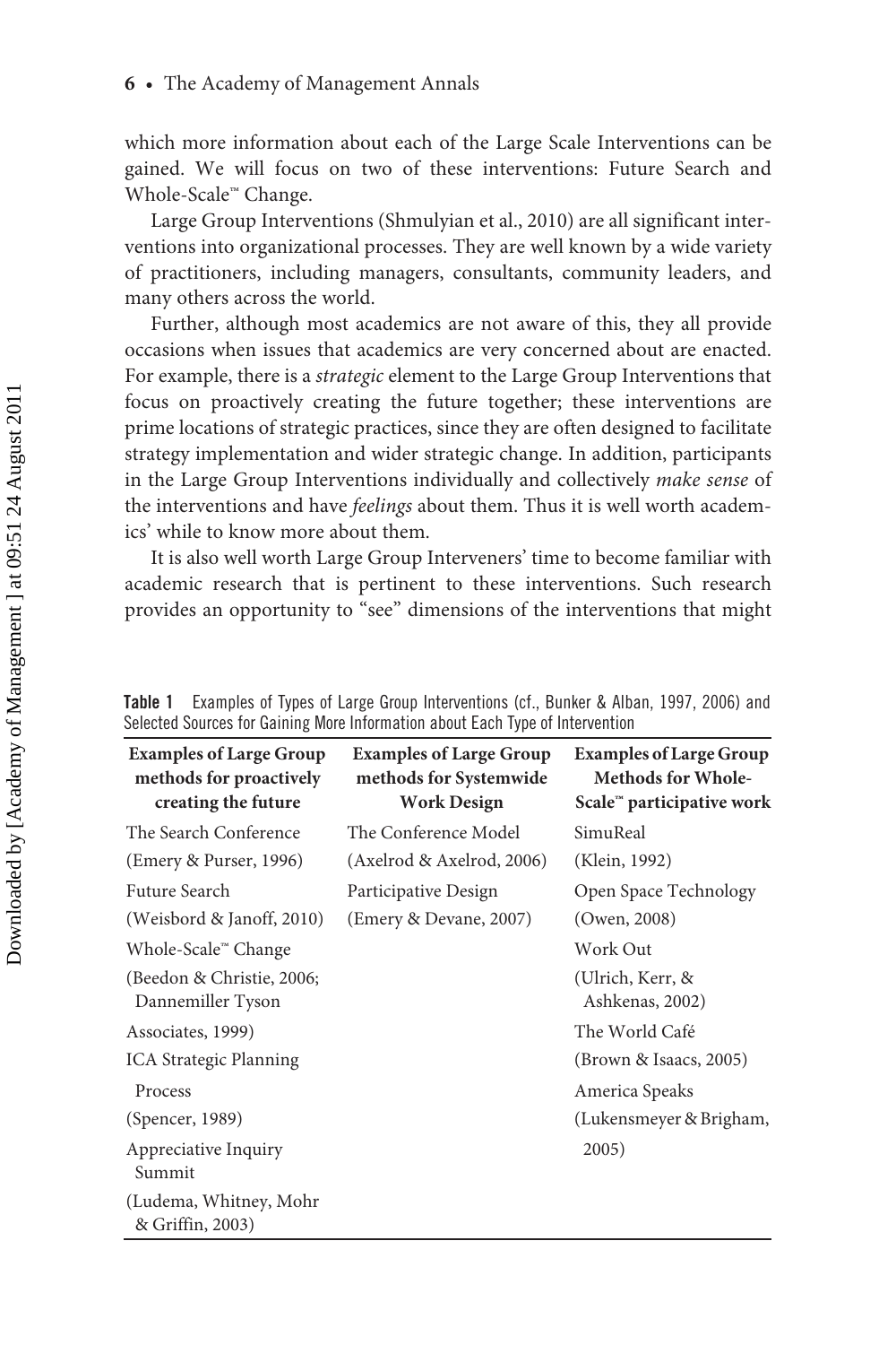which more information about each of the Large Scale Interventions can be gained. We will focus on two of these interventions: Future Search and Whole-Scale™ Change.

Large Group Interventions (Shmulyian et al., 2010) are all significant interventions into organizational processes. They are well known by a wide variety of practitioners, including managers, consultants, community leaders, and many others across the world.

Further, although most academics are not aware of this, they all provide occasions when issues that academics are very concerned about are enacted. For example, there is a *strategic* element to the Large Group Interventions that focus on proactively creating the future together; these interventions are prime locations of strategic practices, since they are often designed to facilitate strategy implementation and wider strategic change. In addition, participants in the Large Group Interventions individually and collectively *make sense* of the interventions and have *feelings* about them. Thus it is well worth academics' while to know more about them.

It is also well worth Large Group Interveners' time to become familiar with academic research that is pertinent to these interventions. Such research provides an opportunity to "see" dimensions of the interventions that might

**Table 1** Examples of Types of Large Group Interventions (cf., Bunker & Alban, 1997, 2006) and Selected Sources for Gaining More Information about Each Type of Intervention

| Examples of Large Group methods for proactively creating the future | Examples of Large Group methods for Systemwide Work Design | Examples of Large Group Methods for Whole-Scale™ participative work |
|---|---|---|
| The Search Conference (Emery & Purser, 1996) | The Conference Model (Axelrod & Axelrod, 2006) | SimuReal (Klein, 1992) |
| Future Search (Weisbord & Janoff, 2010) | Participative Design (Emery & Devane, 2007) | Open Space Technology (Owen, 2008) |
| Whole-Scale™ Change (Beedon & Christie, 2006; Dannemiller Tyson Associates, 1999) | | Work Out (Ulrich, Kerr, & Ashkenas, 2002) |
| ICA Strategic Planning Process (Spencer, 1989) | | The World Café (Brown & Isaacs, 2005) |
| Appreciative Inquiry Summit (Ludema, Whitney, Mohr & Griffin, 2003) | | America Speaks (Lukensmeyer & Brigham, 2005) |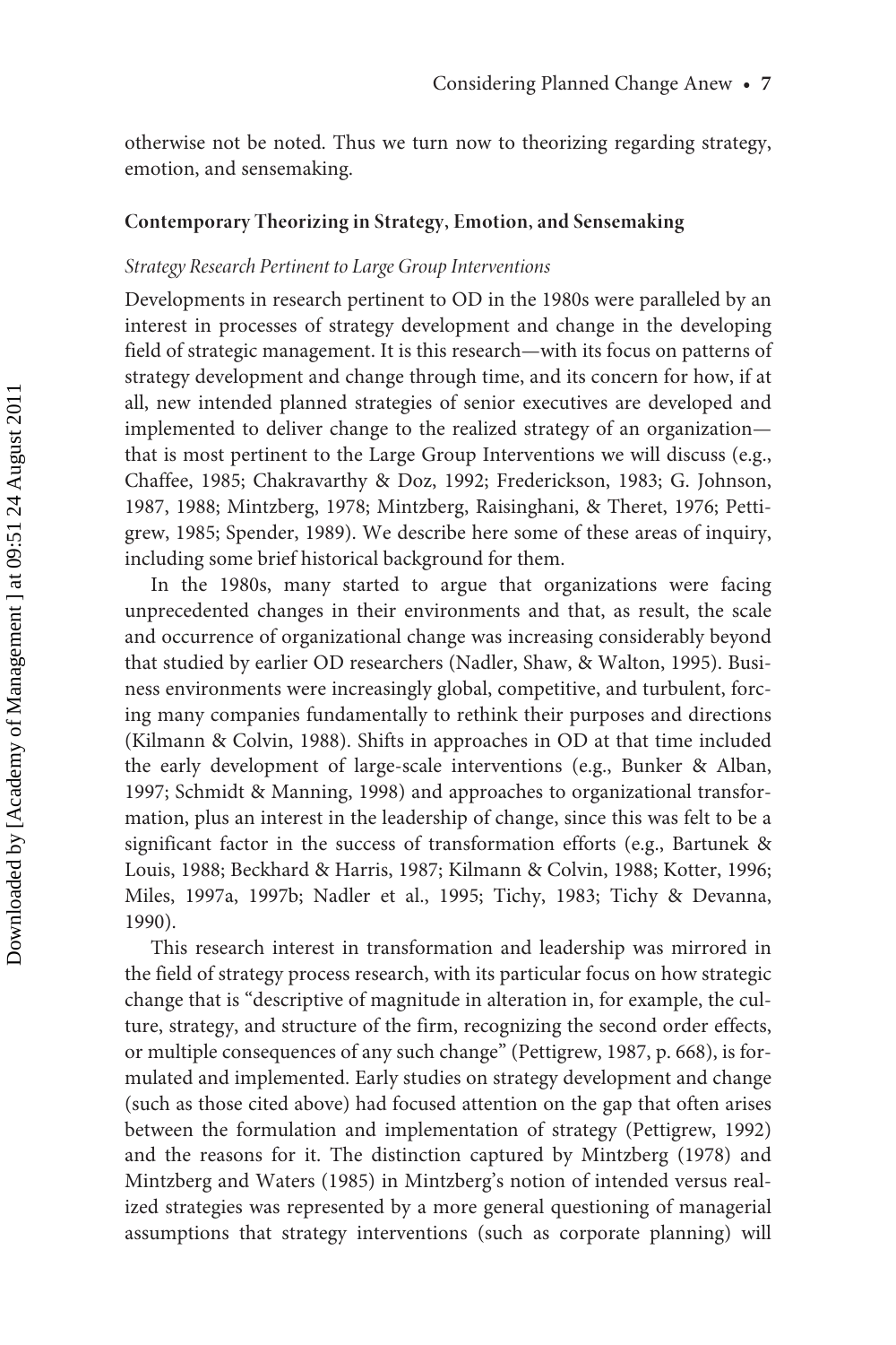otherwise not be noted. Thus we turn now to theorizing regarding strategy, emotion, and sensemaking.

### Contemporary Theorizing in Strategy, Emotion, and Sensemaking

#### *Strategy Research Pertinent to Large Group Interventions*

Developments in research pertinent to OD in the 1980s were paralleled by an interest in processes of strategy development and change in the developing field of strategic management. It is this research—with its focus on patterns of strategy development and change through time, and its concern for how, if at all, new intended planned strategies of senior executives are developed and implemented to deliver change to the realized strategy of an organization—that is most pertinent to the Large Group Interventions we will discuss (e.g., Chaffee, 1985; Chakravarthy & Doz, 1992; Frederickson, 1983; G. Johnson, 1987, 1988; Mintzberg, 1978; Mintzberg, Raisinghani, & Theret, 1976; Pettigrew, 1985; Spender, 1989). We describe here some of these areas of inquiry, including some brief historical background for them.

In the 1980s, many started to argue that organizations were facing unprecedented changes in their environments and that, as result, the scale and occurrence of organizational change was increasing considerably beyond that studied by earlier OD researchers (Nadler, Shaw, & Walton, 1995). Business environments were increasingly global, competitive, and turbulent, forcing many companies fundamentally to rethink their purposes and directions (Kilmann & Colvin, 1988). Shifts in approaches in OD at that time included the early development of large-scale interventions (e.g., Bunker & Alban, 1997; Schmidt & Manning, 1998) and approaches to organizational transformation, plus an interest in the leadership of change, since this was felt to be a significant factor in the success of transformation efforts (e.g., Bartunek & Louis, 1988; Beckhard & Harris, 1987; Kilmann & Colvin, 1988; Kotter, 1996; Miles, 1997a, 1997b; Nadler et al., 1995; Tichy, 1983; Tichy & Devanna, 1990).

This research interest in transformation and leadership was mirrored in the field of strategy process research, with its particular focus on how strategic change that is "descriptive of magnitude in alteration in, for example, the culture, strategy, and structure of the firm, recognizing the second order effects, or multiple consequences of any such change" (Pettigrew, 1987, p. 668), is formulated and implemented. Early studies on strategy development and change (such as those cited above) had focused attention on the gap that often arises between the formulation and implementation of strategy (Pettigrew, 1992) and the reasons for it. The distinction captured by Mintzberg (1978) and Mintzberg and Waters (1985) in Mintzberg's notion of intended versus realized strategies was represented by a more general questioning of managerial assumptions that strategy interventions (such as corporate planning) will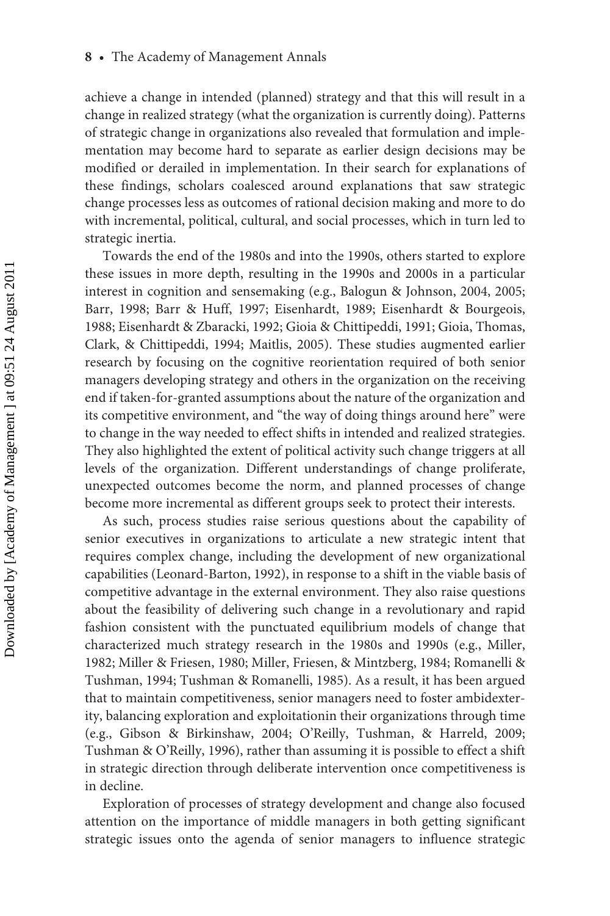achieve a change in intended (planned) strategy and that this will result in a change in realized strategy (what the organization is currently doing). Patterns of strategic change in organizations also revealed that formulation and implementation may become hard to separate as earlier design decisions may be modified or derailed in implementation. In their search for explanations of these findings, scholars coalesced around explanations that saw strategic change processes less as outcomes of rational decision making and more to do with incremental, political, cultural, and social processes, which in turn led to strategic inertia.

Towards the end of the 1980s and into the 1990s, others started to explore these issues in more depth, resulting in the 1990s and 2000s in a particular interest in cognition and sensemaking (e.g., Balogun & Johnson, 2004, 2005; Barr, 1998; Barr & Huff, 1997; Eisenhardt, 1989; Eisenhardt & Bourgeois, 1988; Eisenhardt & Zbaracki, 1992; Gioia & Chittipeddi, 1991; Gioia, Thomas, Clark, & Chittipeddi, 1994; Maitlis, 2005). These studies augmented earlier research by focusing on the cognitive reorientation required of both senior managers developing strategy and others in the organization on the receiving end if taken-for-granted assumptions about the nature of the organization and its competitive environment, and "the way of doing things around here" were to change in the way needed to effect shifts in intended and realized strategies. They also highlighted the extent of political activity such change triggers at all levels of the organization. Different understandings of change proliferate, unexpected outcomes become the norm, and planned processes of change become more incremental as different groups seek to protect their interests.

As such, process studies raise serious questions about the capability of senior executives in organizations to articulate a new strategic intent that requires complex change, including the development of new organizational capabilities (Leonard-Barton, 1992), in response to a shift in the viable basis of competitive advantage in the external environment. They also raise questions about the feasibility of delivering such change in a revolutionary and rapid fashion consistent with the punctuated equilibrium models of change that characterized much strategy research in the 1980s and 1990s (e.g., Miller, 1982; Miller & Friesen, 1980; Miller, Friesen, & Mintzberg, 1984; Romanelli & Tushman, 1994; Tushman & Romanelli, 1985). As a result, it has been argued that to maintain competitiveness, senior managers need to foster ambidexterity, balancing exploration and exploitationin their organizations through time (e.g., Gibson & Birkinshaw, 2004; O'Reilly, Tushman, & Harreld, 2009; Tushman & O'Reilly, 1996), rather than assuming it is possible to effect a shift in strategic direction through deliberate intervention once competitiveness is in decline.

Exploration of processes of strategy development and change also focused attention on the importance of middle managers in both getting significant strategic issues onto the agenda of senior managers to influence strategic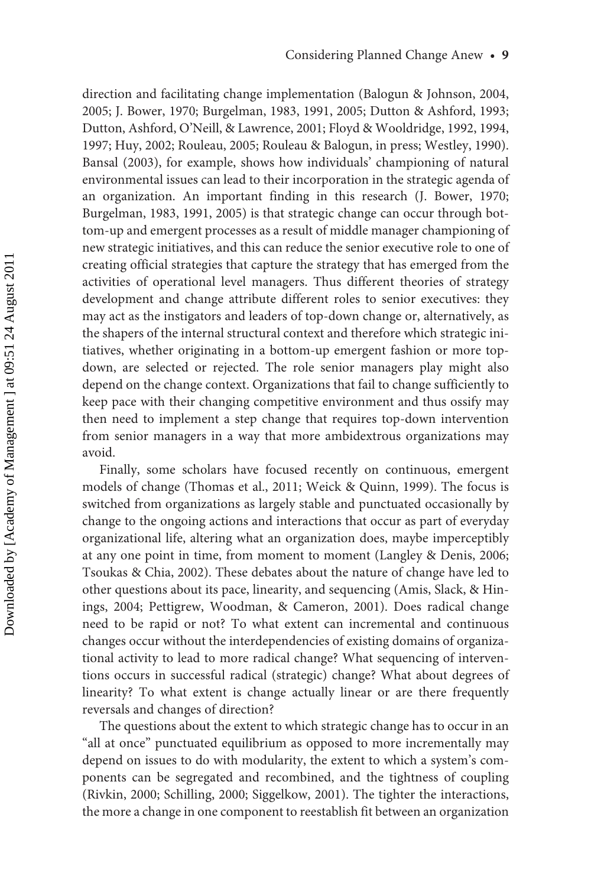direction and facilitating change implementation (Balogun & Johnson, 2004, 2005; J. Bower, 1970; Burgelman, 1983, 1991, 2005; Dutton & Ashford, 1993; Dutton, Ashford, O'Neill, & Lawrence, 2001; Floyd & Wooldridge, 1992, 1994, 1997; Huy, 2002; Rouleau, 2005; Rouleau & Balogun, in press; Westley, 1990). Bansal (2003), for example, shows how individuals' championing of natural environmental issues can lead to their incorporation in the strategic agenda of an organization. An important finding in this research (J. Bower, 1970; Burgelman, 1983, 1991, 2005) is that strategic change can occur through bottom-up and emergent processes as a result of middle manager championing of new strategic initiatives, and this can reduce the senior executive role to one of creating official strategies that capture the strategy that has emerged from the activities of operational level managers. Thus different theories of strategy development and change attribute different roles to senior executives: they may act as the instigators and leaders of top-down change or, alternatively, as the shapers of the internal structural context and therefore which strategic initiatives, whether originating in a bottom-up emergent fashion or more top-down, are selected or rejected. The role senior managers play might also depend on the change context. Organizations that fail to change sufficiently to keep pace with their changing competitive environment and thus ossify may then need to implement a step change that requires top-down intervention from senior managers in a way that more ambidextrous organizations may avoid.

Finally, some scholars have focused recently on continuous, emergent models of change (Thomas et al., 2011; Weick & Quinn, 1999). The focus is switched from organizations as largely stable and punctuated occasionally by change to the ongoing actions and interactions that occur as part of everyday organizational life, altering what an organization does, maybe imperceptibly at any one point in time, from moment to moment (Langley & Denis, 2006; Tsoukas & Chia, 2002). These debates about the nature of change have led to other questions about its pace, linearity, and sequencing (Amis, Slack, & Hinings, 2004; Pettigrew, Woodman, & Cameron, 2001). Does radical change need to be rapid or not? To what extent can incremental and continuous changes occur without the interdependencies of existing domains of organizational activity to lead to more radical change? What sequencing of interventions occurs in successful radical (strategic) change? What about degrees of linearity? To what extent is change actually linear or are there frequently reversals and changes of direction?

The questions about the extent to which strategic change has to occur in an "all at once" punctuated equilibrium as opposed to more incrementally may depend on issues to do with modularity, the extent to which a system's components can be segregated and recombined, and the tightness of coupling (Rivkin, 2000; Schilling, 2000; Siggelkow, 2001). The tighter the interactions, the more a change in one component to reestablish fit between an organization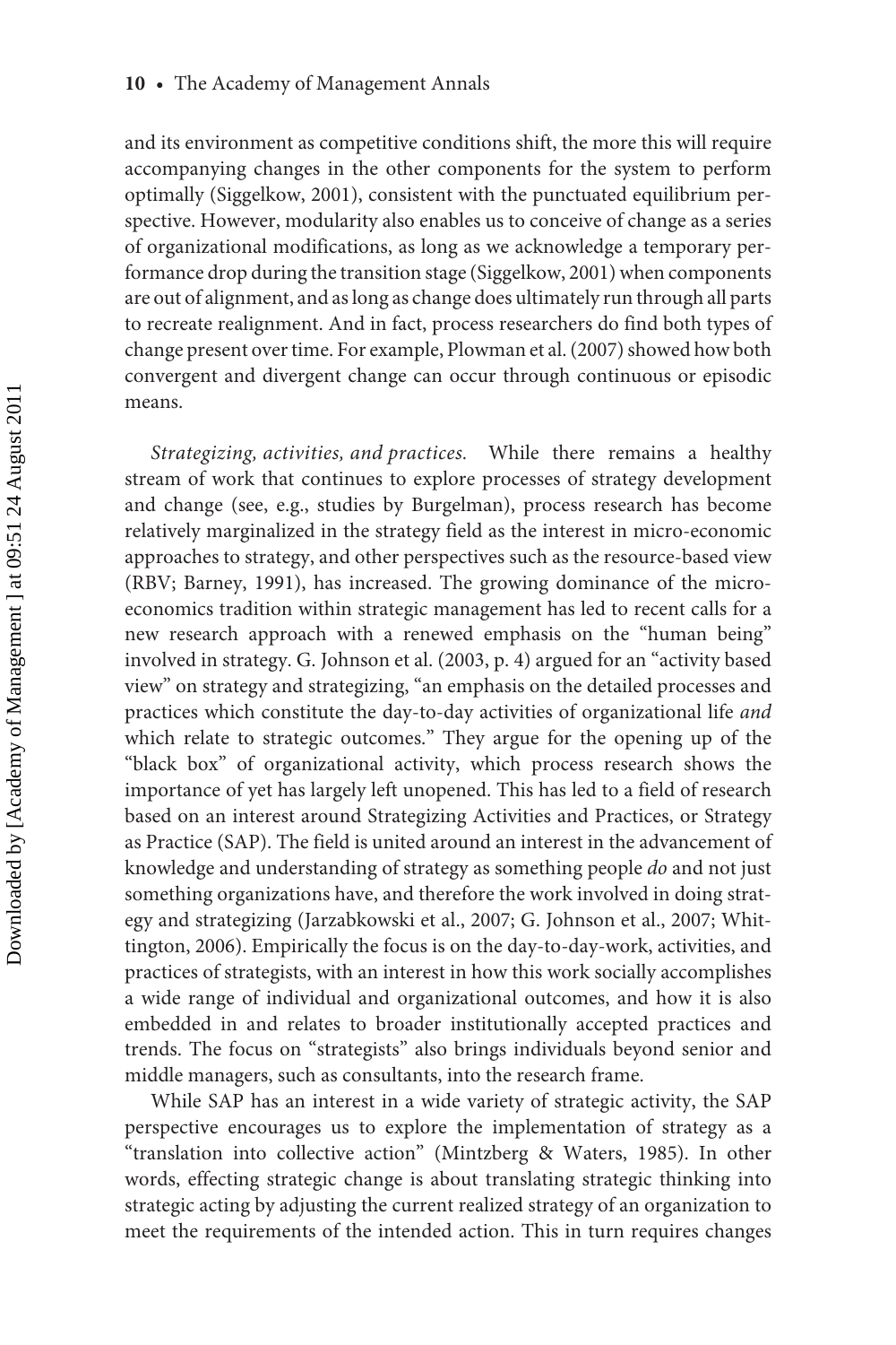and its environment as competitive conditions shift, the more this will require accompanying changes in the other components for the system to perform optimally (Siggelkow, 2001), consistent with the punctuated equilibrium perspective. However, modularity also enables us to conceive of change as a series of organizational modifications, as long as we acknowledge a temporary performance drop during the transition stage (Siggelkow, 2001) when components are out of alignment, and as long as change does ultimately run through all parts to recreate realignment. And in fact, process researchers do find both types of change present over time. For example, Plowman et al. (2007) showed how both convergent and divergent change can occur through continuous or episodic means.

*Strategizing, activities, and practices.* While there remains a healthy stream of work that continues to explore processes of strategy development and change (see, e.g., studies by Burgelman), process research has become relatively marginalized in the strategy field as the interest in micro-economic approaches to strategy, and other perspectives such as the resource-based view (RBV; Barney, 1991), has increased. The growing dominance of the micro-economics tradition within strategic management has led to recent calls for a new research approach with a renewed emphasis on the "human being" involved in strategy. G. Johnson et al. (2003, p. 4) argued for an "activity based view" on strategy and strategizing, "an emphasis on the detailed processes and practices which constitute the day-to-day activities of organizational life *and* which relate to strategic outcomes." They argue for the opening up of the "black box" of organizational activity, which process research shows the importance of yet has largely left unopened. This has led to a field of research based on an interest around Strategizing Activities and Practices, or Strategy as Practice (SAP). The field is united around an interest in the advancement of knowledge and understanding of strategy as something people *do* and not just something organizations have, and therefore the work involved in doing strategy and strategizing (Jarzabkowski et al., 2007; G. Johnson et al., 2007; Whittington, 2006). Empirically the focus is on the day-to-day-work, activities, and practices of strategists, with an interest in how this work socially accomplishes a wide range of individual and organizational outcomes, and how it is also embedded in and relates to broader institutionally accepted practices and trends. The focus on "strategists" also brings individuals beyond senior and middle managers, such as consultants, into the research frame.

While SAP has an interest in a wide variety of strategic activity, the SAP perspective encourages us to explore the implementation of strategy as a "translation into collective action" (Mintzberg & Waters, 1985). In other words, effecting strategic change is about translating strategic thinking into strategic acting by adjusting the current realized strategy of an organization to meet the requirements of the intended action. This in turn requires changes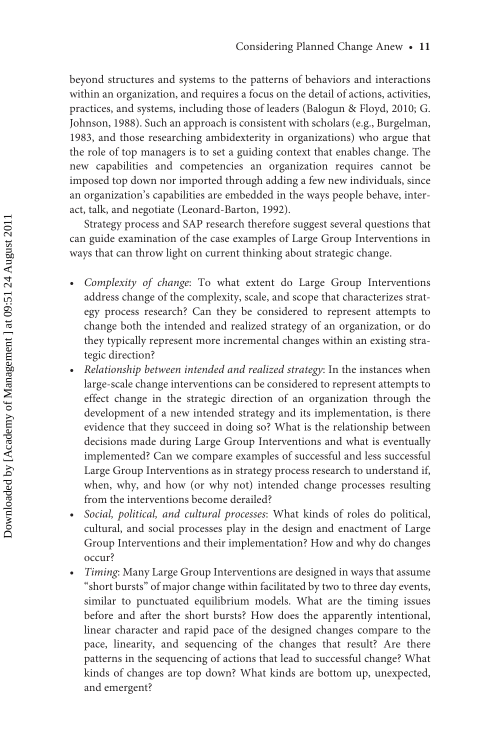beyond structures and systems to the patterns of behaviors and interactions within an organization, and requires a focus on the detail of actions, activities, practices, and systems, including those of leaders (Balogun & Floyd, 2010; G. Johnson, 1988). Such an approach is consistent with scholars (e.g., Burgelman, 1983, and those researching ambidexterity in organizations) who argue that the role of top managers is to set a guiding context that enables change. The new capabilities and competencies an organization requires cannot be imposed top down nor imported through adding a few new individuals, since an organization's capabilities are embedded in the ways people behave, interact, talk, and negotiate (Leonard-Barton, 1992).

Strategy process and SAP research therefore suggest several questions that can guide examination of the case examples of Large Group Interventions in ways that can throw light on current thinking about strategic change.

- *Complexity of change*: To what extent do Large Group Interventions address change of the complexity, scale, and scope that characterizes strategy process research? Can they be considered to represent attempts to change both the intended and realized strategy of an organization, or do they typically represent more incremental changes within an existing strategic direction?
- *Relationship between intended and realized strategy*: In the instances when large-scale change interventions can be considered to represent attempts to effect change in the strategic direction of an organization through the development of a new intended strategy and its implementation, is there evidence that they succeed in doing so? What is the relationship between decisions made during Large Group Interventions and what is eventually implemented? Can we compare examples of successful and less successful Large Group Interventions as in strategy process research to understand if, when, why, and how (or why not) intended change processes resulting from the interventions become derailed?
- *Social, political, and cultural processes*: What kinds of roles do political, cultural, and social processes play in the design and enactment of Large Group Interventions and their implementation? How and why do changes occur?
- *Timing*: Many Large Group Interventions are designed in ways that assume "short bursts" of major change within facilitated by two to three day events, similar to punctuated equilibrium models. What are the timing issues before and after the short bursts? How does the apparently intentional, linear character and rapid pace of the designed changes compare to the pace, linearity, and sequencing of the changes that result? Are there patterns in the sequencing of actions that lead to successful change? What kinds of changes are top down? What kinds are bottom up, unexpected, and emergent?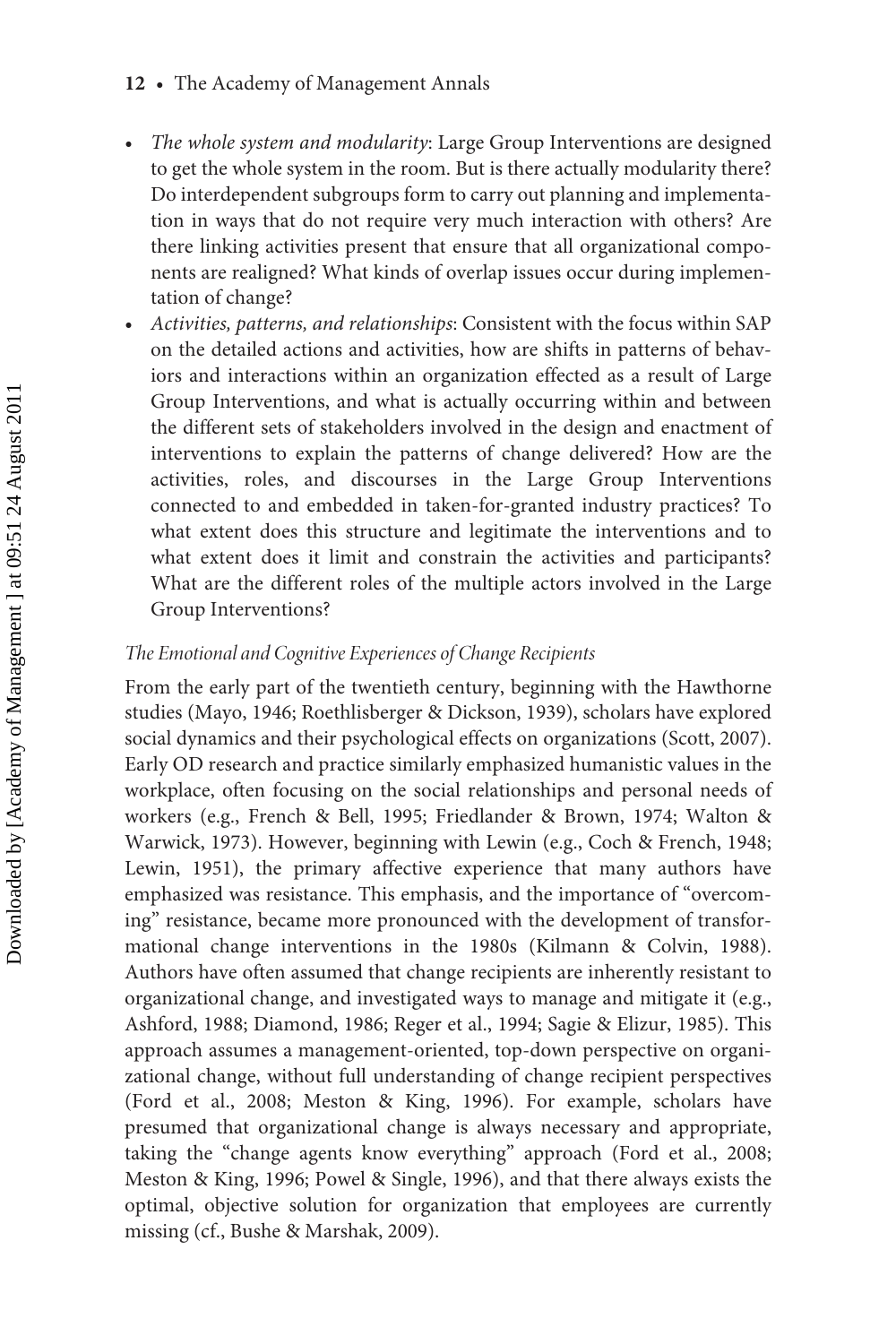- *The whole system and modularity*: Large Group Interventions are designed to get the whole system in the room. But is there actually modularity there? Do interdependent subgroups form to carry out planning and implementation in ways that do not require very much interaction with others? Are there linking activities present that ensure that all organizational components are realigned? What kinds of overlap issues occur during implementation of change?
- *Activities, patterns, and relationships*: Consistent with the focus within SAP on the detailed actions and activities, how are shifts in patterns of behaviors and interactions within an organization effected as a result of Large Group Interventions, and what is actually occurring within and between the different sets of stakeholders involved in the design and enactment of interventions to explain the patterns of change delivered? How are the activities, roles, and discourses in the Large Group Interventions connected to and embedded in taken-for-granted industry practices? To what extent does this structure and legitimate the interventions and to what extent does it limit and constrain the activities and participants? What are the different roles of the multiple actors involved in the Large Group Interventions?

### *The Emotional and Cognitive Experiences of Change Recipients*

From the early part of the twentieth century, beginning with the Hawthorne studies (Mayo, 1946; Roethlisberger & Dickson, 1939), scholars have explored social dynamics and their psychological effects on organizations (Scott, 2007). Early OD research and practice similarly emphasized humanistic values in the workplace, often focusing on the social relationships and personal needs of workers (e.g., French & Bell, 1995; Friedlander & Brown, 1974; Walton & Warwick, 1973). However, beginning with Lewin (e.g., Coch & French, 1948; Lewin, 1951), the primary affective experience that many authors have emphasized was resistance. This emphasis, and the importance of "overcoming" resistance, became more pronounced with the development of transformational change interventions in the 1980s (Kilmann & Colvin, 1988). Authors have often assumed that change recipients are inherently resistant to organizational change, and investigated ways to manage and mitigate it (e.g., Ashford, 1988; Diamond, 1986; Reger et al., 1994; Sagie & Elizur, 1985). This approach assumes a management-oriented, top-down perspective on organizational change, without full understanding of change recipient perspectives (Ford et al., 2008; Meston & King, 1996). For example, scholars have presumed that organizational change is always necessary and appropriate, taking the "change agents know everything" approach (Ford et al., 2008; Meston & King, 1996; Powel & Single, 1996), and that there always exists the optimal, objective solution for organization that employees are currently missing (cf., Bushe & Marshak, 2009).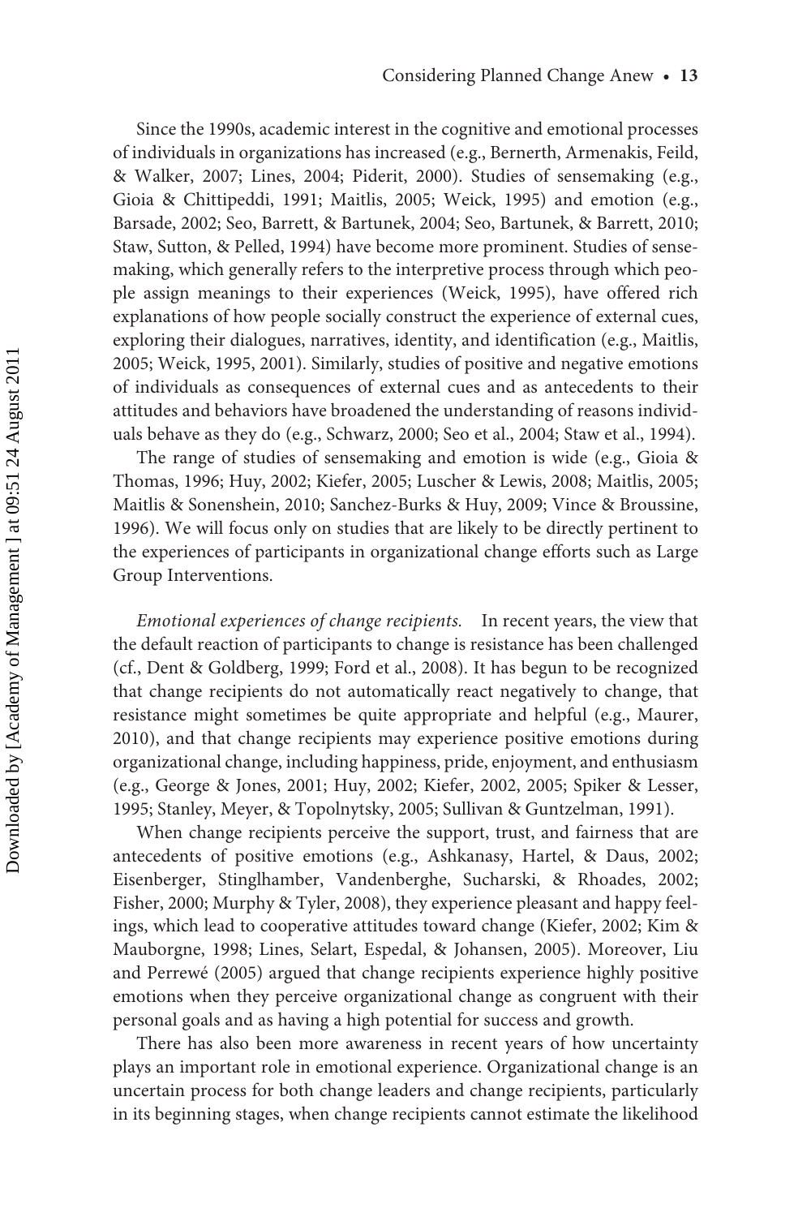Since the 1990s, academic interest in the cognitive and emotional processes of individuals in organizations has increased (e.g., Bernerth, Armenakis, Feild, & Walker, 2007; Lines, 2004; Piderit, 2000). Studies of sensemaking (e.g., Gioia & Chittipeddi, 1991; Maitlis, 2005; Weick, 1995) and emotion (e.g., Barsade, 2002; Seo, Barrett, & Bartunek, 2004; Seo, Bartunek, & Barrett, 2010; Staw, Sutton, & Pelled, 1994) have become more prominent. Studies of sensemaking, which generally refers to the interpretive process through which people assign meanings to their experiences (Weick, 1995), have offered rich explanations of how people socially construct the experience of external cues, exploring their dialogues, narratives, identity, and identification (e.g., Maitlis, 2005; Weick, 1995, 2001). Similarly, studies of positive and negative emotions of individuals as consequences of external cues and as antecedents to their attitudes and behaviors have broadened the understanding of reasons individuals behave as they do (e.g., Schwarz, 2000; Seo et al., 2004; Staw et al., 1994).

The range of studies of sensemaking and emotion is wide (e.g., Gioia & Thomas, 1996; Huy, 2002; Kiefer, 2005; Luscher & Lewis, 2008; Maitlis, 2005; Maitlis & Sonenshein, 2010; Sanchez-Burks & Huy, 2009; Vince & Broussine, 1996). We will focus only on studies that are likely to be directly pertinent to the experiences of participants in organizational change efforts such as Large Group Interventions.

*Emotional experiences of change recipients.* In recent years, the view that the default reaction of participants to change is resistance has been challenged (cf., Dent & Goldberg, 1999; Ford et al., 2008). It has begun to be recognized that change recipients do not automatically react negatively to change, that resistance might sometimes be quite appropriate and helpful (e.g., Maurer, 2010), and that change recipients may experience positive emotions during organizational change, including happiness, pride, enjoyment, and enthusiasm (e.g., George & Jones, 2001; Huy, 2002; Kiefer, 2002, 2005; Spiker & Lesser, 1995; Stanley, Meyer, & Topolnytsky, 2005; Sullivan & Guntzelman, 1991).

When change recipients perceive the support, trust, and fairness that are antecedents of positive emotions (e.g., Ashkanasy, Hartel, & Daus, 2002; Eisenberger, Stinglhamber, Vandenberghe, Sucharski, & Rhoades, 2002; Fisher, 2000; Murphy & Tyler, 2008), they experience pleasant and happy feelings, which lead to cooperative attitudes toward change (Kiefer, 2002; Kim & Mauborgne, 1998; Lines, Selart, Espedal, & Johansen, 2005). Moreover, Liu and Perrewé (2005) argued that change recipients experience highly positive emotions when they perceive organizational change as congruent with their personal goals and as having a high potential for success and growth.

There has also been more awareness in recent years of how uncertainty plays an important role in emotional experience. Organizational change is an uncertain process for both change leaders and change recipients, particularly in its beginning stages, when change recipients cannot estimate the likelihood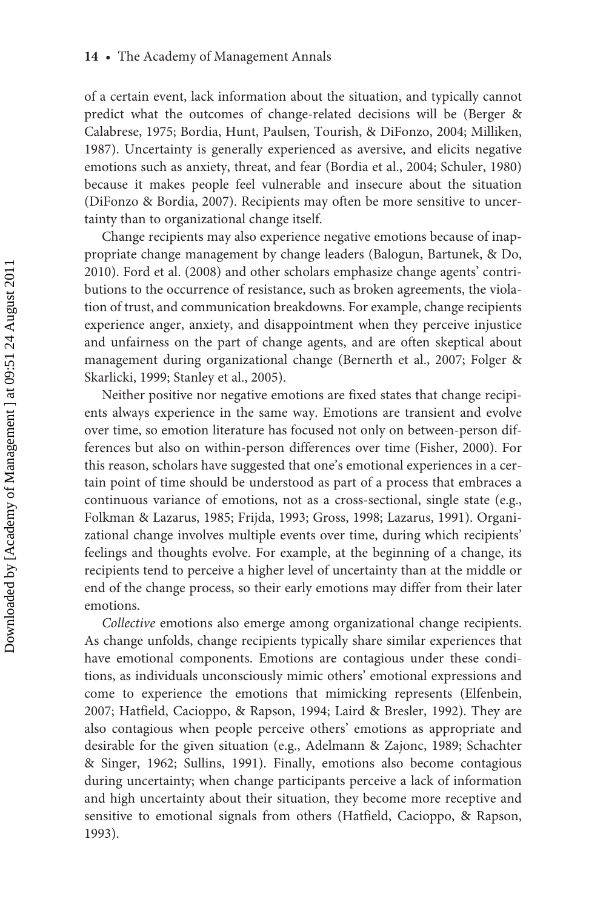of a certain event, lack information about the situation, and typically cannot predict what the outcomes of change-related decisions will be (Berger & Calabrese, 1975; Bordia, Hunt, Paulsen, Tourish, & DiFonzo, 2004; Milliken, 1987). Uncertainty is generally experienced as aversive, and elicits negative emotions such as anxiety, threat, and fear (Bordia et al., 2004; Schuler, 1980) because it makes people feel vulnerable and insecure about the situation (DiFonzo & Bordia, 2007). Recipients may often be more sensitive to uncertainty than to organizational change itself.

Change recipients may also experience negative emotions because of inappropriate change management by change leaders (Balogun, Bartunek, & Do, 2010). Ford et al. (2008) and other scholars emphasize change agents' contributions to the occurrence of resistance, such as broken agreements, the violation of trust, and communication breakdowns. For example, change recipients experience anger, anxiety, and disappointment when they perceive injustice and unfairness on the part of change agents, and are often skeptical about management during organizational change (Bernerth et al., 2007; Folger & Skarlicki, 1999; Stanley et al., 2005).

Neither positive nor negative emotions are fixed states that change recipients always experience in the same way. Emotions are transient and evolve over time, so emotion literature has focused not only on between-person differences but also on within-person differences over time (Fisher, 2000). For this reason, scholars have suggested that one's emotional experiences in a certain point of time should be understood as part of a process that embraces a continuous variance of emotions, not as a cross-sectional, single state (e.g., Folkman & Lazarus, 1985; Frijda, 1993; Gross, 1998; Lazarus, 1991). Organizational change involves multiple events over time, during which recipients' feelings and thoughts evolve. For example, at the beginning of a change, its recipients tend to perceive a higher level of uncertainty than at the middle or end of the change process, so their early emotions may differ from their later emotions.

*Collective* emotions also emerge among organizational change recipients. As change unfolds, change recipients typically share similar experiences that have emotional components. Emotions are contagious under these conditions, as individuals unconsciously mimic others' emotional expressions and come to experience the emotions that mimicking represents (Elfenbein, 2007; Hatfield, Cacioppo, & Rapson, 1994; Laird & Bresler, 1992). They are also contagious when people perceive others' emotions as appropriate and desirable for the given situation (e.g., Adelmann & Zajonc, 1989; Schachter & Singer, 1962; Sullins, 1991). Finally, emotions also become contagious during uncertainty; when change participants perceive a lack of information and high uncertainty about their situation, they become more receptive and sensitive to emotional signals from others (Hatfield, Cacioppo, & Rapson, 1993).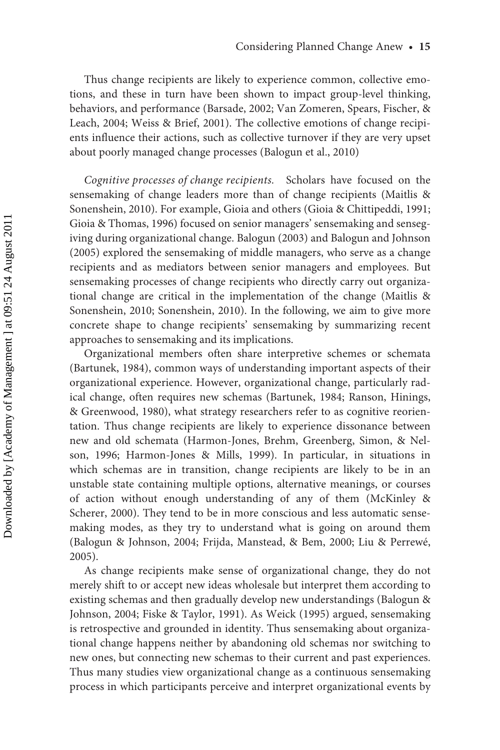Thus change recipients are likely to experience common, collective emotions, and these in turn have been shown to impact group-level thinking, behaviors, and performance (Barsade, 2002; Van Zomeren, Spears, Fischer, & Leach, 2004; Weiss & Brief, 2001). The collective emotions of change recipients influence their actions, such as collective turnover if they are very upset about poorly managed change processes (Balogun et al., 2010)

*Cognitive processes of change recipients.* Scholars have focused on the sensemaking of change leaders more than of change recipients (Maitlis & Sonenshein, 2010). For example, Gioia and others (Gioia & Chittipeddi, 1991; Gioia & Thomas, 1996) focused on senior managers' sensemaking and sensegiving during organizational change. Balogun (2003) and Balogun and Johnson (2005) explored the sensemaking of middle managers, who serve as a change recipients and as mediators between senior managers and employees. But sensemaking processes of change recipients who directly carry out organizational change are critical in the implementation of the change (Maitlis & Sonenshein, 2010; Sonenshein, 2010). In the following, we aim to give more concrete shape to change recipients' sensemaking by summarizing recent approaches to sensemaking and its implications.

Organizational members often share interpretive schemes or schemata (Bartunek, 1984), common ways of understanding important aspects of their organizational experience. However, organizational change, particularly radical change, often requires new schemas (Bartunek, 1984; Ranson, Hinings, & Greenwood, 1980), what strategy researchers refer to as cognitive reorientation. Thus change recipients are likely to experience dissonance between new and old schemata (Harmon-Jones, Brehm, Greenberg, Simon, & Nelson, 1996; Harmon-Jones & Mills, 1999). In particular, in situations in which schemas are in transition, change recipients are likely to be in an unstable state containing multiple options, alternative meanings, or courses of action without enough understanding of any of them (McKinley & Scherer, 2000). They tend to be in more conscious and less automatic sensemaking modes, as they try to understand what is going on around them (Balogun & Johnson, 2004; Frijda, Manstead, & Bem, 2000; Liu & Perrewé, 2005).

As change recipients make sense of organizational change, they do not merely shift to or accept new ideas wholesale but interpret them according to existing schemas and then gradually develop new understandings (Balogun & Johnson, 2004; Fiske & Taylor, 1991). As Weick (1995) argued, sensemaking is retrospective and grounded in identity. Thus sensemaking about organizational change happens neither by abandoning old schemas nor switching to new ones, but connecting new schemas to their current and past experiences. Thus many studies view organizational change as a continuous sensemaking process in which participants perceive and interpret organizational events by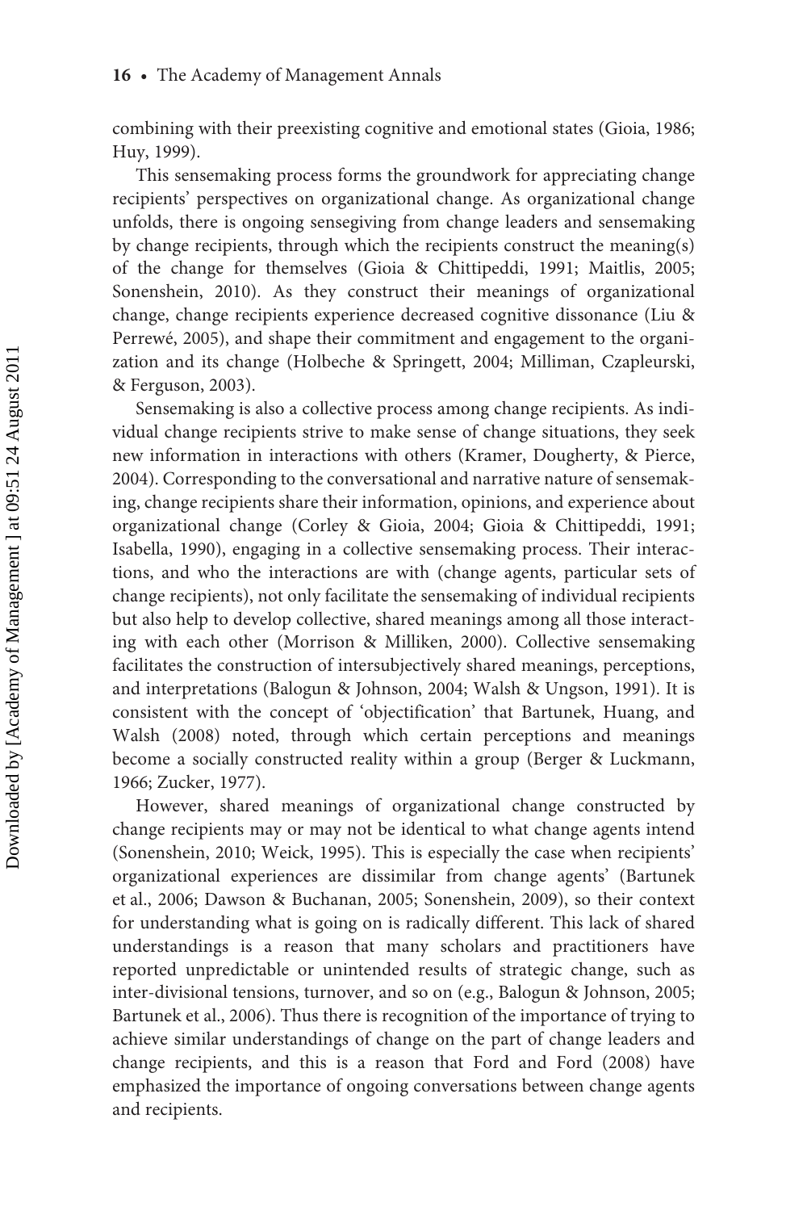combining with their preexisting cognitive and emotional states (Gioia, 1986; Huy, 1999).

This sensemaking process forms the groundwork for appreciating change recipients' perspectives on organizational change. As organizational change unfolds, there is ongoing sensegiving from change leaders and sensemaking by change recipients, through which the recipients construct the meaning(s) of the change for themselves (Gioia & Chittipeddi, 1991; Maitlis, 2005; Sonenshein, 2010). As they construct their meanings of organizational change, change recipients experience decreased cognitive dissonance (Liu & Perrewé, 2005), and shape their commitment and engagement to the organization and its change (Holbeche & Springett, 2004; Milliman, Czapleurski, & Ferguson, 2003).

Sensemaking is also a collective process among change recipients. As individual change recipients strive to make sense of change situations, they seek new information in interactions with others (Kramer, Dougherty, & Pierce, 2004). Corresponding to the conversational and narrative nature of sensemaking, change recipients share their information, opinions, and experience about organizational change (Corley & Gioia, 2004; Gioia & Chittipeddi, 1991; Isabella, 1990), engaging in a collective sensemaking process. Their interactions, and who the interactions are with (change agents, particular sets of change recipients), not only facilitate the sensemaking of individual recipients but also help to develop collective, shared meanings among all those interacting with each other (Morrison & Milliken, 2000). Collective sensemaking facilitates the construction of intersubjectively shared meanings, perceptions, and interpretations (Balogun & Johnson, 2004; Walsh & Ungson, 1991). It is consistent with the concept of 'objectification' that Bartunek, Huang, and Walsh (2008) noted, through which certain perceptions and meanings become a socially constructed reality within a group (Berger & Luckmann, 1966; Zucker, 1977).

However, shared meanings of organizational change constructed by change recipients may or may not be identical to what change agents intend (Sonenshein, 2010; Weick, 1995). This is especially the case when recipients' organizational experiences are dissimilar from change agents' (Bartunek et al., 2006; Dawson & Buchanan, 2005; Sonenshein, 2009), so their context for understanding what is going on is radically different. This lack of shared understandings is a reason that many scholars and practitioners have reported unpredictable or unintended results of strategic change, such as inter-divisional tensions, turnover, and so on (e.g., Balogun & Johnson, 2005; Bartunek et al., 2006). Thus there is recognition of the importance of trying to achieve similar understandings of change on the part of change leaders and change recipients, and this is a reason that Ford and Ford (2008) have emphasized the importance of ongoing conversations between change agents and recipients.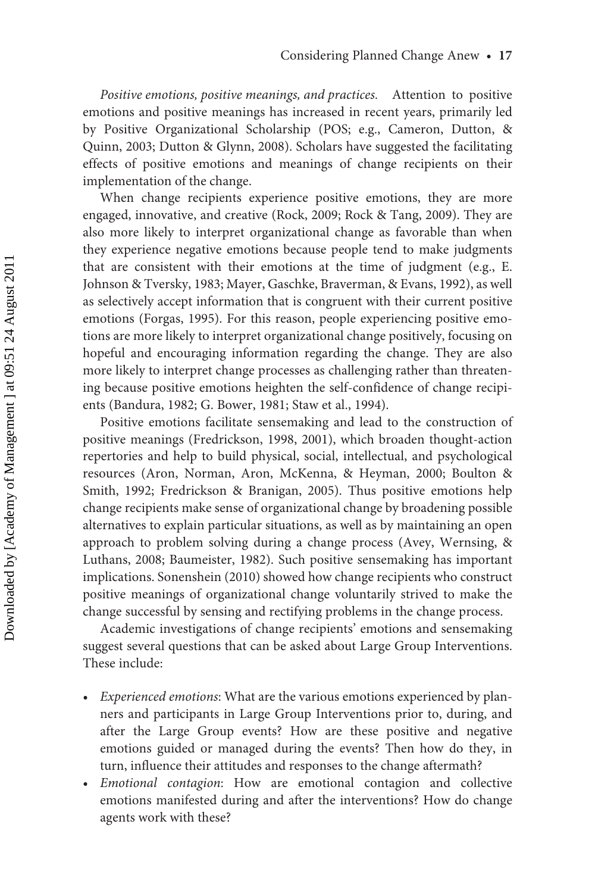*Positive emotions, positive meanings, and practices.* Attention to positive emotions and positive meanings has increased in recent years, primarily led by Positive Organizational Scholarship (POS; e.g., Cameron, Dutton, & Quinn, 2003; Dutton & Glynn, 2008). Scholars have suggested the facilitating effects of positive emotions and meanings of change recipients on their implementation of the change.

When change recipients experience positive emotions, they are more engaged, innovative, and creative (Rock, 2009; Rock & Tang, 2009). They are also more likely to interpret organizational change as favorable than when they experience negative emotions because people tend to make judgments that are consistent with their emotions at the time of judgment (e.g., E. Johnson & Tversky, 1983; Mayer, Gaschke, Braverman, & Evans, 1992), as well as selectively accept information that is congruent with their current positive emotions (Forgas, 1995). For this reason, people experiencing positive emotions are more likely to interpret organizational change positively, focusing on hopeful and encouraging information regarding the change. They are also more likely to interpret change processes as challenging rather than threatening because positive emotions heighten the self-confidence of change recipients (Bandura, 1982; G. Bower, 1981; Staw et al., 1994).

Positive emotions facilitate sensemaking and lead to the construction of positive meanings (Fredrickson, 1998, 2001), which broaden thought-action repertories and help to build physical, social, intellectual, and psychological resources (Aron, Norman, Aron, McKenna, & Heyman, 2000; Boulton & Smith, 1992; Fredrickson & Branigan, 2005). Thus positive emotions help change recipients make sense of organizational change by broadening possible alternatives to explain particular situations, as well as by maintaining an open approach to problem solving during a change process (Avey, Wernsing, & Luthans, 2008; Baumeister, 1982). Such positive sensemaking has important implications. Sonenshein (2010) showed how change recipients who construct positive meanings of organizational change voluntarily strived to make the change successful by sensing and rectifying problems in the change process.

Academic investigations of change recipients' emotions and sensemaking suggest several questions that can be asked about Large Group Interventions. These include:

- *Experienced emotions*: What are the various emotions experienced by planners and participants in Large Group Interventions prior to, during, and after the Large Group events? How are these positive and negative emotions guided or managed during the events? Then how do they, in turn, influence their attitudes and responses to the change aftermath?
- *Emotional contagion*: How are emotional contagion and collective emotions manifested during and after the interventions? How do change agents work with these?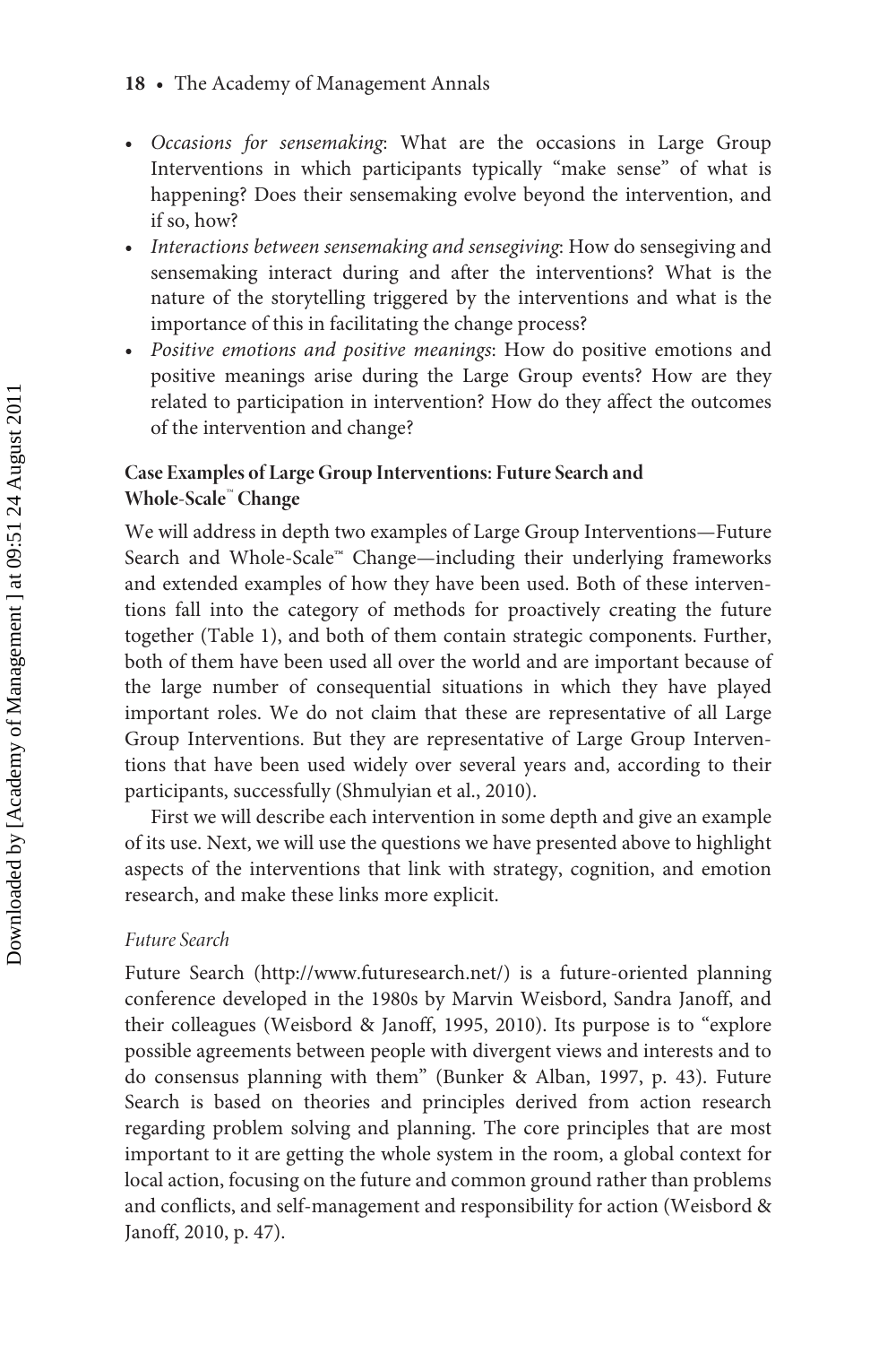- *Occasions for sensemaking*: What are the occasions in Large Group Interventions in which participants typically "make sense" of what is happening? Does their sensemaking evolve beyond the intervention, and if so, how?
- *Interactions between sensemaking and sensegiving*: How do sensegiving and sensemaking interact during and after the interventions? What is the nature of the storytelling triggered by the interventions and what is the importance of this in facilitating the change process?
- *Positive emotions and positive meanings*: How do positive emotions and positive meanings arise during the Large Group events? How are they related to participation in intervention? How do they affect the outcomes of the intervention and change?

## Case Examples of Large Group Interventions: Future Search and Whole-Scale™ Change

We will address in depth two examples of Large Group Interventions—Future Search and Whole-Scale™ Change—including their underlying frameworks and extended examples of how they have been used. Both of these interventions fall into the category of methods for proactively creating the future together (Table 1), and both of them contain strategic components. Further, both of them have been used all over the world and are important because of the large number of consequential situations in which they have played important roles. We do not claim that these are representative of all Large Group Interventions. But they are representative of Large Group Interventions that have been used widely over several years and, according to their participants, successfully (Shmulyian et al., 2010).

First we will describe each intervention in some depth and give an example of its use. Next, we will use the questions we have presented above to highlight aspects of the interventions that link with strategy, cognition, and emotion research, and make these links more explicit.

### *Future Search*

Future Search (http://www.futuresearch.net/) is a future-oriented planning conference developed in the 1980s by Marvin Weisbord, Sandra Janoff, and their colleagues (Weisbord & Janoff, 1995, 2010). Its purpose is to "explore possible agreements between people with divergent views and interests and to do consensus planning with them" (Bunker & Alban, 1997, p. 43). Future Search is based on theories and principles derived from action research regarding problem solving and planning. The core principles that are most important to it are getting the whole system in the room, a global context for local action, focusing on the future and common ground rather than problems and conflicts, and self-management and responsibility for action (Weisbord & Janoff, 2010, p. 47).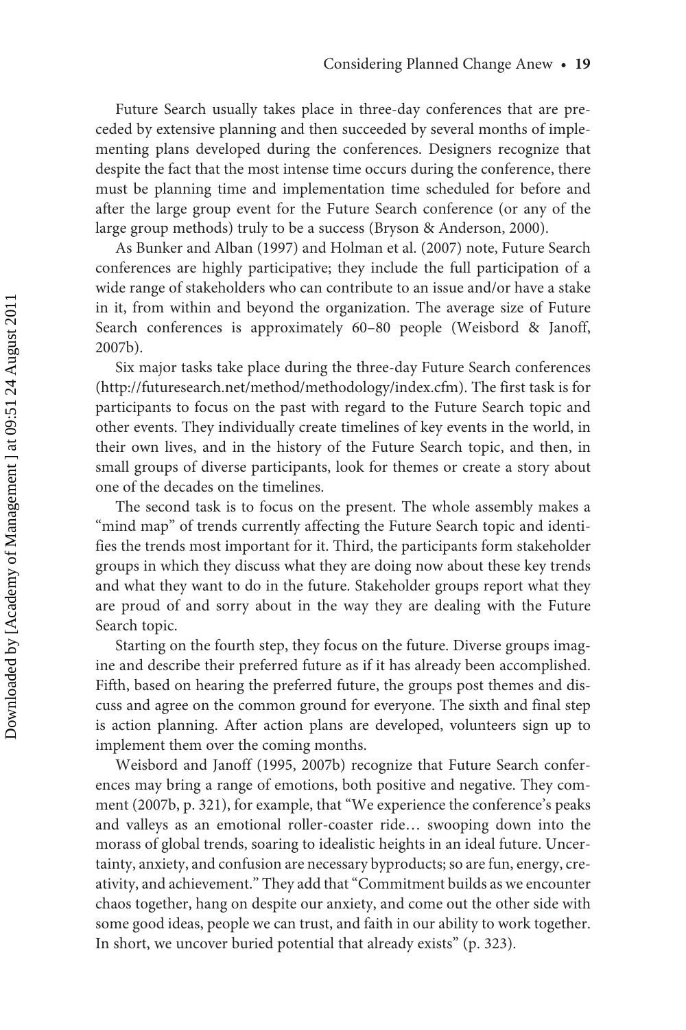Future Search usually takes place in three-day conferences that are preceded by extensive planning and then succeeded by several months of implementing plans developed during the conferences. Designers recognize that despite the fact that the most intense time occurs during the conference, there must be planning time and implementation time scheduled for before and after the large group event for the Future Search conference (or any of the large group methods) truly to be a success (Bryson & Anderson, 2000).

As Bunker and Alban (1997) and Holman et al. (2007) note, Future Search conferences are highly participative; they include the full participation of a wide range of stakeholders who can contribute to an issue and/or have a stake in it, from within and beyond the organization. The average size of Future Search conferences is approximately 60–80 people (Weisbord & Janoff, 2007b).

Six major tasks take place during the three-day Future Search conferences (http://futuresearch.net/method/methodology/index.cfm). The first task is for participants to focus on the past with regard to the Future Search topic and other events. They individually create timelines of key events in the world, in their own lives, and in the history of the Future Search topic, and then, in small groups of diverse participants, look for themes or create a story about one of the decades on the timelines.

The second task is to focus on the present. The whole assembly makes a "mind map" of trends currently affecting the Future Search topic and identifies the trends most important for it. Third, the participants form stakeholder groups in which they discuss what they are doing now about these key trends and what they want to do in the future. Stakeholder groups report what they are proud of and sorry about in the way they are dealing with the Future Search topic.

Starting on the fourth step, they focus on the future. Diverse groups imagine and describe their preferred future as if it has already been accomplished. Fifth, based on hearing the preferred future, the groups post themes and discuss and agree on the common ground for everyone. The sixth and final step is action planning. After action plans are developed, volunteers sign up to implement them over the coming months.

Weisbord and Janoff (1995, 2007b) recognize that Future Search conferences may bring a range of emotions, both positive and negative. They comment (2007b, p. 321), for example, that "We experience the conference's peaks and valleys as an emotional roller-coaster ride… swooping down into the morass of global trends, soaring to idealistic heights in an ideal future. Uncertainty, anxiety, and confusion are necessary byproducts; so are fun, energy, creativity, and achievement." They add that "Commitment builds as we encounter chaos together, hang on despite our anxiety, and come out the other side with some good ideas, people we can trust, and faith in our ability to work together. In short, we uncover buried potential that already exists" (p. 323).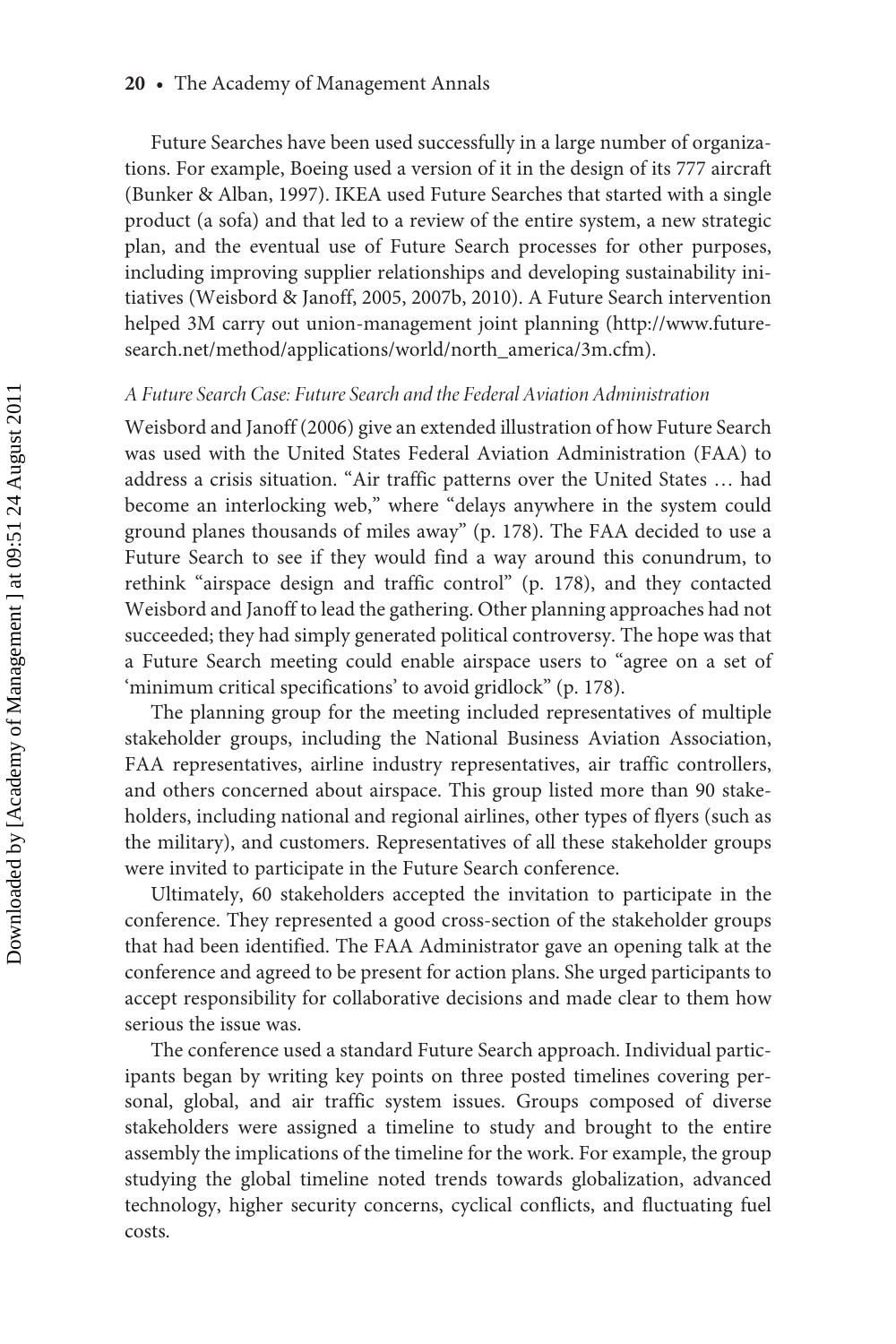Future Searches have been used successfully in a large number of organizations. For example, Boeing used a version of it in the design of its 777 aircraft (Bunker & Alban, 1997). IKEA used Future Searches that started with a single product (a sofa) and that led to a review of the entire system, a new strategic plan, and the eventual use of Future Search processes for other purposes, including improving supplier relationships and developing sustainability initiatives (Weisbord & Janoff, 2005, 2007b, 2010). A Future Search intervention helped 3M carry out union-management joint planning (http://www.futuresearch.net/method/applications/world/north_america/3m.cfm).

*A Future Search Case: Future Search and the Federal Aviation Administration*

Weisbord and Janoff (2006) give an extended illustration of how Future Search was used with the United States Federal Aviation Administration (FAA) to address a crisis situation. "Air traffic patterns over the United States … had become an interlocking web," where "delays anywhere in the system could ground planes thousands of miles away" (p. 178). The FAA decided to use a Future Search to see if they would find a way around this conundrum, to rethink "airspace design and traffic control" (p. 178), and they contacted Weisbord and Janoff to lead the gathering. Other planning approaches had not succeeded; they had simply generated political controversy. The hope was that a Future Search meeting could enable airspace users to "agree on a set of 'minimum critical specifications' to avoid gridlock" (p. 178).

The planning group for the meeting included representatives of multiple stakeholder groups, including the National Business Aviation Association, FAA representatives, airline industry representatives, air traffic controllers, and others concerned about airspace. This group listed more than 90 stakeholders, including national and regional airlines, other types of flyers (such as the military), and customers. Representatives of all these stakeholder groups were invited to participate in the Future Search conference.

Ultimately, 60 stakeholders accepted the invitation to participate in the conference. They represented a good cross-section of the stakeholder groups that had been identified. The FAA Administrator gave an opening talk at the conference and agreed to be present for action plans. She urged participants to accept responsibility for collaborative decisions and made clear to them how serious the issue was.

The conference used a standard Future Search approach. Individual participants began by writing key points on three posted timelines covering personal, global, and air traffic system issues. Groups composed of diverse stakeholders were assigned a timeline to study and brought to the entire assembly the implications of the timeline for the work. For example, the group studying the global timeline noted trends towards globalization, advanced technology, higher security concerns, cyclical conflicts, and fluctuating fuel costs.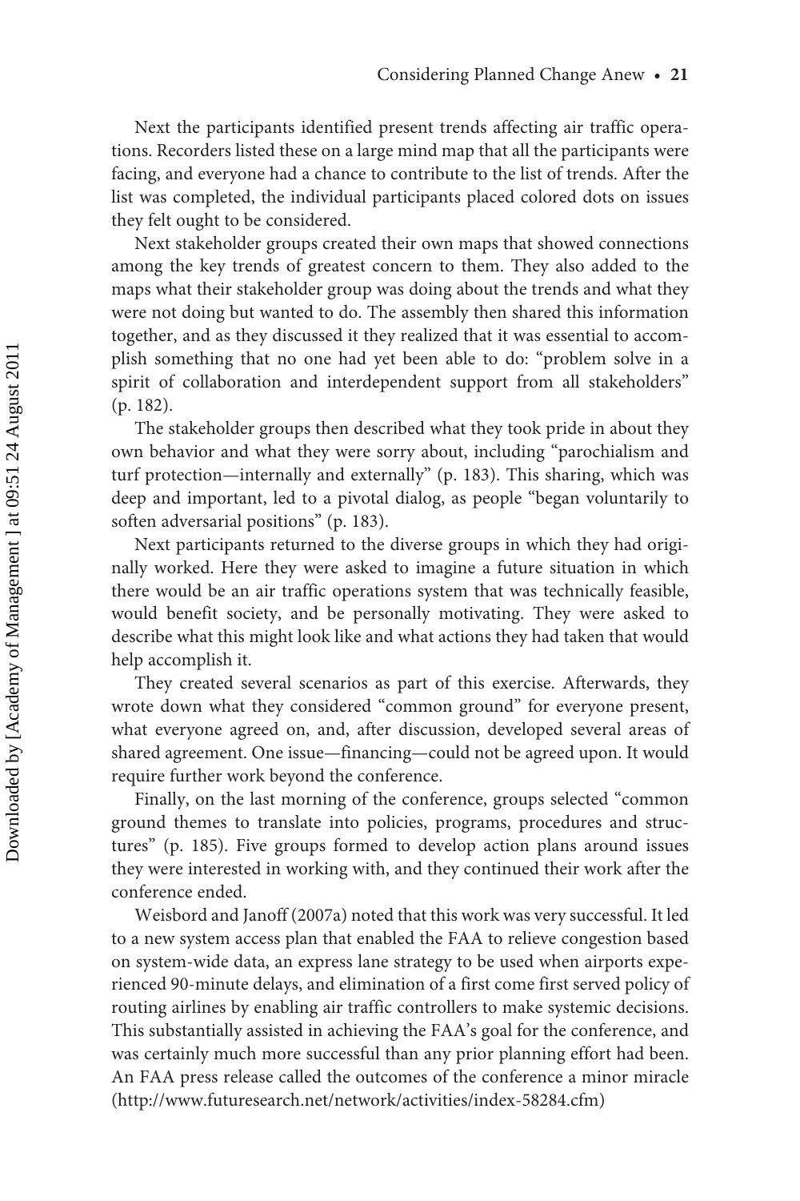Next the participants identified present trends affecting air traffic operations. Recorders listed these on a large mind map that all the participants were facing, and everyone had a chance to contribute to the list of trends. After the list was completed, the individual participants placed colored dots on issues they felt ought to be considered.

Next stakeholder groups created their own maps that showed connections among the key trends of greatest concern to them. They also added to the maps what their stakeholder group was doing about the trends and what they were not doing but wanted to do. The assembly then shared this information together, and as they discussed it they realized that it was essential to accomplish something that no one had yet been able to do: "problem solve in a spirit of collaboration and interdependent support from all stakeholders" (p. 182).

The stakeholder groups then described what they took pride in about they own behavior and what they were sorry about, including "parochialism and turf protection—internally and externally" (p. 183). This sharing, which was deep and important, led to a pivotal dialog, as people "began voluntarily to soften adversarial positions" (p. 183).

Next participants returned to the diverse groups in which they had originally worked. Here they were asked to imagine a future situation in which there would be an air traffic operations system that was technically feasible, would benefit society, and be personally motivating. They were asked to describe what this might look like and what actions they had taken that would help accomplish it.

They created several scenarios as part of this exercise. Afterwards, they wrote down what they considered "common ground" for everyone present, what everyone agreed on, and, after discussion, developed several areas of shared agreement. One issue—financing—could not be agreed upon. It would require further work beyond the conference.

Finally, on the last morning of the conference, groups selected "common ground themes to translate into policies, programs, procedures and structures" (p. 185). Five groups formed to develop action plans around issues they were interested in working with, and they continued their work after the conference ended.

Weisbord and Janoff (2007a) noted that this work was very successful. It led to a new system access plan that enabled the FAA to relieve congestion based on system-wide data, an express lane strategy to be used when airports experienced 90-minute delays, and elimination of a first come first served policy of routing airlines by enabling air traffic controllers to make systemic decisions. This substantially assisted in achieving the FAA's goal for the conference, and was certainly much more successful than any prior planning effort had been. An FAA press release called the outcomes of the conference a minor miracle (http://www.futuresearch.net/network/activities/index-58284.cfm)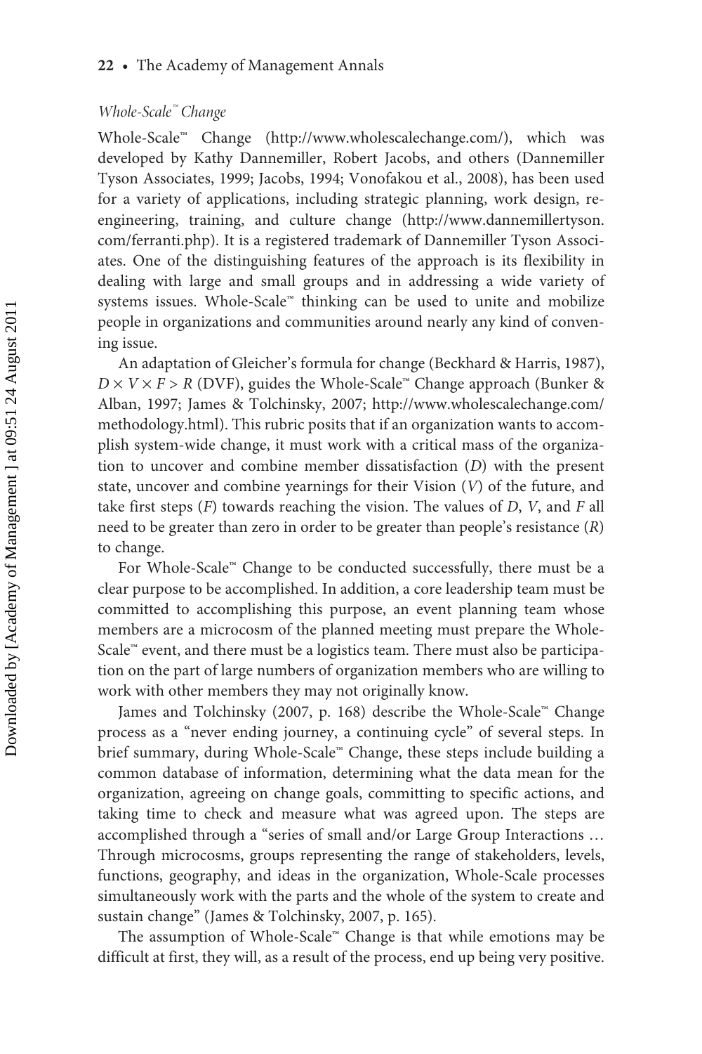### *Whole-Scale™ Change*

Whole-Scale™ Change (http://www.wholescalechange.com/), which was developed by Kathy Dannemiller, Robert Jacobs, and others (Dannemiller Tyson Associates, 1999; Jacobs, 1994; Vonofakou et al., 2008), has been used for a variety of applications, including strategic planning, work design, re-engineering, training, and culture change (http://www.dannemillertyson.com/ferranti.php). It is a registered trademark of Dannemiller Tyson Associates. One of the distinguishing features of the approach is its flexibility in dealing with large and small groups and in addressing a wide variety of systems issues. Whole-Scale™ thinking can be used to unite and mobilize people in organizations and communities around nearly any kind of convening issue.

An adaptation of Gleicher's formula for change (Beckhard & Harris, 1987), $D \times V \times F > R$ (DVF), guides the Whole-Scale™ Change approach (Bunker & Alban, 1997; James & Tolchinsky, 2007; http://www.wholescalechange.com/methodology.html). This rubric posits that if an organization wants to accomplish system-wide change, it must work with a critical mass of the organization to uncover and combine member dissatisfaction ($D$) with the present state, uncover and combine yearnings for their Vision ($V$) of the future, and take first steps ($F$) towards reaching the vision. The values of $D$, $V$, and $F$ all need to be greater than zero in order to be greater than people's resistance ($R$) to change.

For Whole-Scale™ Change to be conducted successfully, there must be a clear purpose to be accomplished. In addition, a core leadership team must be committed to accomplishing this purpose, an event planning team whose members are a microcosm of the planned meeting must prepare the Whole-Scale™ event, and there must be a logistics team. There must also be participation on the part of large numbers of organization members who are willing to work with other members they may not originally know.

James and Tolchinsky (2007, p. 168) describe the Whole-Scale™ Change process as a "never ending journey, a continuing cycle" of several steps. In brief summary, during Whole-Scale™ Change, these steps include building a common database of information, determining what the data mean for the organization, agreeing on change goals, committing to specific actions, and taking time to check and measure what was agreed upon. The steps are accomplished through a "series of small and/or Large Group Interactions … Through microcosms, groups representing the range of stakeholders, levels, functions, geography, and ideas in the organization, Whole-Scale processes simultaneously work with the parts and the whole of the system to create and sustain change" (James & Tolchinsky, 2007, p. 165).

The assumption of Whole-Scale™ Change is that while emotions may be difficult at first, they will, as a result of the process, end up being very positive.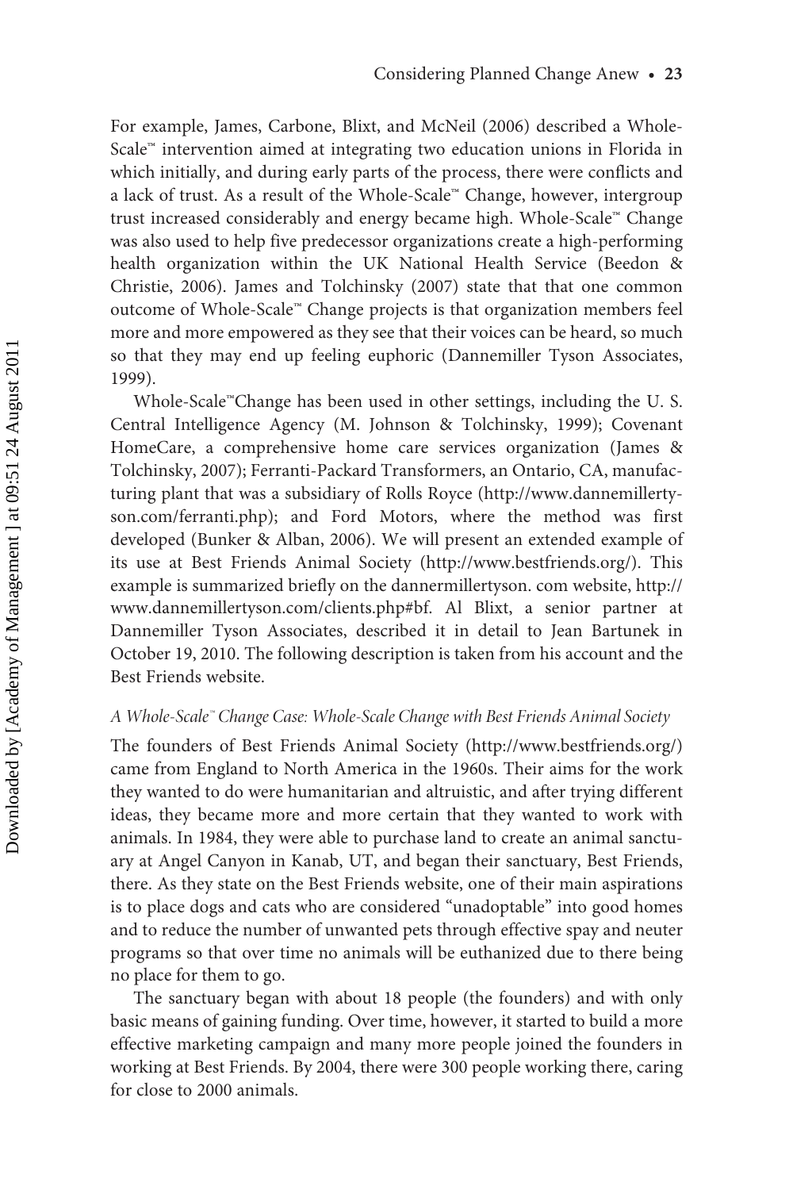For example, James, Carbone, Blixt, and McNeil (2006) described a Whole-Scale™ intervention aimed at integrating two education unions in Florida in which initially, and during early parts of the process, there were conflicts and a lack of trust. As a result of the Whole-Scale™ Change, however, intergroup trust increased considerably and energy became high. Whole-Scale™ Change was also used to help five predecessor organizations create a high-performing health organization within the UK National Health Service (Beedon & Christie, 2006). James and Tolchinsky (2007) state that that one common outcome of Whole-Scale™ Change projects is that organization members feel more and more empowered as they see that their voices can be heard, so much so that they may end up feeling euphoric (Dannemiller Tyson Associates, 1999).

Whole-Scale™Change has been used in other settings, including the U. S. Central Intelligence Agency (M. Johnson & Tolchinsky, 1999); Covenant HomeCare, a comprehensive home care services organization (James & Tolchinsky, 2007); Ferranti-Packard Transformers, an Ontario, CA, manufacturing plant that was a subsidiary of Rolls Royce (http://www.dannemillertyson.com/ferranti.php); and Ford Motors, where the method was first developed (Bunker & Alban, 2006). We will present an extended example of its use at Best Friends Animal Society (http://www.bestfriends.org/). This example is summarized briefly on the dannermillertyson. com website, http://www.dannemillertyson.com/clients.php#bf. Al Blixt, a senior partner at Dannemiller Tyson Associates, described it in detail to Jean Bartunek in October 19, 2010. The following description is taken from his account and the Best Friends website.

### *A Whole-Scale™ Change Case: Whole-Scale Change with Best Friends Animal Society*

The founders of Best Friends Animal Society (http://www.bestfriends.org/) came from England to North America in the 1960s. Their aims for the work they wanted to do were humanitarian and altruistic, and after trying different ideas, they became more and more certain that they wanted to work with animals. In 1984, they were able to purchase land to create an animal sanctuary at Angel Canyon in Kanab, UT, and began their sanctuary, Best Friends, there. As they state on the Best Friends website, one of their main aspirations is to place dogs and cats who are considered "unadoptable" into good homes and to reduce the number of unwanted pets through effective spay and neuter programs so that over time no animals will be euthanized due to there being no place for them to go.

The sanctuary began with about 18 people (the founders) and with only basic means of gaining funding. Over time, however, it started to build a more effective marketing campaign and many more people joined the founders in working at Best Friends. By 2004, there were 300 people working there, caring for close to 2000 animals.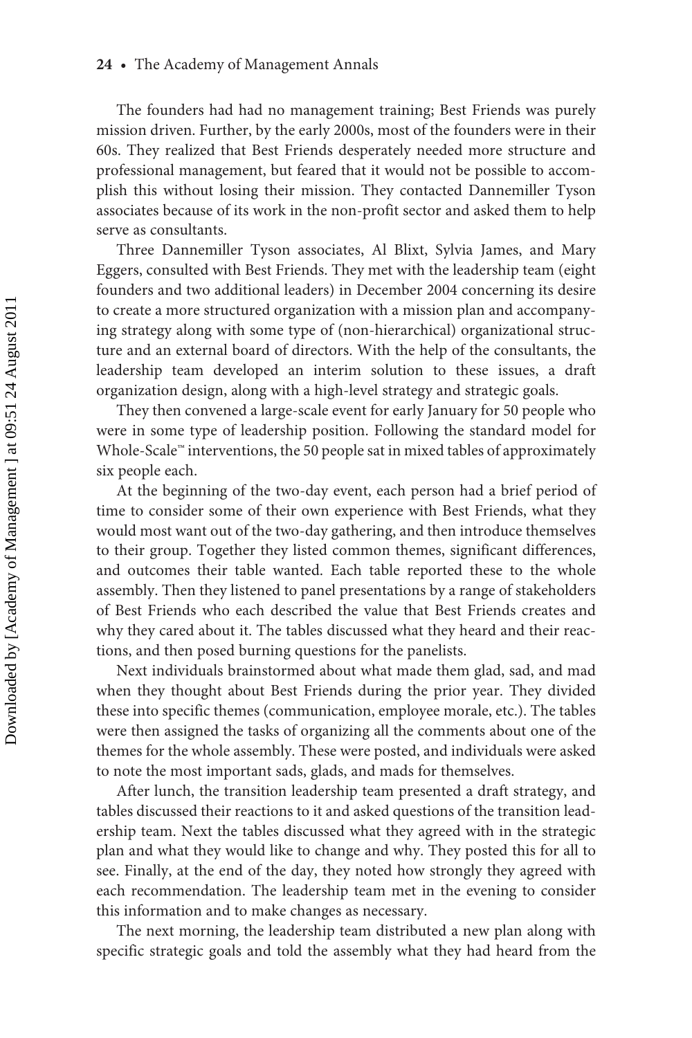The founders had had no management training; Best Friends was purely mission driven. Further, by the early 2000s, most of the founders were in their 60s. They realized that Best Friends desperately needed more structure and professional management, but feared that it would not be possible to accomplish this without losing their mission. They contacted Dannemiller Tyson associates because of its work in the non-profit sector and asked them to help serve as consultants.

Three Dannemiller Tyson associates, Al Blixt, Sylvia James, and Mary Eggers, consulted with Best Friends. They met with the leadership team (eight founders and two additional leaders) in December 2004 concerning its desire to create a more structured organization with a mission plan and accompanying strategy along with some type of (non-hierarchical) organizational structure and an external board of directors. With the help of the consultants, the leadership team developed an interim solution to these issues, a draft organization design, along with a high-level strategy and strategic goals.

They then convened a large-scale event for early January for 50 people who were in some type of leadership position. Following the standard model for Whole-Scale™ interventions, the 50 people sat in mixed tables of approximately six people each.

At the beginning of the two-day event, each person had a brief period of time to consider some of their own experience with Best Friends, what they would most want out of the two-day gathering, and then introduce themselves to their group. Together they listed common themes, significant differences, and outcomes their table wanted. Each table reported these to the whole assembly. Then they listened to panel presentations by a range of stakeholders of Best Friends who each described the value that Best Friends creates and why they cared about it. The tables discussed what they heard and their reactions, and then posed burning questions for the panelists.

Next individuals brainstormed about what made them glad, sad, and mad when they thought about Best Friends during the prior year. They divided these into specific themes (communication, employee morale, etc.). The tables were then assigned the tasks of organizing all the comments about one of the themes for the whole assembly. These were posted, and individuals were asked to note the most important sads, glads, and mads for themselves.

After lunch, the transition leadership team presented a draft strategy, and tables discussed their reactions to it and asked questions of the transition leadership team. Next the tables discussed what they agreed with in the strategic plan and what they would like to change and why. They posted this for all to see. Finally, at the end of the day, they noted how strongly they agreed with each recommendation. The leadership team met in the evening to consider this information and to make changes as necessary.

The next morning, the leadership team distributed a new plan along with specific strategic goals and told the assembly what they had heard from the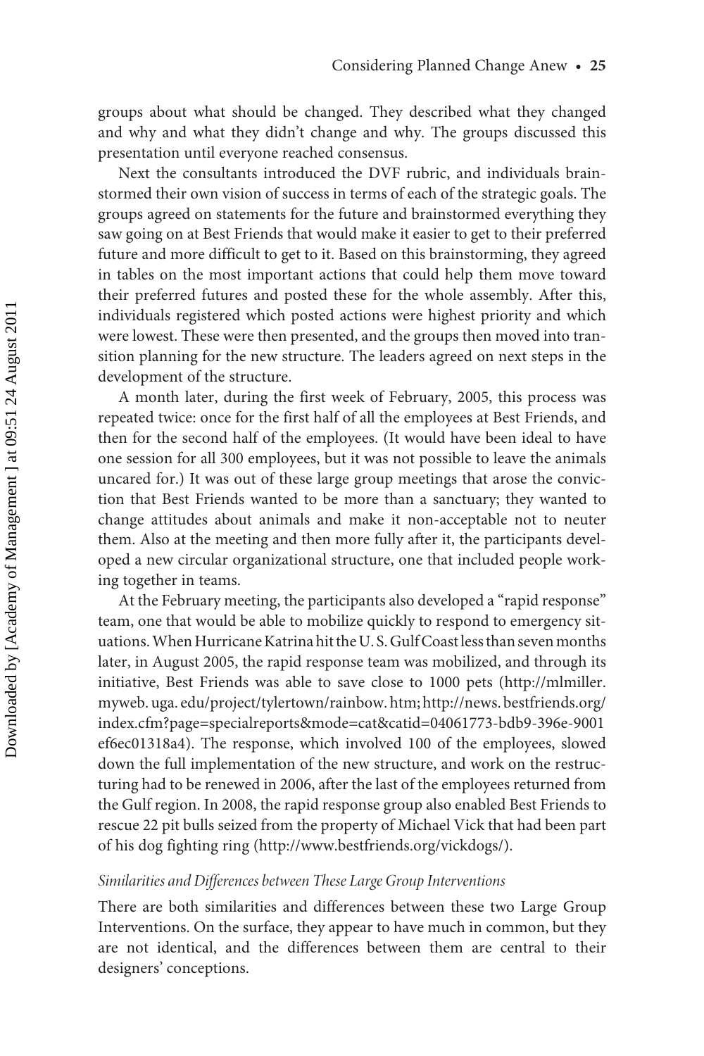groups about what should be changed. They described what they changed and why and what they didn't change and why. The groups discussed this presentation until everyone reached consensus.

Next the consultants introduced the DVF rubric, and individuals brainstormed their own vision of success in terms of each of the strategic goals. The groups agreed on statements for the future and brainstormed everything they saw going on at Best Friends that would make it easier to get to their preferred future and more difficult to get to it. Based on this brainstorming, they agreed in tables on the most important actions that could help them move toward their preferred futures and posted these for the whole assembly. After this, individuals registered which posted actions were highest priority and which were lowest. These were then presented, and the groups then moved into transition planning for the new structure. The leaders agreed on next steps in the development of the structure.

A month later, during the first week of February, 2005, this process was repeated twice: once for the first half of all the employees at Best Friends, and then for the second half of the employees. (It would have been ideal to have one session for all 300 employees, but it was not possible to leave the animals uncared for.) It was out of these large group meetings that arose the conviction that Best Friends wanted to be more than a sanctuary; they wanted to change attitudes about animals and make it non-acceptable not to neuter them. Also at the meeting and then more fully after it, the participants developed a new circular organizational structure, one that included people working together in teams.

At the February meeting, the participants also developed a "rapid response" team, one that would be able to mobilize quickly to respond to emergency situations. When Hurricane Katrina hit the U. S. Gulf Coast less than seven months later, in August 2005, the rapid response team was mobilized, and through its initiative, Best Friends was able to save close to 1000 pets (http://mlmiller.myweb.uga.edu/project/tylertown/rainbow.htm; http://news.bestfriends.org/index.cfm?page=specialreports&mode=cat&catid=04061773-bdb9-396e-9001ef6ec01318a4). The response, which involved 100 of the employees, slowed down the full implementation of the new structure, and work on the restructuring had to be renewed in 2006, after the last of the employees returned from the Gulf region. In 2008, the rapid response group also enabled Best Friends to rescue 22 pit bulls seized from the property of Michael Vick that had been part of his dog fighting ring (http://www.bestfriends.org/vickdogs/).

### *Similarities and Differences between These Large Group Interventions*

There are both similarities and differences between these two Large Group Interventions. On the surface, they appear to have much in common, but they are not identical, and the differences between them are central to their designers' conceptions.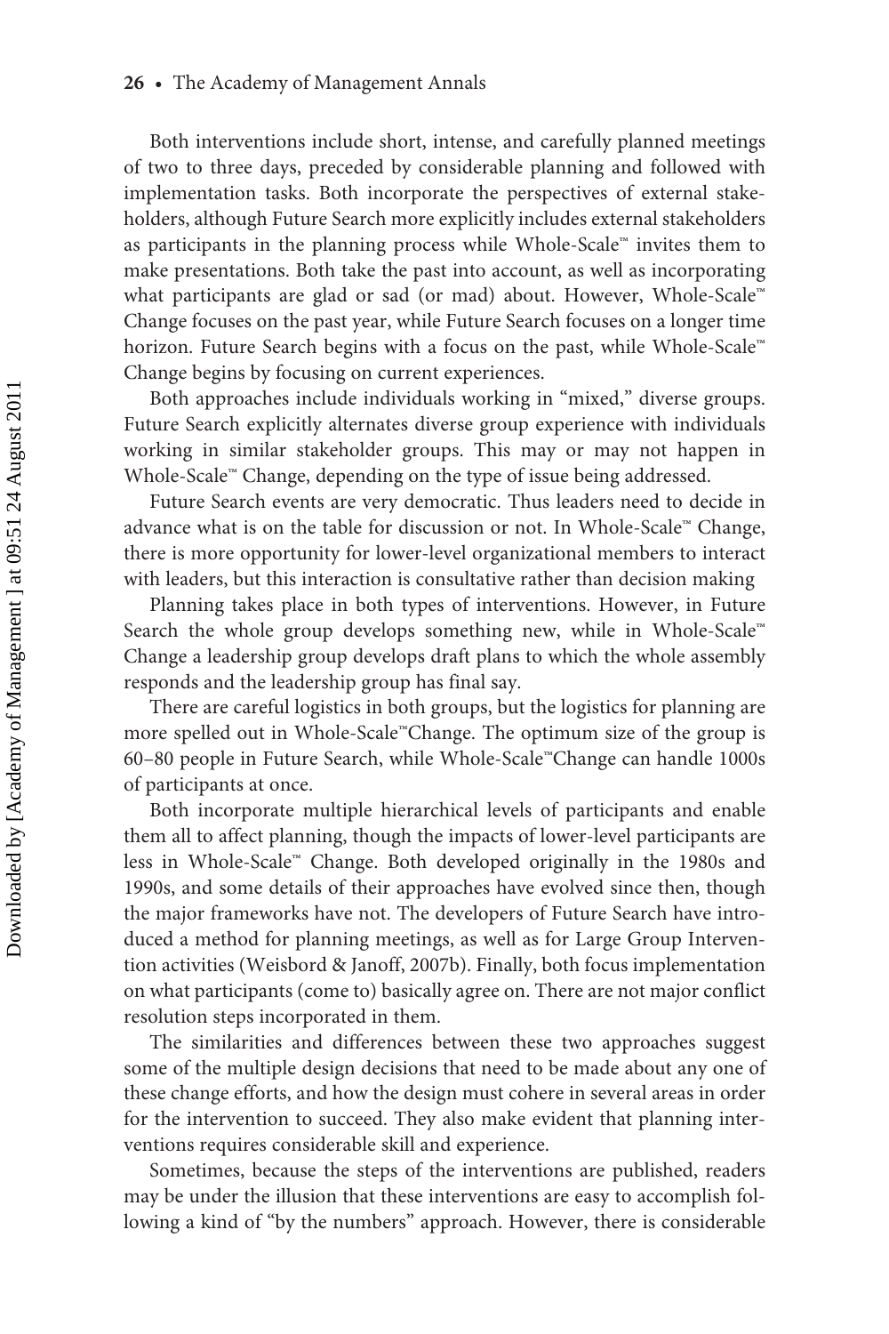Both interventions include short, intense, and carefully planned meetings of two to three days, preceded by considerable planning and followed with implementation tasks. Both incorporate the perspectives of external stakeholders, although Future Search more explicitly includes external stakeholders as participants in the planning process while Whole-Scale™ invites them to make presentations. Both take the past into account, as well as incorporating what participants are glad or sad (or mad) about. However, Whole-Scale™ Change focuses on the past year, while Future Search focuses on a longer time horizon. Future Search begins with a focus on the past, while Whole-Scale™ Change begins by focusing on current experiences.

Both approaches include individuals working in "mixed," diverse groups. Future Search explicitly alternates diverse group experience with individuals working in similar stakeholder groups. This may or may not happen in Whole-Scale™ Change, depending on the type of issue being addressed.

Future Search events are very democratic. Thus leaders need to decide in advance what is on the table for discussion or not. In Whole-Scale™ Change, there is more opportunity for lower-level organizational members to interact with leaders, but this interaction is consultative rather than decision making

Planning takes place in both types of interventions. However, in Future Search the whole group develops something new, while in Whole-Scale™ Change a leadership group develops draft plans to which the whole assembly responds and the leadership group has final say.

There are careful logistics in both groups, but the logistics for planning are more spelled out in Whole-Scale™Change. The optimum size of the group is 60–80 people in Future Search, while Whole-Scale™Change can handle 1000s of participants at once.

Both incorporate multiple hierarchical levels of participants and enable them all to affect planning, though the impacts of lower-level participants are less in Whole-Scale™ Change. Both developed originally in the 1980s and 1990s, and some details of their approaches have evolved since then, though the major frameworks have not. The developers of Future Search have introduced a method for planning meetings, as well as for Large Group Intervention activities (Weisbord & Janoff, 2007b). Finally, both focus implementation on what participants (come to) basically agree on. There are not major conflict resolution steps incorporated in them.

The similarities and differences between these two approaches suggest some of the multiple design decisions that need to be made about any one of these change efforts, and how the design must cohere in several areas in order for the intervention to succeed. They also make evident that planning interventions requires considerable skill and experience.

Sometimes, because the steps of the interventions are published, readers may be under the illusion that these interventions are easy to accomplish following a kind of "by the numbers" approach. However, there is considerable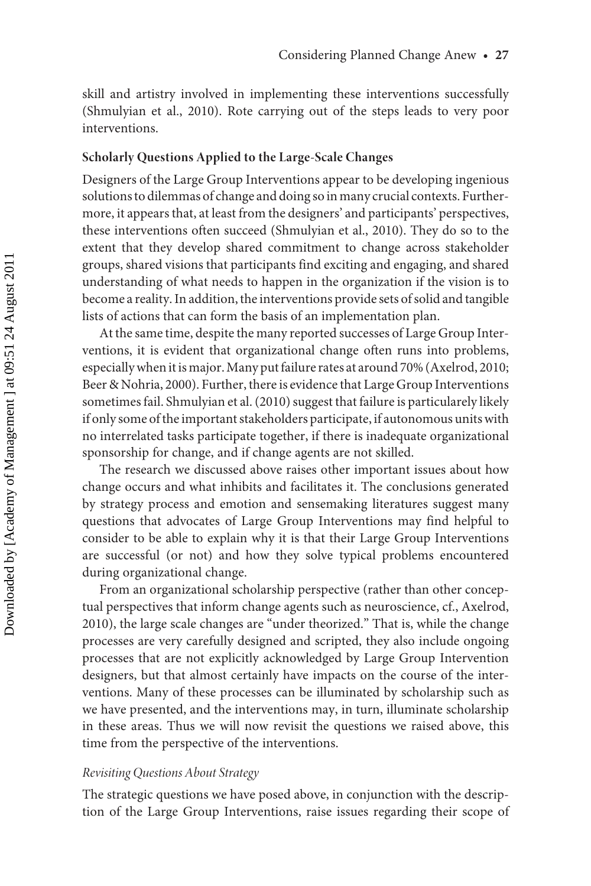skill and artistry involved in implementing these interventions successfully (Shmulyian et al., 2010). Rote carrying out of the steps leads to very poor interventions.

### Scholarly Questions Applied to the Large-Scale Changes

Designers of the Large Group Interventions appear to be developing ingenious solutions to dilemmas of change and doing so in many crucial contexts. Furthermore, it appears that, at least from the designers' and participants' perspectives, these interventions often succeed (Shmulyian et al., 2010). They do so to the extent that they develop shared commitment to change across stakeholder groups, shared visions that participants find exciting and engaging, and shared understanding of what needs to happen in the organization if the vision is to become a reality. In addition, the interventions provide sets of solid and tangible lists of actions that can form the basis of an implementation plan.

At the same time, despite the many reported successes of Large Group Interventions, it is evident that organizational change often runs into problems, especially when it is major. Many put failure rates at around 70% (Axelrod, 2010; Beer & Nohria, 2000). Further, there is evidence that Large Group Interventions sometimes fail. Shmulyian et al. (2010) suggest that failure is particularely likely if only some of the important stakeholders participate, if autonomous units with no interrelated tasks participate together, if there is inadequate organizational sponsorship for change, and if change agents are not skilled.

The research we discussed above raises other important issues about how change occurs and what inhibits and facilitates it. The conclusions generated by strategy process and emotion and sensemaking literatures suggest many questions that advocates of Large Group Interventions may find helpful to consider to be able to explain why it is that their Large Group Interventions are successful (or not) and how they solve typical problems encountered during organizational change.

From an organizational scholarship perspective (rather than other conceptual perspectives that inform change agents such as neuroscience, cf., Axelrod, 2010), the large scale changes are "under theorized." That is, while the change processes are very carefully designed and scripted, they also include ongoing processes that are not explicitly acknowledged by Large Group Intervention designers, but that almost certainly have impacts on the course of the interventions. Many of these processes can be illuminated by scholarship such as we have presented, and the interventions may, in turn, illuminate scholarship in these areas. Thus we will now revisit the questions we raised above, this time from the perspective of the interventions.

#### *Revisiting Questions About Strategy*

The strategic questions we have posed above, in conjunction with the description of the Large Group Interventions, raise issues regarding their scope of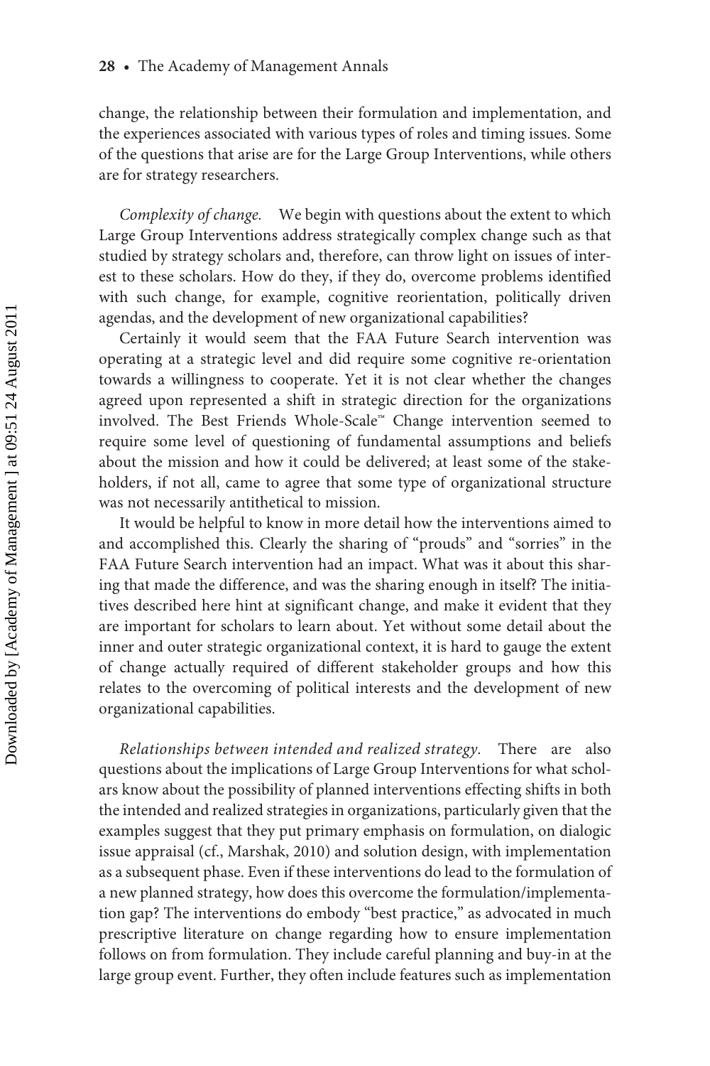change, the relationship between their formulation and implementation, and the experiences associated with various types of roles and timing issues. Some of the questions that arise are for the Large Group Interventions, while others are for strategy researchers.

*Complexity of change.* We begin with questions about the extent to which Large Group Interventions address strategically complex change such as that studied by strategy scholars and, therefore, can throw light on issues of interest to these scholars. How do they, if they do, overcome problems identified with such change, for example, cognitive reorientation, politically driven agendas, and the development of new organizational capabilities?

Certainly it would seem that the FAA Future Search intervention was operating at a strategic level and did require some cognitive re-orientation towards a willingness to cooperate. Yet it is not clear whether the changes agreed upon represented a shift in strategic direction for the organizations involved. The Best Friends Whole-Scale™ Change intervention seemed to require some level of questioning of fundamental assumptions and beliefs about the mission and how it could be delivered; at least some of the stakeholders, if not all, came to agree that some type of organizational structure was not necessarily antithetical to mission.

It would be helpful to know in more detail how the interventions aimed to and accomplished this. Clearly the sharing of "prouds" and "sorries" in the FAA Future Search intervention had an impact. What was it about this sharing that made the difference, and was the sharing enough in itself? The initiatives described here hint at significant change, and make it evident that they are important for scholars to learn about. Yet without some detail about the inner and outer strategic organizational context, it is hard to gauge the extent of change actually required of different stakeholder groups and how this relates to the overcoming of political interests and the development of new organizational capabilities.

*Relationships between intended and realized strategy.* There are also questions about the implications of Large Group Interventions for what scholars know about the possibility of planned interventions effecting shifts in both the intended and realized strategies in organizations, particularly given that the examples suggest that they put primary emphasis on formulation, on dialogic issue appraisal (cf., Marshak, 2010) and solution design, with implementation as a subsequent phase. Even if these interventions do lead to the formulation of a new planned strategy, how does this overcome the formulation/implementation gap? The interventions do embody "best practice," as advocated in much prescriptive literature on change regarding how to ensure implementation follows on from formulation. They include careful planning and buy-in at the large group event. Further, they often include features such as implementation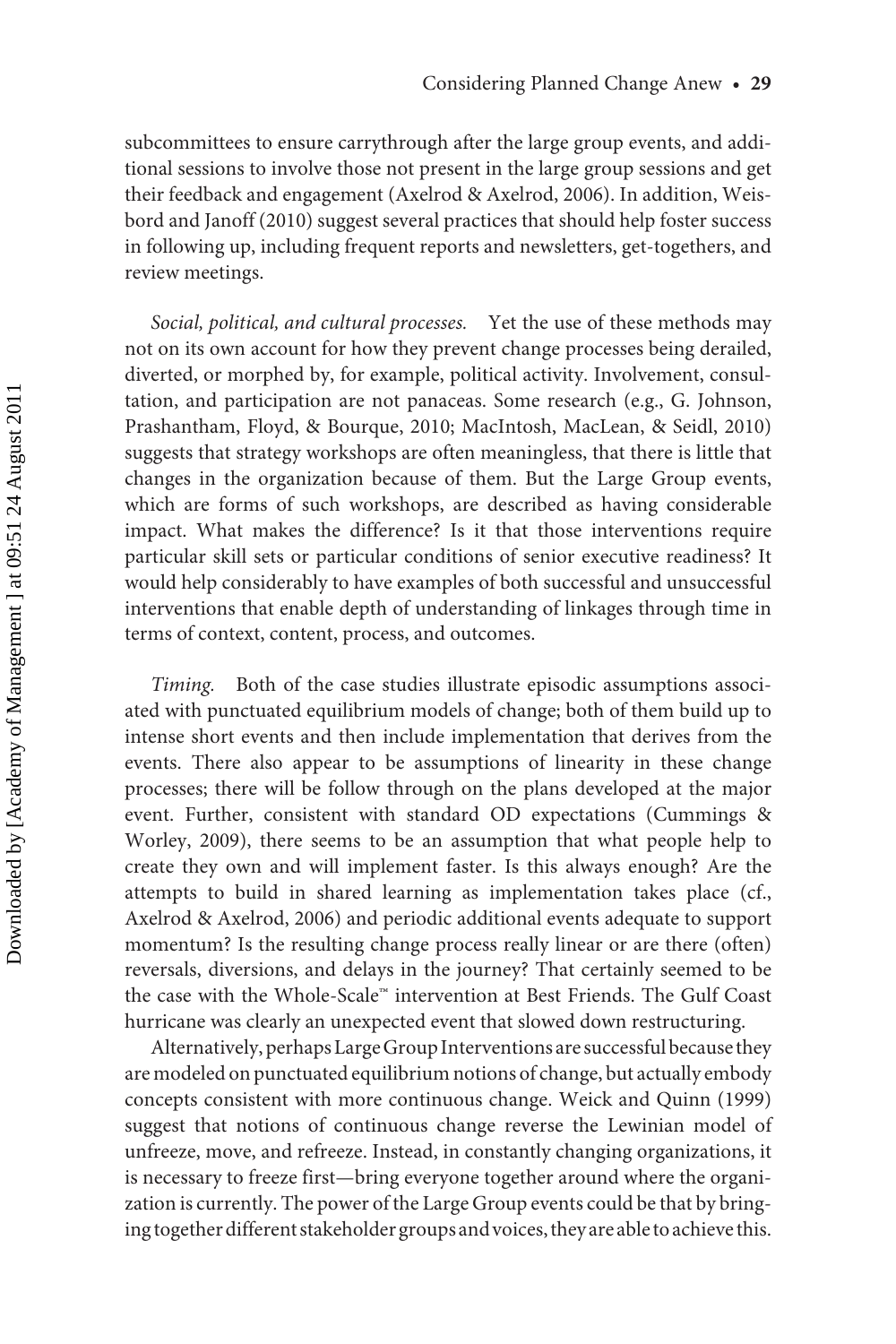subcommittees to ensure carrythrough after the large group events, and additional sessions to involve those not present in the large group sessions and get their feedback and engagement (Axelrod & Axelrod, 2006). In addition, Weisbord and Janoff (2010) suggest several practices that should help foster success in following up, including frequent reports and newsletters, get-togethers, and review meetings.

*Social, political, and cultural processes.* Yet the use of these methods may not on its own account for how they prevent change processes being derailed, diverted, or morphed by, for example, political activity. Involvement, consultation, and participation are not panaceas. Some research (e.g., G. Johnson, Prashantham, Floyd, & Bourque, 2010; MacIntosh, MacLean, & Seidl, 2010) suggests that strategy workshops are often meaningless, that there is little that changes in the organization because of them. But the Large Group events, which are forms of such workshops, are described as having considerable impact. What makes the difference? Is it that those interventions require particular skill sets or particular conditions of senior executive readiness? It would help considerably to have examples of both successful and unsuccessful interventions that enable depth of understanding of linkages through time in terms of context, content, process, and outcomes.

*Timing.* Both of the case studies illustrate episodic assumptions associated with punctuated equilibrium models of change; both of them build up to intense short events and then include implementation that derives from the events. There also appear to be assumptions of linearity in these change processes; there will be follow through on the plans developed at the major event. Further, consistent with standard OD expectations (Cummings & Worley, 2009), there seems to be an assumption that what people help to create they own and will implement faster. Is this always enough? Are the attempts to build in shared learning as implementation takes place (cf., Axelrod & Axelrod, 2006) and periodic additional events adequate to support momentum? Is the resulting change process really linear or are there (often) reversals, diversions, and delays in the journey? That certainly seemed to be the case with the Whole-Scale™ intervention at Best Friends. The Gulf Coast hurricane was clearly an unexpected event that slowed down restructuring.

Alternatively, perhaps Large Group Interventions are successful because they are modeled on punctuated equilibrium notions of change, but actually embody concepts consistent with more continuous change. Weick and Quinn (1999) suggest that notions of continuous change reverse the Lewinian model of unfreeze, move, and refreeze. Instead, in constantly changing organizations, it is necessary to freeze first—bring everyone together around where the organization is currently. The power of the Large Group events could be that by bringing together different stakeholder groups and voices, they are able to achieve this.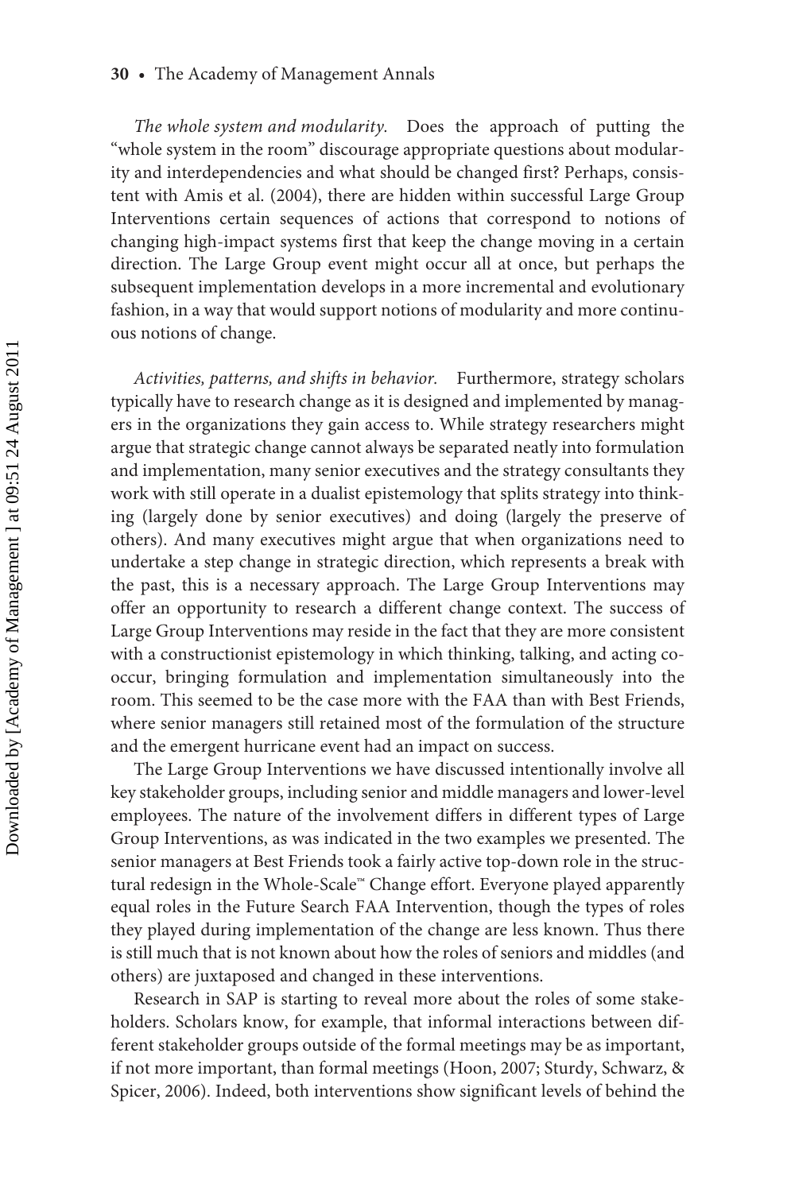*The whole system and modularity.* Does the approach of putting the "whole system in the room" discourage appropriate questions about modularity and interdependencies and what should be changed first? Perhaps, consistent with Amis et al. (2004), there are hidden within successful Large Group Interventions certain sequences of actions that correspond to notions of changing high-impact systems first that keep the change moving in a certain direction. The Large Group event might occur all at once, but perhaps the subsequent implementation develops in a more incremental and evolutionary fashion, in a way that would support notions of modularity and more continuous notions of change.

*Activities, patterns, and shifts in behavior.* Furthermore, strategy scholars typically have to research change as it is designed and implemented by managers in the organizations they gain access to. While strategy researchers might argue that strategic change cannot always be separated neatly into formulation and implementation, many senior executives and the strategy consultants they work with still operate in a dualist epistemology that splits strategy into thinking (largely done by senior executives) and doing (largely the preserve of others). And many executives might argue that when organizations need to undertake a step change in strategic direction, which represents a break with the past, this is a necessary approach. The Large Group Interventions may offer an opportunity to research a different change context. The success of Large Group Interventions may reside in the fact that they are more consistent with a constructionist epistemology in which thinking, talking, and acting co-occur, bringing formulation and implementation simultaneously into the room. This seemed to be the case more with the FAA than with Best Friends, where senior managers still retained most of the formulation of the structure and the emergent hurricane event had an impact on success.

The Large Group Interventions we have discussed intentionally involve all key stakeholder groups, including senior and middle managers and lower-level employees. The nature of the involvement differs in different types of Large Group Interventions, as was indicated in the two examples we presented. The senior managers at Best Friends took a fairly active top-down role in the structural redesign in the Whole-Scale™ Change effort. Everyone played apparently equal roles in the Future Search FAA Intervention, though the types of roles they played during implementation of the change are less known. Thus there is still much that is not known about how the roles of seniors and middles (and others) are juxtaposed and changed in these interventions.

Research in SAP is starting to reveal more about the roles of some stakeholders. Scholars know, for example, that informal interactions between different stakeholder groups outside of the formal meetings may be as important, if not more important, than formal meetings (Hoon, 2007; Sturdy, Schwarz, & Spicer, 2006). Indeed, both interventions show significant levels of behind the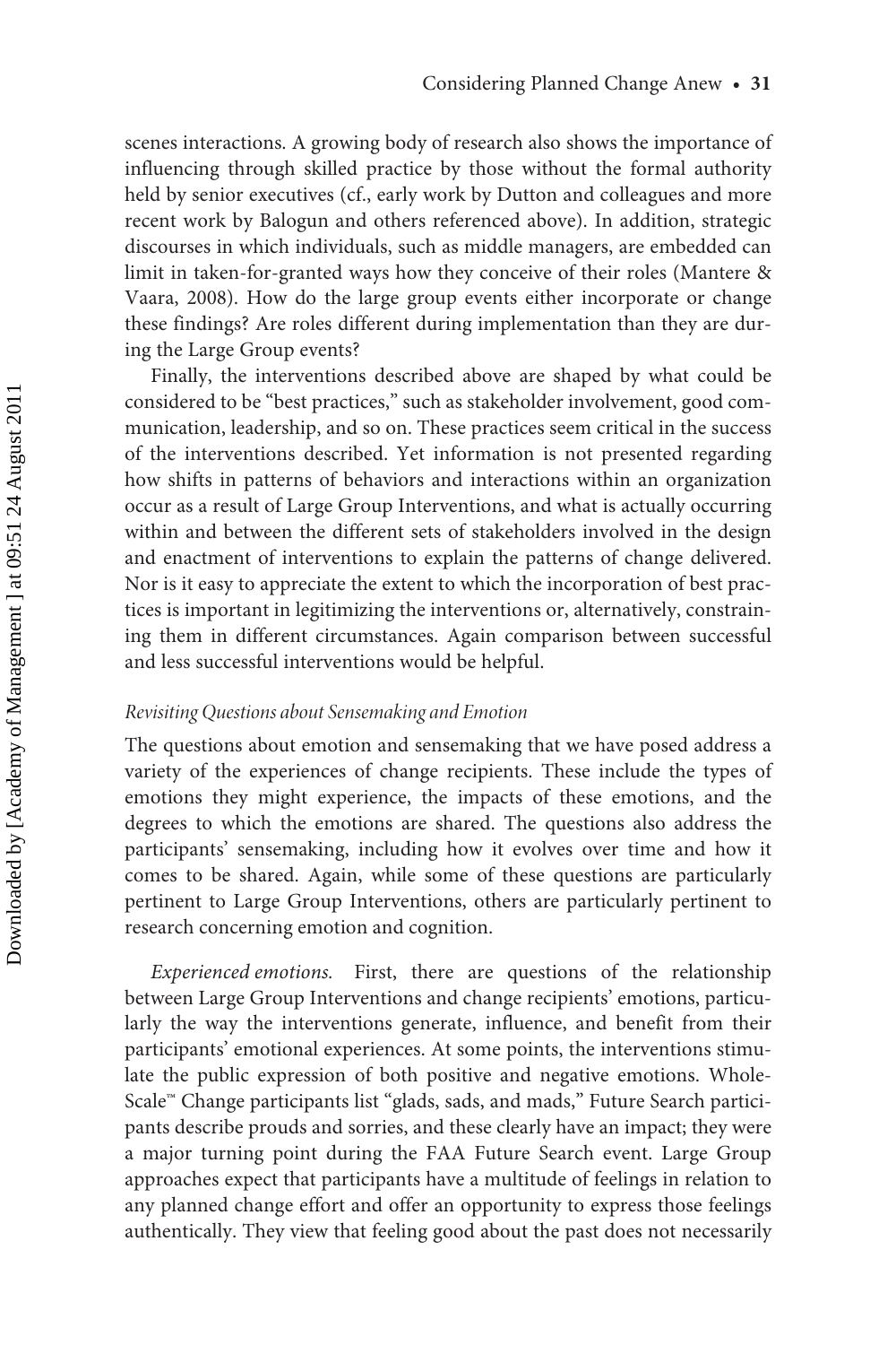scenes interactions. A growing body of research also shows the importance of influencing through skilled practice by those without the formal authority held by senior executives (cf., early work by Dutton and colleagues and more recent work by Balogun and others referenced above). In addition, strategic discourses in which individuals, such as middle managers, are embedded can limit in taken-for-granted ways how they conceive of their roles (Mantere & Vaara, 2008). How do the large group events either incorporate or change these findings? Are roles different during implementation than they are during the Large Group events?

Finally, the interventions described above are shaped by what could be considered to be "best practices," such as stakeholder involvement, good communication, leadership, and so on. These practices seem critical in the success of the interventions described. Yet information is not presented regarding how shifts in patterns of behaviors and interactions within an organization occur as a result of Large Group Interventions, and what is actually occurring within and between the different sets of stakeholders involved in the design and enactment of interventions to explain the patterns of change delivered. Nor is it easy to appreciate the extent to which the incorporation of best practices is important in legitimizing the interventions or, alternatively, constraining them in different circumstances. Again comparison between successful and less successful interventions would be helpful.

### *Revisiting Questions about Sensemaking and Emotion*

The questions about emotion and sensemaking that we have posed address a variety of the experiences of change recipients. These include the types of emotions they might experience, the impacts of these emotions, and the degrees to which the emotions are shared. The questions also address the participants' sensemaking, including how it evolves over time and how it comes to be shared. Again, while some of these questions are particularly pertinent to Large Group Interventions, others are particularly pertinent to research concerning emotion and cognition.

*Experienced emotions.* First, there are questions of the relationship between Large Group Interventions and change recipients' emotions, particularly the way the interventions generate, influence, and benefit from their participants' emotional experiences. At some points, the interventions stimulate the public expression of both positive and negative emotions. Whole-Scale™ Change participants list "glads, sads, and mads," Future Search participants describe prouds and sorries, and these clearly have an impact; they were a major turning point during the FAA Future Search event. Large Group approaches expect that participants have a multitude of feelings in relation to any planned change effort and offer an opportunity to express those feelings authentically. They view that feeling good about the past does not necessarily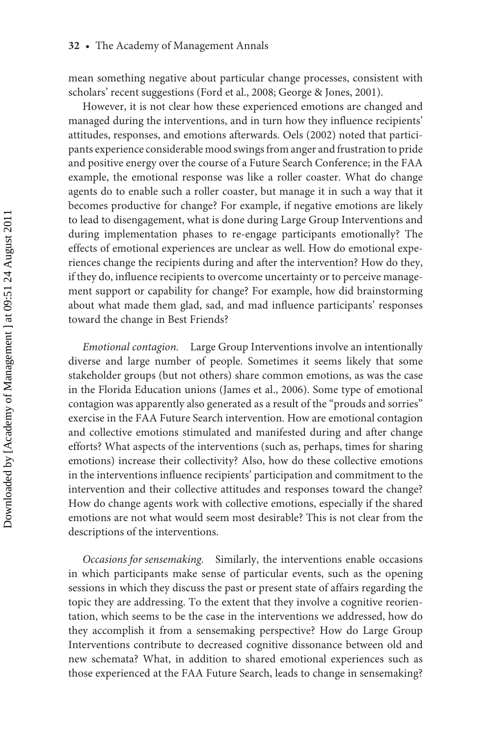mean something negative about particular change processes, consistent with scholars' recent suggestions (Ford et al., 2008; George & Jones, 2001).

However, it is not clear how these experienced emotions are changed and managed during the interventions, and in turn how they influence recipients' attitudes, responses, and emotions afterwards. Oels (2002) noted that participants experience considerable mood swings from anger and frustration to pride and positive energy over the course of a Future Search Conference; in the FAA example, the emotional response was like a roller coaster. What do change agents do to enable such a roller coaster, but manage it in such a way that it becomes productive for change? For example, if negative emotions are likely to lead to disengagement, what is done during Large Group Interventions and during implementation phases to re-engage participants emotionally? The effects of emotional experiences are unclear as well. How do emotional experiences change the recipients during and after the intervention? How do they, if they do, influence recipients to overcome uncertainty or to perceive management support or capability for change? For example, how did brainstorming about what made them glad, sad, and mad influence participants' responses toward the change in Best Friends?

*Emotional contagion.* Large Group Interventions involve an intentionally diverse and large number of people. Sometimes it seems likely that some stakeholder groups (but not others) share common emotions, as was the case in the Florida Education unions (James et al., 2006). Some type of emotional contagion was apparently also generated as a result of the "prouds and sorries" exercise in the FAA Future Search intervention. How are emotional contagion and collective emotions stimulated and manifested during and after change efforts? What aspects of the interventions (such as, perhaps, times for sharing emotions) increase their collectivity? Also, how do these collective emotions in the interventions influence recipients' participation and commitment to the intervention and their collective attitudes and responses toward the change? How do change agents work with collective emotions, especially if the shared emotions are not what would seem most desirable? This is not clear from the descriptions of the interventions.

*Occasions for sensemaking.* Similarly, the interventions enable occasions in which participants make sense of particular events, such as the opening sessions in which they discuss the past or present state of affairs regarding the topic they are addressing. To the extent that they involve a cognitive reorientation, which seems to be the case in the interventions we addressed, how do they accomplish it from a sensemaking perspective? How do Large Group Interventions contribute to decreased cognitive dissonance between old and new schemata? What, in addition to shared emotional experiences such as those experienced at the FAA Future Search, leads to change in sensemaking?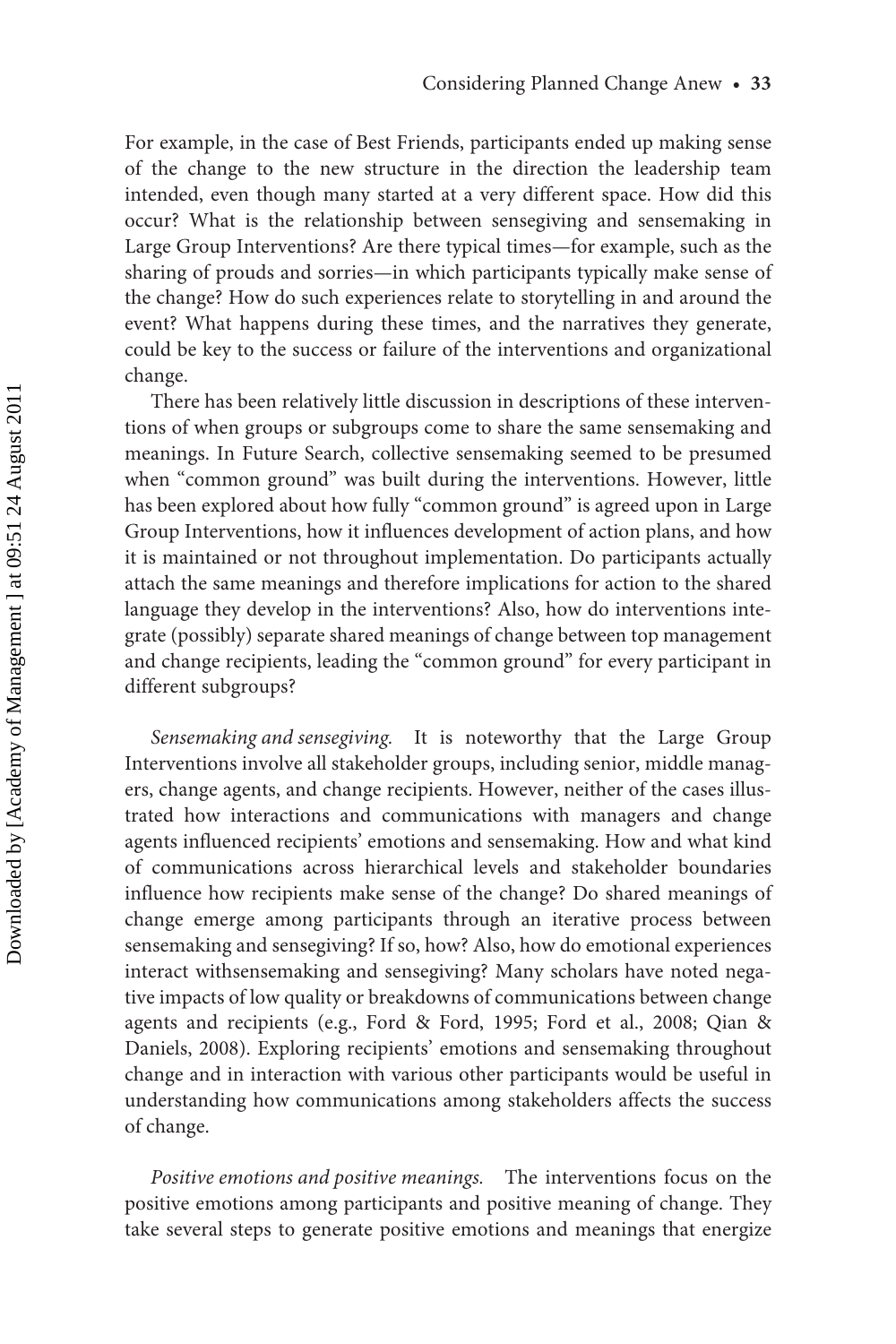For example, in the case of Best Friends, participants ended up making sense of the change to the new structure in the direction the leadership team intended, even though many started at a very different space. How did this occur? What is the relationship between sensegiving and sensemaking in Large Group Interventions? Are there typical times—for example, such as the sharing of prouds and sorries—in which participants typically make sense of the change? How do such experiences relate to storytelling in and around the event? What happens during these times, and the narratives they generate, could be key to the success or failure of the interventions and organizational change.

There has been relatively little discussion in descriptions of these interventions of when groups or subgroups come to share the same sensemaking and meanings. In Future Search, collective sensemaking seemed to be presumed when "common ground" was built during the interventions. However, little has been explored about how fully "common ground" is agreed upon in Large Group Interventions, how it influences development of action plans, and how it is maintained or not throughout implementation. Do participants actually attach the same meanings and therefore implications for action to the shared language they develop in the interventions? Also, how do interventions integrate (possibly) separate shared meanings of change between top management and change recipients, leading the "common ground" for every participant in different subgroups?

*Sensemaking and sensegiving.* It is noteworthy that the Large Group Interventions involve all stakeholder groups, including senior, middle managers, change agents, and change recipients. However, neither of the cases illustrated how interactions and communications with managers and change agents influenced recipients' emotions and sensemaking. How and what kind of communications across hierarchical levels and stakeholder boundaries influence how recipients make sense of the change? Do shared meanings of change emerge among participants through an iterative process between sensemaking and sensegiving? If so, how? Also, how do emotional experiences interact withsensemaking and sensegiving? Many scholars have noted negative impacts of low quality or breakdowns of communications between change agents and recipients (e.g., Ford & Ford, 1995; Ford et al., 2008; Qian & Daniels, 2008). Exploring recipients' emotions and sensemaking throughout change and in interaction with various other participants would be useful in understanding how communications among stakeholders affects the success of change.

*Positive emotions and positive meanings.* The interventions focus on the positive emotions among participants and positive meaning of change. They take several steps to generate positive emotions and meanings that energize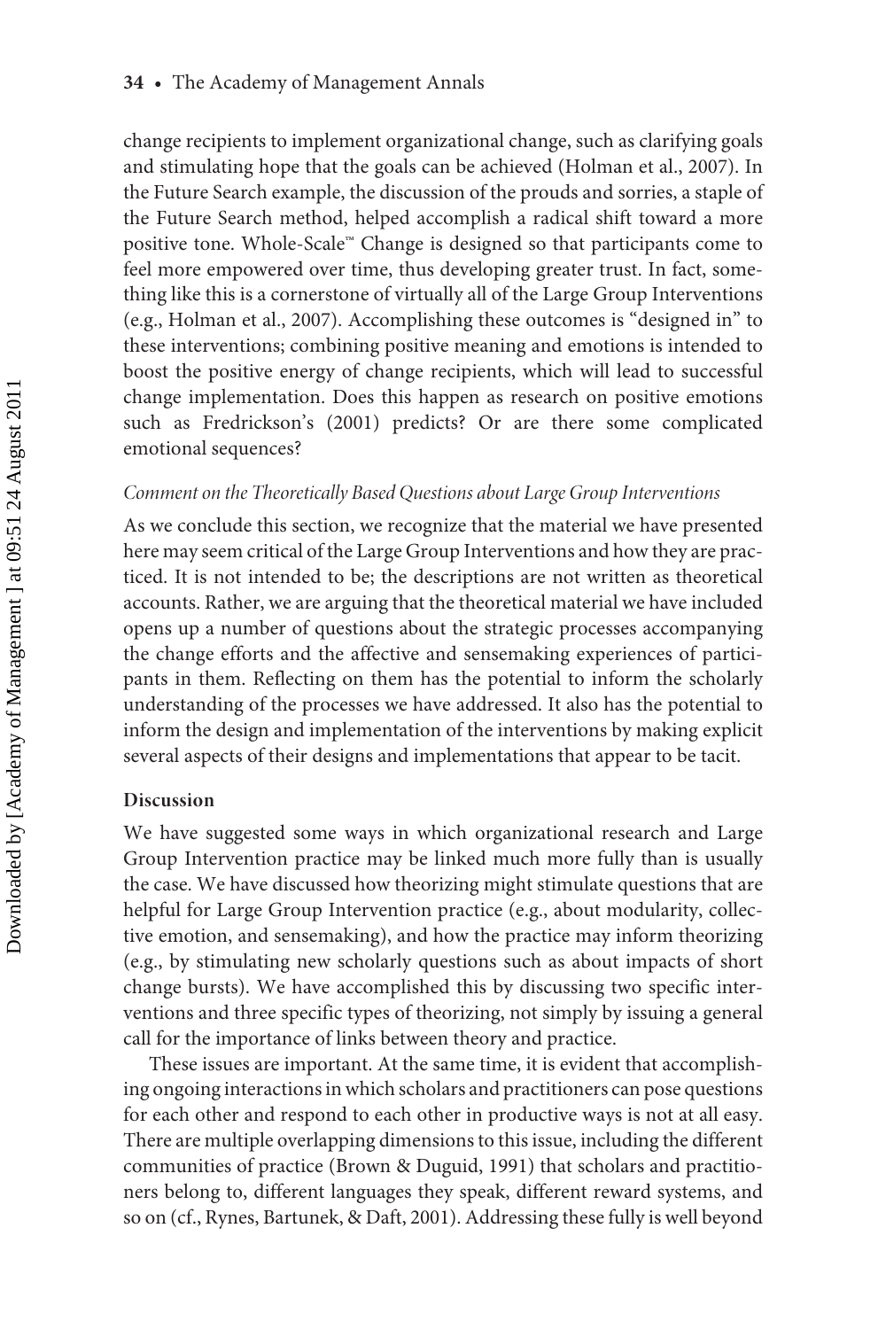change recipients to implement organizational change, such as clarifying goals and stimulating hope that the goals can be achieved (Holman et al., 2007). In the Future Search example, the discussion of the prouds and sorries, a staple of the Future Search method, helped accomplish a radical shift toward a more positive tone. Whole-Scale™ Change is designed so that participants come to feel more empowered over time, thus developing greater trust. In fact, something like this is a cornerstone of virtually all of the Large Group Interventions (e.g., Holman et al., 2007). Accomplishing these outcomes is "designed in" to these interventions; combining positive meaning and emotions is intended to boost the positive energy of change recipients, which will lead to successful change implementation. Does this happen as research on positive emotions such as Fredrickson's (2001) predicts? Or are there some complicated emotional sequences?

#### *Comment on the Theoretically Based Questions about Large Group Interventions*

As we conclude this section, we recognize that the material we have presented here may seem critical of the Large Group Interventions and how they are practiced. It is not intended to be; the descriptions are not written as theoretical accounts. Rather, we are arguing that the theoretical material we have included opens up a number of questions about the strategic processes accompanying the change efforts and the affective and sensemaking experiences of participants in them. Reflecting on them has the potential to inform the scholarly understanding of the processes we have addressed. It also has the potential to inform the design and implementation of the interventions by making explicit several aspects of their designs and implementations that appear to be tacit.

### Discussion

We have suggested some ways in which organizational research and Large Group Intervention practice may be linked much more fully than is usually the case. We have discussed how theorizing might stimulate questions that are helpful for Large Group Intervention practice (e.g., about modularity, collective emotion, and sensemaking), and how the practice may inform theorizing (e.g., by stimulating new scholarly questions such as about impacts of short change bursts). We have accomplished this by discussing two specific interventions and three specific types of theorizing, not simply by issuing a general call for the importance of links between theory and practice.

These issues are important. At the same time, it is evident that accomplishing ongoing interactions in which scholars and practitioners can pose questions for each other and respond to each other in productive ways is not at all easy. There are multiple overlapping dimensions to this issue, including the different communities of practice (Brown & Duguid, 1991) that scholars and practitioners belong to, different languages they speak, different reward systems, and so on (cf., Rynes, Bartunek, & Daft, 2001). Addressing these fully is well beyond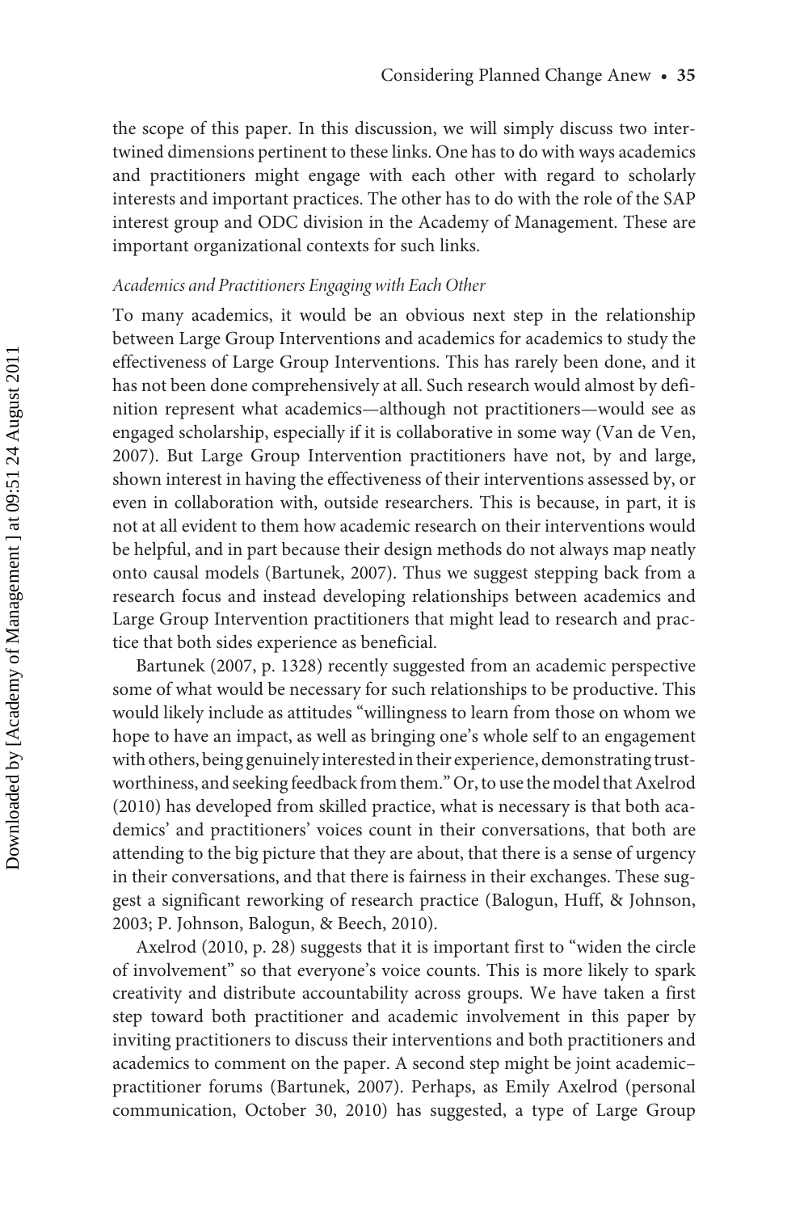the scope of this paper. In this discussion, we will simply discuss two intertwined dimensions pertinent to these links. One has to do with ways academics and practitioners might engage with each other with regard to scholarly interests and important practices. The other has to do with the role of the SAP interest group and ODC division in the Academy of Management. These are important organizational contexts for such links.

*Academics and Practitioners Engaging with Each Other*

To many academics, it would be an obvious next step in the relationship between Large Group Interventions and academics for academics to study the effectiveness of Large Group Interventions. This has rarely been done, and it has not been done comprehensively at all. Such research would almost by definition represent what academics—although not practitioners—would see as engaged scholarship, especially if it is collaborative in some way (Van de Ven, 2007). But Large Group Intervention practitioners have not, by and large, shown interest in having the effectiveness of their interventions assessed by, or even in collaboration with, outside researchers. This is because, in part, it is not at all evident to them how academic research on their interventions would be helpful, and in part because their design methods do not always map neatly onto causal models (Bartunek, 2007). Thus we suggest stepping back from a research focus and instead developing relationships between academics and Large Group Intervention practitioners that might lead to research and practice that both sides experience as beneficial.

Bartunek (2007, p. 1328) recently suggested from an academic perspective some of what would be necessary for such relationships to be productive. This would likely include as attitudes "willingness to learn from those on whom we hope to have an impact, as well as bringing one's whole self to an engagement with others, being genuinely interested in their experience, demonstrating trustworthiness, and seeking feedback from them." Or, to use the model that Axelrod (2010) has developed from skilled practice, what is necessary is that both academics' and practitioners' voices count in their conversations, that both are attending to the big picture that they are about, that there is a sense of urgency in their conversations, and that there is fairness in their exchanges. These suggest a significant reworking of research practice (Balogun, Huff, & Johnson, 2003; P. Johnson, Balogun, & Beech, 2010).

Axelrod (2010, p. 28) suggests that it is important first to "widen the circle of involvement" so that everyone's voice counts. This is more likely to spark creativity and distribute accountability across groups. We have taken a first step toward both practitioner and academic involvement in this paper by inviting practitioners to discuss their interventions and both practitioners and academics to comment on the paper. A second step might be joint academic–practitioner forums (Bartunek, 2007). Perhaps, as Emily Axelrod (personal communication, October 30, 2010) has suggested, a type of Large Group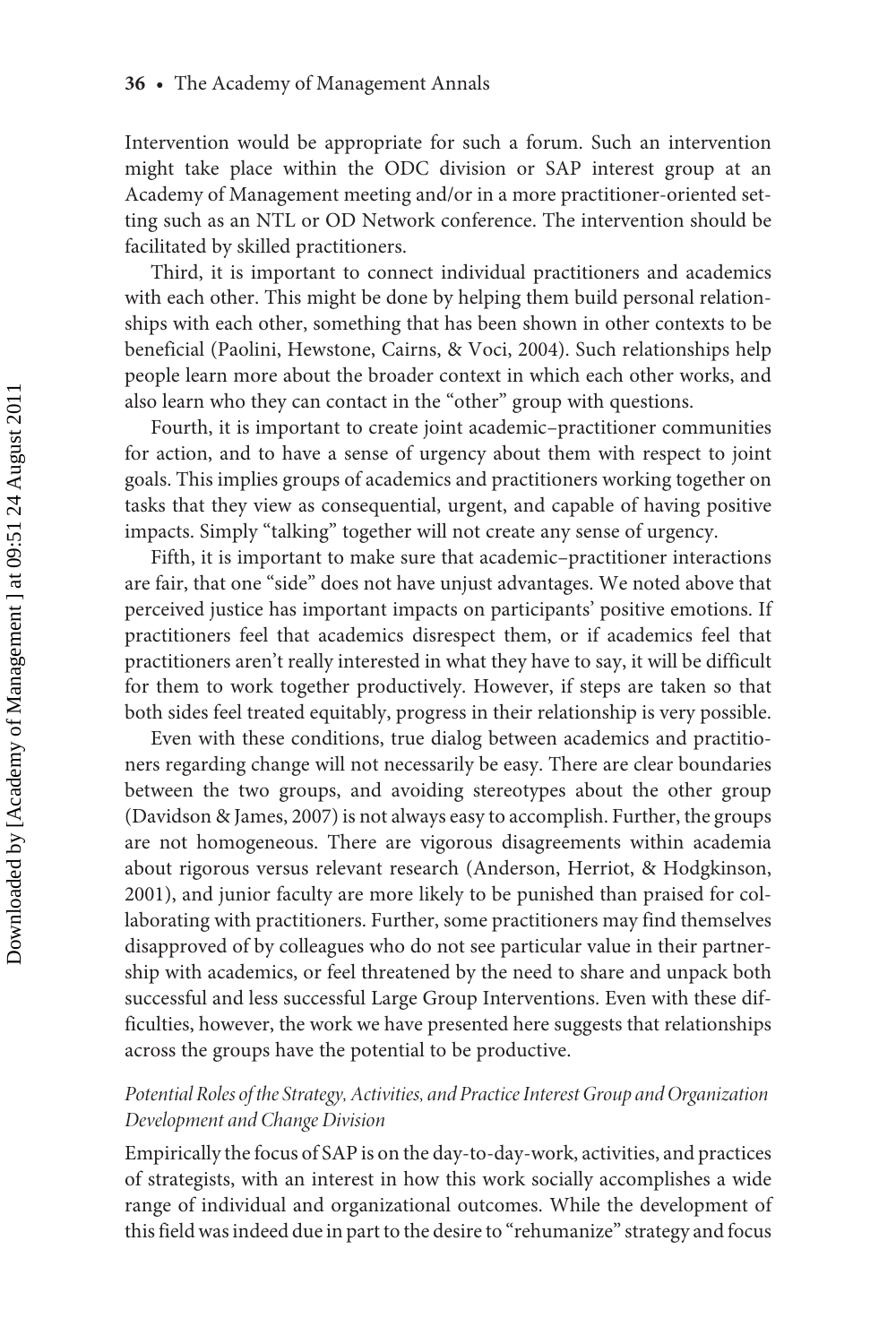Intervention would be appropriate for such a forum. Such an intervention might take place within the ODC division or SAP interest group at an Academy of Management meeting and/or in a more practitioner-oriented setting such as an NTL or OD Network conference. The intervention should be facilitated by skilled practitioners.

Third, it is important to connect individual practitioners and academics with each other. This might be done by helping them build personal relationships with each other, something that has been shown in other contexts to be beneficial (Paolini, Hewstone, Cairns, & Voci, 2004). Such relationships help people learn more about the broader context in which each other works, and also learn who they can contact in the "other" group with questions.

Fourth, it is important to create joint academic–practitioner communities for action, and to have a sense of urgency about them with respect to joint goals. This implies groups of academics and practitioners working together on tasks that they view as consequential, urgent, and capable of having positive impacts. Simply "talking" together will not create any sense of urgency.

Fifth, it is important to make sure that academic–practitioner interactions are fair, that one "side" does not have unjust advantages. We noted above that perceived justice has important impacts on participants' positive emotions. If practitioners feel that academics disrespect them, or if academics feel that practitioners aren't really interested in what they have to say, it will be difficult for them to work together productively. However, if steps are taken so that both sides feel treated equitably, progress in their relationship is very possible.

Even with these conditions, true dialog between academics and practitioners regarding change will not necessarily be easy. There are clear boundaries between the two groups, and avoiding stereotypes about the other group (Davidson & James, 2007) is not always easy to accomplish. Further, the groups are not homogeneous. There are vigorous disagreements within academia about rigorous versus relevant research (Anderson, Herriot, & Hodgkinson, 2001), and junior faculty are more likely to be punished than praised for collaborating with practitioners. Further, some practitioners may find themselves disapproved of by colleagues who do not see particular value in their partnership with academics, or feel threatened by the need to share and unpack both successful and less successful Large Group Interventions. Even with these difficulties, however, the work we have presented here suggests that relationships across the groups have the potential to be productive.

### *Potential Roles of the Strategy, Activities, and Practice Interest Group and Organization Development and Change Division*

Empirically the focus of SAP is on the day-to-day-work, activities, and practices of strategists, with an interest in how this work socially accomplishes a wide range of individual and organizational outcomes. While the development of this field was indeed due in part to the desire to "rehumanize" strategy and focus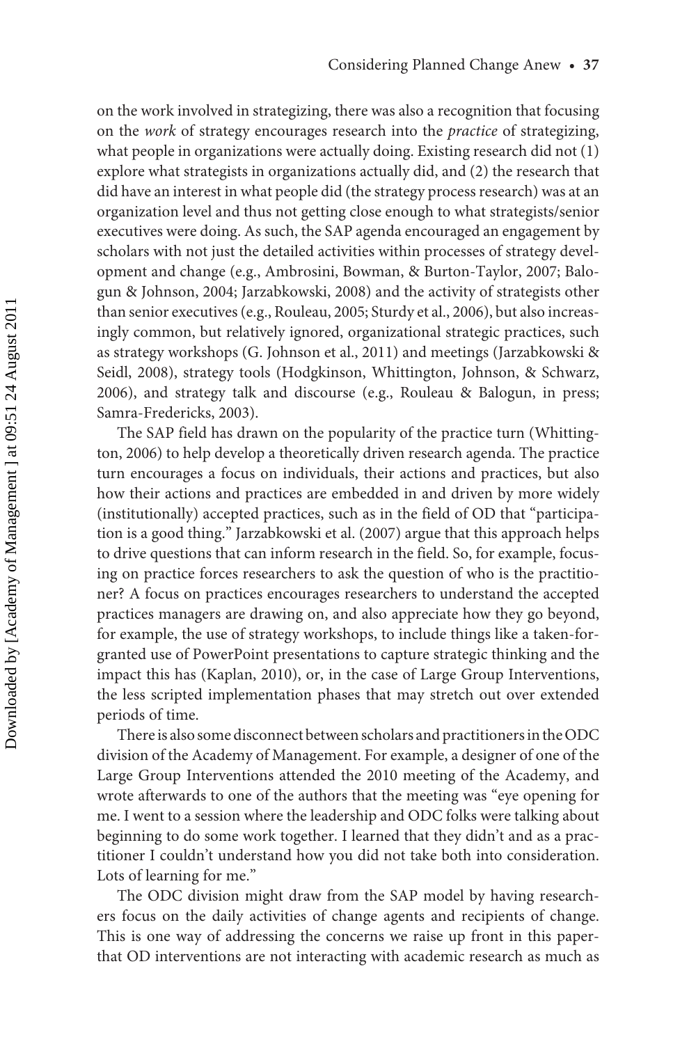on the work involved in strategizing, there was also a recognition that focusing on the *work* of strategy encourages research into the *practice* of strategizing, what people in organizations were actually doing. Existing research did not (1) explore what strategists in organizations actually did, and (2) the research that did have an interest in what people did (the strategy process research) was at an organization level and thus not getting close enough to what strategists/senior executives were doing. As such, the SAP agenda encouraged an engagement by scholars with not just the detailed activities within processes of strategy development and change (e.g., Ambrosini, Bowman, & Burton-Taylor, 2007; Balogun & Johnson, 2004; Jarzabkowski, 2008) and the activity of strategists other than senior executives (e.g., Rouleau, 2005; Sturdy et al., 2006), but also increasingly common, but relatively ignored, organizational strategic practices, such as strategy workshops (G. Johnson et al., 2011) and meetings (Jarzabkowski & Seidl, 2008), strategy tools (Hodgkinson, Whittington, Johnson, & Schwarz, 2006), and strategy talk and discourse (e.g., Rouleau & Balogun, in press; Samra-Fredericks, 2003).

The SAP field has drawn on the popularity of the practice turn (Whittington, 2006) to help develop a theoretically driven research agenda. The practice turn encourages a focus on individuals, their actions and practices, but also how their actions and practices are embedded in and driven by more widely (institutionally) accepted practices, such as in the field of OD that "participation is a good thing." Jarzabkowski et al. (2007) argue that this approach helps to drive questions that can inform research in the field. So, for example, focusing on practice forces researchers to ask the question of who is the practitioner? A focus on practices encourages researchers to understand the accepted practices managers are drawing on, and also appreciate how they go beyond, for example, the use of strategy workshops, to include things like a taken-for-granted use of PowerPoint presentations to capture strategic thinking and the impact this has (Kaplan, 2010), or, in the case of Large Group Interventions, the less scripted implementation phases that may stretch out over extended periods of time.

There is also some disconnect between scholars and practitioners in the ODC division of the Academy of Management. For example, a designer of one of the Large Group Interventions attended the 2010 meeting of the Academy, and wrote afterwards to one of the authors that the meeting was "eye opening for me. I went to a session where the leadership and ODC folks were talking about beginning to do some work together. I learned that they didn't and as a practitioner I couldn't understand how you did not take both into consideration. Lots of learning for me."

The ODC division might draw from the SAP model by having researchers focus on the daily activities of change agents and recipients of change. This is one way of addressing the concerns we raise up front in this paper-that OD interventions are not interacting with academic research as much as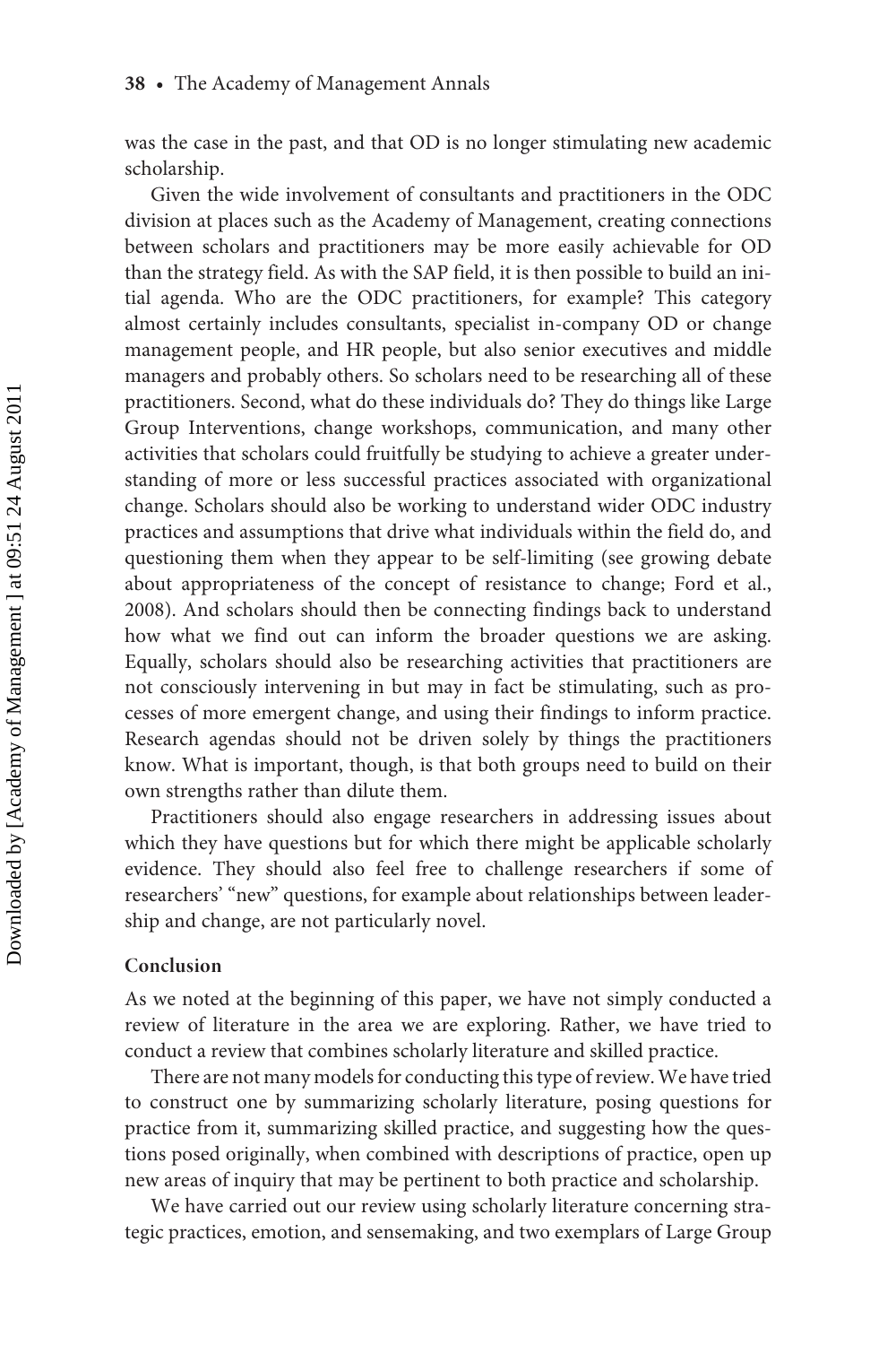was the case in the past, and that OD is no longer stimulating new academic scholarship.

Given the wide involvement of consultants and practitioners in the ODC division at places such as the Academy of Management, creating connections between scholars and practitioners may be more easily achievable for OD than the strategy field. As with the SAP field, it is then possible to build an initial agenda. Who are the ODC practitioners, for example? This category almost certainly includes consultants, specialist in-company OD or change management people, and HR people, but also senior executives and middle managers and probably others. So scholars need to be researching all of these practitioners. Second, what do these individuals do? They do things like Large Group Interventions, change workshops, communication, and many other activities that scholars could fruitfully be studying to achieve a greater understanding of more or less successful practices associated with organizational change. Scholars should also be working to understand wider ODC industry practices and assumptions that drive what individuals within the field do, and questioning them when they appear to be self-limiting (see growing debate about appropriateness of the concept of resistance to change; Ford et al., 2008). And scholars should then be connecting findings back to understand how what we find out can inform the broader questions we are asking. Equally, scholars should also be researching activities that practitioners are not consciously intervening in but may in fact be stimulating, such as processes of more emergent change, and using their findings to inform practice. Research agendas should not be driven solely by things the practitioners know. What is important, though, is that both groups need to build on their own strengths rather than dilute them.

Practitioners should also engage researchers in addressing issues about which they have questions but for which there might be applicable scholarly evidence. They should also feel free to challenge researchers if some of researchers' "new" questions, for example about relationships between leadership and change, are not particularly novel.

### Conclusion

As we noted at the beginning of this paper, we have not simply conducted a review of literature in the area we are exploring. Rather, we have tried to conduct a review that combines scholarly literature and skilled practice.

There are not many models for conducting this type of review. We have tried to construct one by summarizing scholarly literature, posing questions for practice from it, summarizing skilled practice, and suggesting how the questions posed originally, when combined with descriptions of practice, open up new areas of inquiry that may be pertinent to both practice and scholarship.

We have carried out our review using scholarly literature concerning strategic practices, emotion, and sensemaking, and two exemplars of Large Group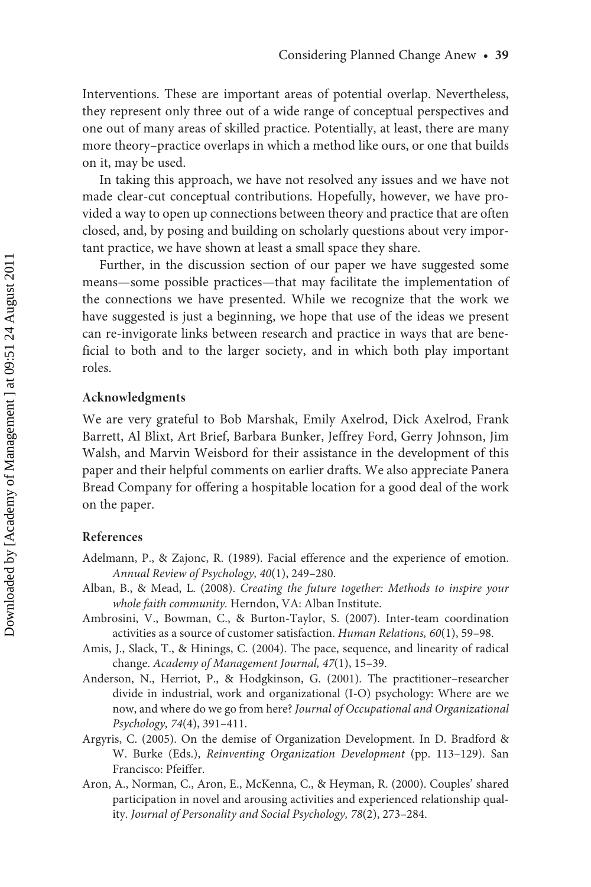Interventions. These are important areas of potential overlap. Nevertheless, they represent only three out of a wide range of conceptual perspectives and one out of many areas of skilled practice. Potentially, at least, there are many more theory–practice overlaps in which a method like ours, or one that builds on it, may be used.

In taking this approach, we have not resolved any issues and we have not made clear-cut conceptual contributions. Hopefully, however, we have provided a way to open up connections between theory and practice that are often closed, and, by posing and building on scholarly questions about very important practice, we have shown at least a small space they share.

Further, in the discussion section of our paper we have suggested some means—some possible practices—that may facilitate the implementation of the connections we have presented. While we recognize that the work we have suggested is just a beginning, we hope that use of the ideas we present can re-invigorate links between research and practice in ways that are beneficial to both and to the larger society, and in which both play important roles.

### Acknowledgments

We are very grateful to Bob Marshak, Emily Axelrod, Dick Axelrod, Frank Barrett, Al Blixt, Art Brief, Barbara Bunker, Jeffrey Ford, Gerry Johnson, Jim Walsh, and Marvin Weisbord for their assistance in the development of this paper and their helpful comments on earlier drafts. We also appreciate Panera Bread Company for offering a hospitable location for a good deal of the work on the paper.

### References

Adelmann, P., & Zajonc, R. (1989). Facial efference and the experience of emotion. *Annual Review of Psychology, 40*(1), 249–280.

Alban, B., & Mead, L. (2008). *Creating the future together: Methods to inspire your whole faith community.* Herndon, VA: Alban Institute.

Ambrosini, V., Bowman, C., & Burton-Taylor, S. (2007). Inter-team coordination activities as a source of customer satisfaction. *Human Relations, 60*(1), 59–98.

Amis, J., Slack, T., & Hinings, C. (2004). The pace, sequence, and linearity of radical change. *Academy of Management Journal, 47*(1), 15–39.

Anderson, N., Herriot, P., & Hodgkinson, G. (2001). The practitioner–researcher divide in industrial, work and organizational (I-O) psychology: Where are we now, and where do we go from here? *Journal of Occupational and Organizational Psychology, 74*(4), 391–411.

Argyris, C. (2005). On the demise of Organization Development. In D. Bradford & W. Burke (Eds.), *Reinventing Organization Development* (pp. 113–129). San Francisco: Pfeiffer.

Aron, A., Norman, C., Aron, E., McKenna, C., & Heyman, R. (2000). Couples' shared participation in novel and arousing activities and experienced relationship quality. *Journal of Personality and Social Psychology, 78*(2), 273–284.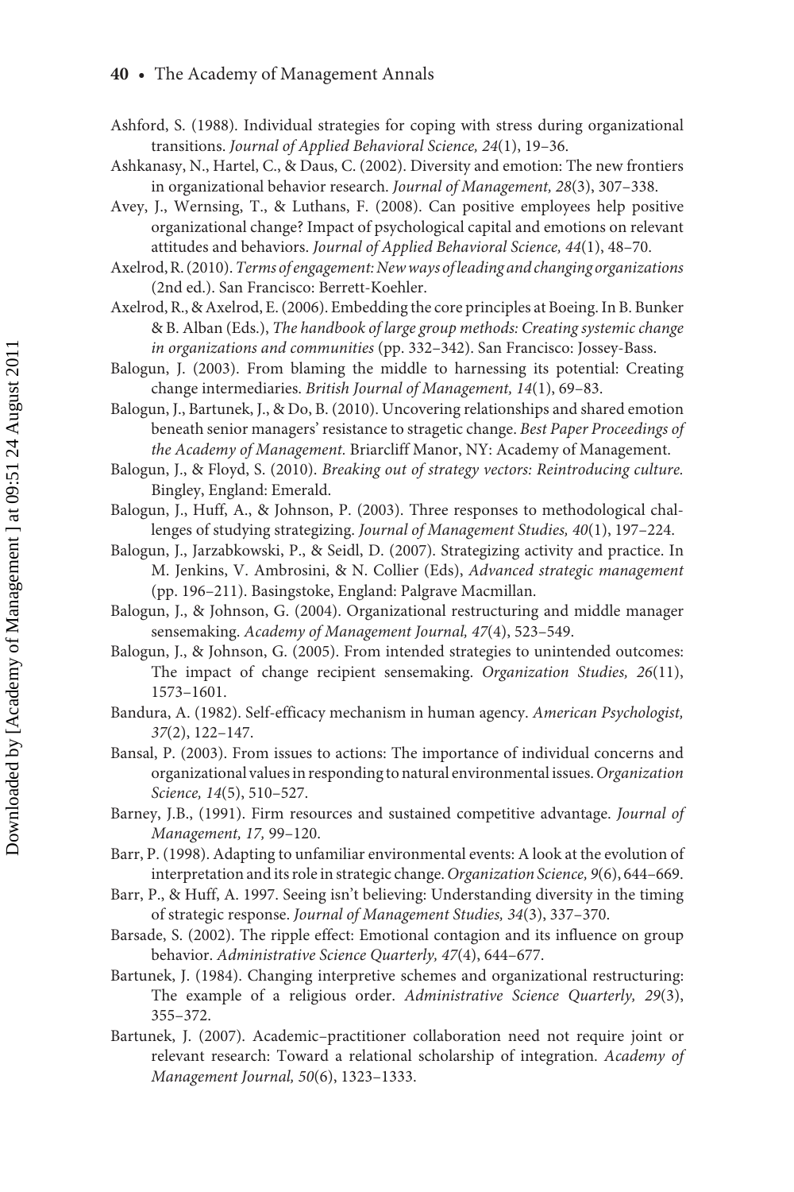Ashford, S. (1988). Individual strategies for coping with stress during organizational transitions. *Journal of Applied Behavioral Science, 24*(1), 19–36.

Ashkanasy, N., Hartel, C., & Daus, C. (2002). Diversity and emotion: The new frontiers in organizational behavior research. *Journal of Management, 28*(3), 307–338.

Avey, J., Wernsing, T., & Luthans, F. (2008). Can positive employees help positive organizational change? Impact of psychological capital and emotions on relevant attitudes and behaviors. *Journal of Applied Behavioral Science, 44*(1), 48–70.

Axelrod, R. (2010). *Terms of engagement: New ways of leading and changing organizations* (2nd ed.). San Francisco: Berrett-Koehler.

Axelrod, R., & Axelrod, E. (2006). Embedding the core principles at Boeing. In B. Bunker & B. Alban (Eds.), *The handbook of large group methods: Creating systemic change in organizations and communities* (pp. 332–342). San Francisco: Jossey-Bass.

Balogun, J. (2003). From blaming the middle to harnessing its potential: Creating change intermediaries. *British Journal of Management, 14*(1), 69–83.

Balogun, J., Bartunek, J., & Do, B. (2010). Uncovering relationships and shared emotion beneath senior managers' resistance to stragetic change. *Best Paper Proceedings of the Academy of Management.* Briarcliff Manor, NY: Academy of Management.

Balogun, J., & Floyd, S. (2010). *Breaking out of strategy vectors: Reintroducing culture.* Bingley, England: Emerald.

Balogun, J., Huff, A., & Johnson, P. (2003). Three responses to methodological challenges of studying strategizing. *Journal of Management Studies, 40*(1), 197–224.

Balogun, J., Jarzabkowski, P., & Seidl, D. (2007). Strategizing activity and practice. In M. Jenkins, V. Ambrosini, & N. Collier (Eds), *Advanced strategic management* (pp. 196–211). Basingstoke, England: Palgrave Macmillan.

Balogun, J., & Johnson, G. (2004). Organizational restructuring and middle manager sensemaking. *Academy of Management Journal, 47*(4), 523–549.

Balogun, J., & Johnson, G. (2005). From intended strategies to unintended outcomes: The impact of change recipient sensemaking. *Organization Studies, 26*(11), 1573–1601.

Bandura, A. (1982). Self-efficacy mechanism in human agency. *American Psychologist, 37*(2), 122–147.

Bansal, P. (2003). From issues to actions: The importance of individual concerns and organizational values in responding to natural environmental issues. *Organization Science, 14*(5), 510–527.

Barney, J.B., (1991). Firm resources and sustained competitive advantage. *Journal of Management, 17,* 99–120.

Barr, P. (1998). Adapting to unfamiliar environmental events: A look at the evolution of interpretation and its role in strategic change. *Organization Science, 9*(6), 644–669.

Barr, P., & Huff, A. 1997. Seeing isn't believing: Understanding diversity in the timing of strategic response. *Journal of Management Studies, 34*(3), 337–370.

Barsade, S. (2002). The ripple effect: Emotional contagion and its influence on group behavior. *Administrative Science Quarterly, 47*(4), 644–677.

Bartunek, J. (1984). Changing interpretive schemes and organizational restructuring: The example of a religious order. *Administrative Science Quarterly, 29*(3), 355–372.

Bartunek, J. (2007). Academic–practitioner collaboration need not require joint or relevant research: Toward a relational scholarship of integration. *Academy of Management Journal, 50*(6), 1323–1333.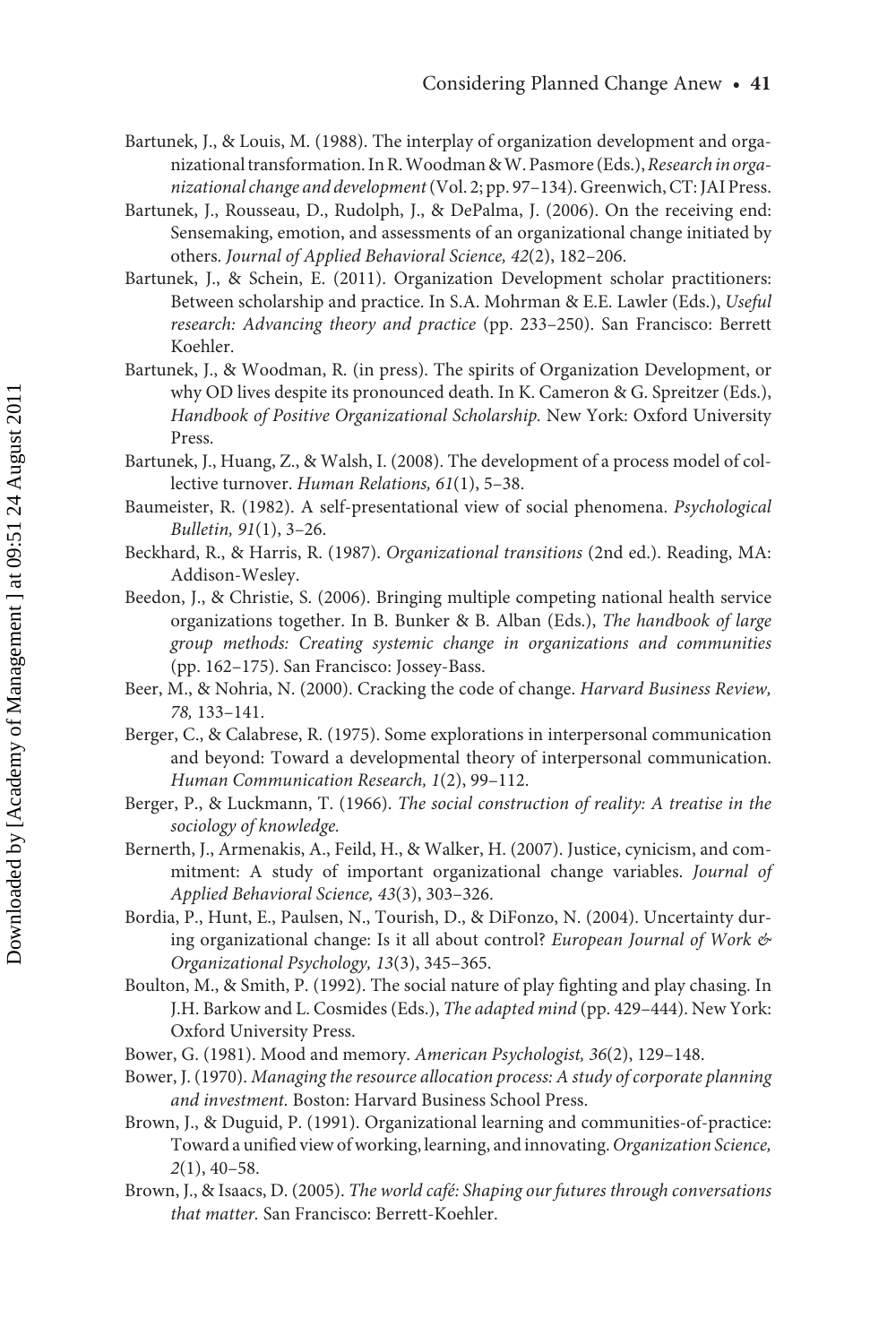Bartunek, J., & Louis, M. (1988). The interplay of organization development and organizational transformation. In R. Woodman & W. Pasmore (Eds.), *Research in organizational change and development* (Vol. 2; pp. 97–134). Greenwich, CT: JAI Press.

Bartunek, J., Rousseau, D., Rudolph, J., & DePalma, J. (2006). On the receiving end: Sensemaking, emotion, and assessments of an organizational change initiated by others. *Journal of Applied Behavioral Science, 42*(2), 182–206.

Bartunek, J., & Schein, E. (2011). Organization Development scholar practitioners: Between scholarship and practice. In S.A. Mohrman & E.E. Lawler (Eds.), *Useful research: Advancing theory and practice* (pp. 233–250). San Francisco: Berrett Koehler.

Bartunek, J., & Woodman, R. (in press). The spirits of Organization Development, or why OD lives despite its pronounced death. In K. Cameron & G. Spreitzer (Eds.), *Handbook of Positive Organizational Scholarship*. New York: Oxford University Press.

Bartunek, J., Huang, Z., & Walsh, I. (2008). The development of a process model of collective turnover. *Human Relations, 61*(1), 5–38.

Baumeister, R. (1982). A self-presentational view of social phenomena. *Psychological Bulletin, 91*(1), 3–26.

Beckhard, R., & Harris, R. (1987). *Organizational transitions* (2nd ed.). Reading, MA: Addison-Wesley.

Beedon, J., & Christie, S. (2006). Bringing multiple competing national health service organizations together. In B. Bunker & B. Alban (Eds.), *The handbook of large group methods: Creating systemic change in organizations and communities* (pp. 162–175). San Francisco: Jossey-Bass.

Beer, M., & Nohria, N. (2000). Cracking the code of change. *Harvard Business Review, 78,* 133–141.

Berger, C., & Calabrese, R. (1975). Some explorations in interpersonal communication and beyond: Toward a developmental theory of interpersonal communication. *Human Communication Research, 1*(2), 99–112.

Berger, P., & Luckmann, T. (1966). *The social construction of reality: A treatise in the sociology of knowledge.*

Bernerth, J., Armenakis, A., Feild, H., & Walker, H. (2007). Justice, cynicism, and commitment: A study of important organizational change variables. *Journal of Applied Behavioral Science, 43*(3), 303–326.

Bordia, P., Hunt, E., Paulsen, N., Tourish, D., & DiFonzo, N. (2004). Uncertainty during organizational change: Is it all about control? *European Journal of Work & Organizational Psychology, 13*(3), 345–365.

Boulton, M., & Smith, P. (1992). The social nature of play fighting and play chasing. In J.H. Barkow and L. Cosmides (Eds.), *The adapted mind* (pp. 429–444). New York: Oxford University Press.

Bower, G. (1981). Mood and memory. *American Psychologist, 36*(2), 129–148.

Bower, J. (1970). *Managing the resource allocation process: A study of corporate planning and investment.* Boston: Harvard Business School Press.

Brown, J., & Duguid, P. (1991). Organizational learning and communities-of-practice: Toward a unified view of working, learning, and innovating. *Organization Science, 2*(1), 40–58.

Brown, J., & Isaacs, D. (2005). *The world café: Shaping our futures through conversations that matter.* San Francisco: Berrett-Koehler.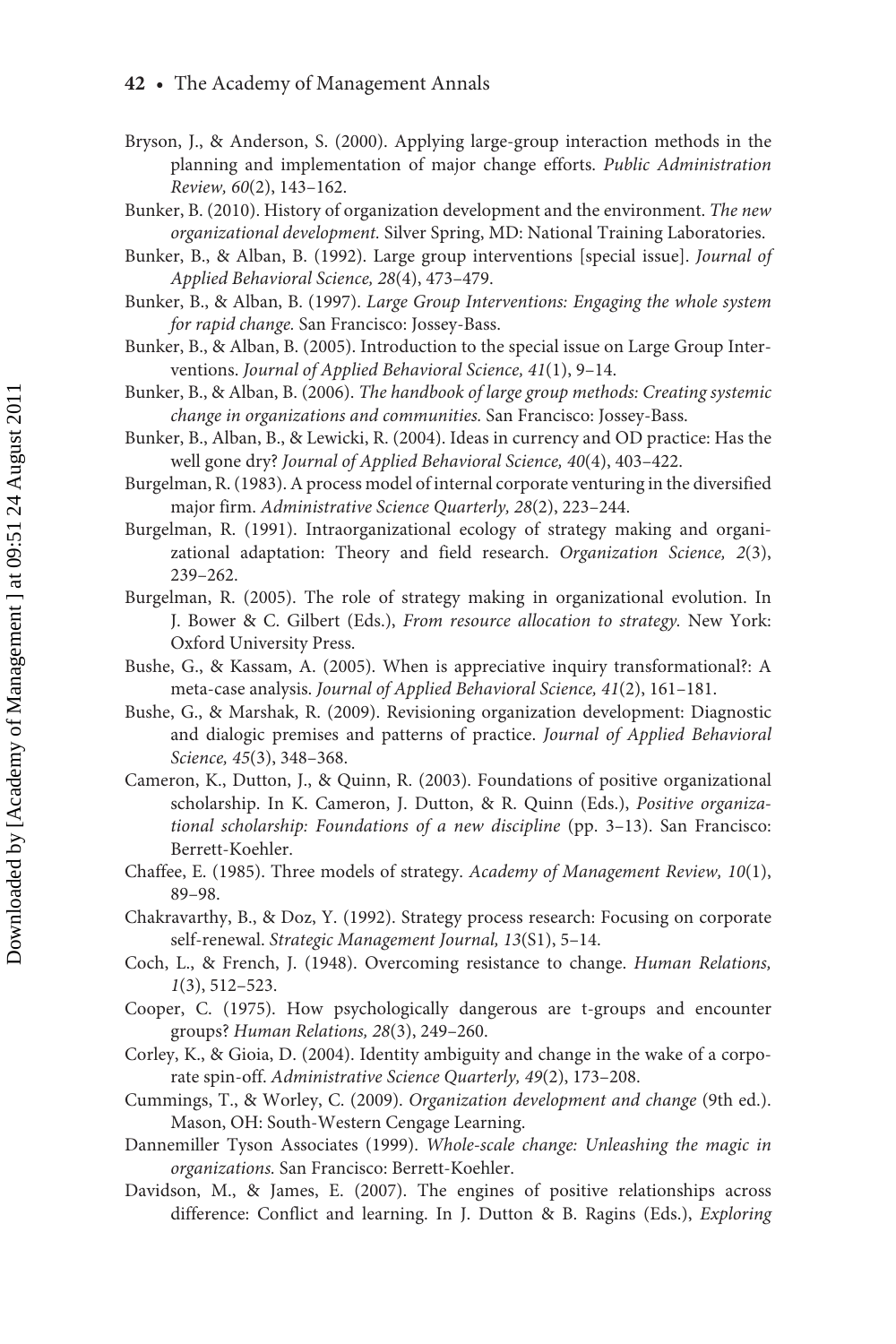Bryson, J., & Anderson, S. (2000). Applying large-group interaction methods in the planning and implementation of major change efforts. *Public Administration Review, 60*(2), 143–162.

Bunker, B. (2010). History of organization development and the environment. *The new organizational development.* Silver Spring, MD: National Training Laboratories.

Bunker, B., & Alban, B. (1992). Large group interventions [special issue]. *Journal of Applied Behavioral Science, 28*(4), 473–479.

Bunker, B., & Alban, B. (1997). *Large Group Interventions: Engaging the whole system for rapid change.* San Francisco: Jossey-Bass.

Bunker, B., & Alban, B. (2005). Introduction to the special issue on Large Group Interventions. *Journal of Applied Behavioral Science, 41*(1), 9–14.

Bunker, B., & Alban, B. (2006). *The handbook of large group methods: Creating systemic change in organizations and communities.* San Francisco: Jossey-Bass.

Bunker, B., Alban, B., & Lewicki, R. (2004). Ideas in currency and OD practice: Has the well gone dry? *Journal of Applied Behavioral Science, 40*(4), 403–422.

Burgelman, R. (1983). A process model of internal corporate venturing in the diversified major firm. *Administrative Science Quarterly, 28*(2), 223–244.

Burgelman, R. (1991). Intraorganizational ecology of strategy making and organizational adaptation: Theory and field research. *Organization Science, 2*(3), 239–262.

Burgelman, R. (2005). The role of strategy making in organizational evolution. In J. Bower & C. Gilbert (Eds.), *From resource allocation to strategy.* New York: Oxford University Press.

Bushe, G., & Kassam, A. (2005). When is appreciative inquiry transformational?: A meta-case analysis. *Journal of Applied Behavioral Science, 41*(2), 161–181.

Bushe, G., & Marshak, R. (2009). Revisioning organization development: Diagnostic and dialogic premises and patterns of practice. *Journal of Applied Behavioral Science, 45*(3), 348–368.

Cameron, K., Dutton, J., & Quinn, R. (2003). Foundations of positive organizational scholarship. In K. Cameron, J. Dutton, & R. Quinn (Eds.), *Positive organizational scholarship: Foundations of a new discipline* (pp. 3–13). San Francisco: Berrett-Koehler.

Chaffee, E. (1985). Three models of strategy. *Academy of Management Review, 10*(1), 89–98.

Chakravarthy, B., & Doz, Y. (1992). Strategy process research: Focusing on corporate self-renewal. *Strategic Management Journal, 13*(S1), 5–14.

Coch, L., & French, J. (1948). Overcoming resistance to change. *Human Relations, 1*(3), 512–523.

Cooper, C. (1975). How psychologically dangerous are t-groups and encounter groups? *Human Relations, 28*(3), 249–260.

Corley, K., & Gioia, D. (2004). Identity ambiguity and change in the wake of a corporate spin-off. *Administrative Science Quarterly, 49*(2), 173–208.

Cummings, T., & Worley, C. (2009). *Organization development and change* (9th ed.). Mason, OH: South-Western Cengage Learning.

Dannemiller Tyson Associates (1999). *Whole-scale change: Unleashing the magic in organizations.* San Francisco: Berrett-Koehler.

Davidson, M., & James, E. (2007). The engines of positive relationships across difference: Conflict and learning. In J. Dutton & B. Ragins (Eds.), *Exploring*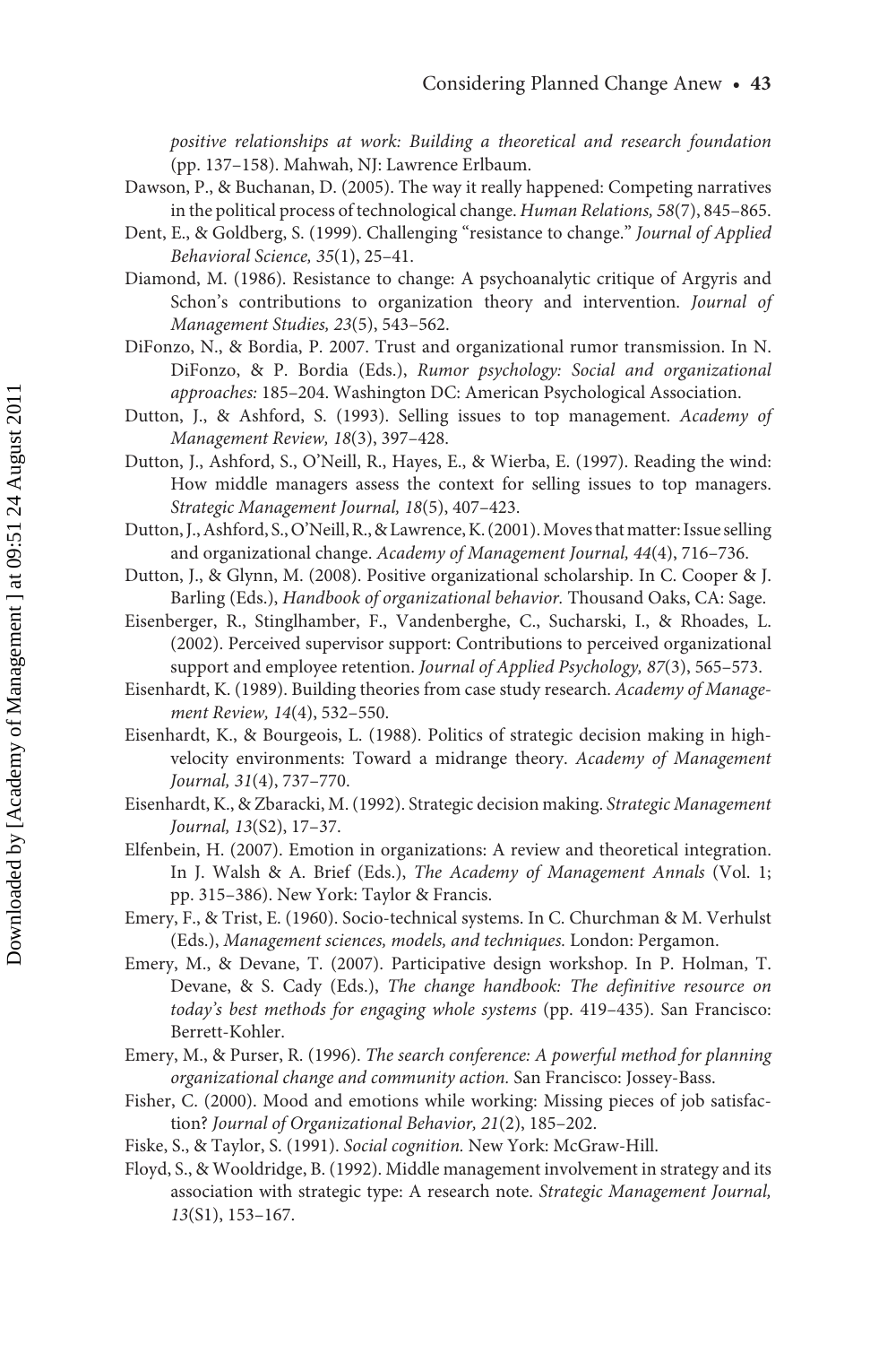*positive relationships at work: Building a theoretical and research foundation* (pp. 137–158). Mahwah, NJ: Lawrence Erlbaum.

Dawson, P., & Buchanan, D. (2005). The way it really happened: Competing narratives in the political process of technological change. *Human Relations, 58*(7), 845–865.

Dent, E., & Goldberg, S. (1999). Challenging "resistance to change." *Journal of Applied Behavioral Science, 35*(1), 25–41.

Diamond, M. (1986). Resistance to change: A psychoanalytic critique of Argyris and Schon's contributions to organization theory and intervention. *Journal of Management Studies, 23*(5), 543–562.

DiFonzo, N., & Bordia, P. 2007. Trust and organizational rumor transmission. In N. DiFonzo, & P. Bordia (Eds.), *Rumor psychology: Social and organizational approaches:* 185–204. Washington DC: American Psychological Association.

Dutton, J., & Ashford, S. (1993). Selling issues to top management. *Academy of Management Review, 18*(3), 397–428.

Dutton, J., Ashford, S., O'Neill, R., Hayes, E., & Wierba, E. (1997). Reading the wind: How middle managers assess the context for selling issues to top managers. *Strategic Management Journal, 18*(5), 407–423.

Dutton, J., Ashford, S., O'Neill, R., & Lawrence, K. (2001). Moves that matter: Issue selling and organizational change. *Academy of Management Journal, 44*(4), 716–736.

Dutton, J., & Glynn, M. (2008). Positive organizational scholarship. In C. Cooper & J. Barling (Eds.), *Handbook of organizational behavior.* Thousand Oaks, CA: Sage.

Eisenberger, R., Stinglhamber, F., Vandenberghe, C., Sucharski, I., & Rhoades, L. (2002). Perceived supervisor support: Contributions to perceived organizational support and employee retention. *Journal of Applied Psychology, 87*(3), 565–573.

Eisenhardt, K. (1989). Building theories from case study research. *Academy of Management Review, 14*(4), 532–550.

Eisenhardt, K., & Bourgeois, L. (1988). Politics of strategic decision making in high-velocity environments: Toward a midrange theory. *Academy of Management Journal, 31*(4), 737–770.

Eisenhardt, K., & Zbaracki, M. (1992). Strategic decision making. *Strategic Management Journal, 13*(S2), 17–37.

Elfenbein, H. (2007). Emotion in organizations: A review and theoretical integration. In J. Walsh & A. Brief (Eds.), *The Academy of Management Annals* (Vol. 1; pp. 315–386). New York: Taylor & Francis.

Emery, F., & Trist, E. (1960). Socio-technical systems. In C. Churchman & M. Verhulst (Eds.), *Management sciences, models, and techniques.* London: Pergamon.

Emery, M., & Devane, T. (2007). Participative design workshop. In P. Holman, T. Devane, & S. Cady (Eds.), *The change handbook: The definitive resource on today's best methods for engaging whole systems* (pp. 419–435). San Francisco: Berrett-Kohler.

Emery, M., & Purser, R. (1996). *The search conference: A powerful method for planning organizational change and community action.* San Francisco: Jossey-Bass.

Fisher, C. (2000). Mood and emotions while working: Missing pieces of job satisfaction? *Journal of Organizational Behavior, 21*(2), 185–202.

Fiske, S., & Taylor, S. (1991). *Social cognition.* New York: McGraw-Hill.

Floyd, S., & Wooldridge, B. (1992). Middle management involvement in strategy and its association with strategic type: A research note. *Strategic Management Journal, 13*(S1), 153–167.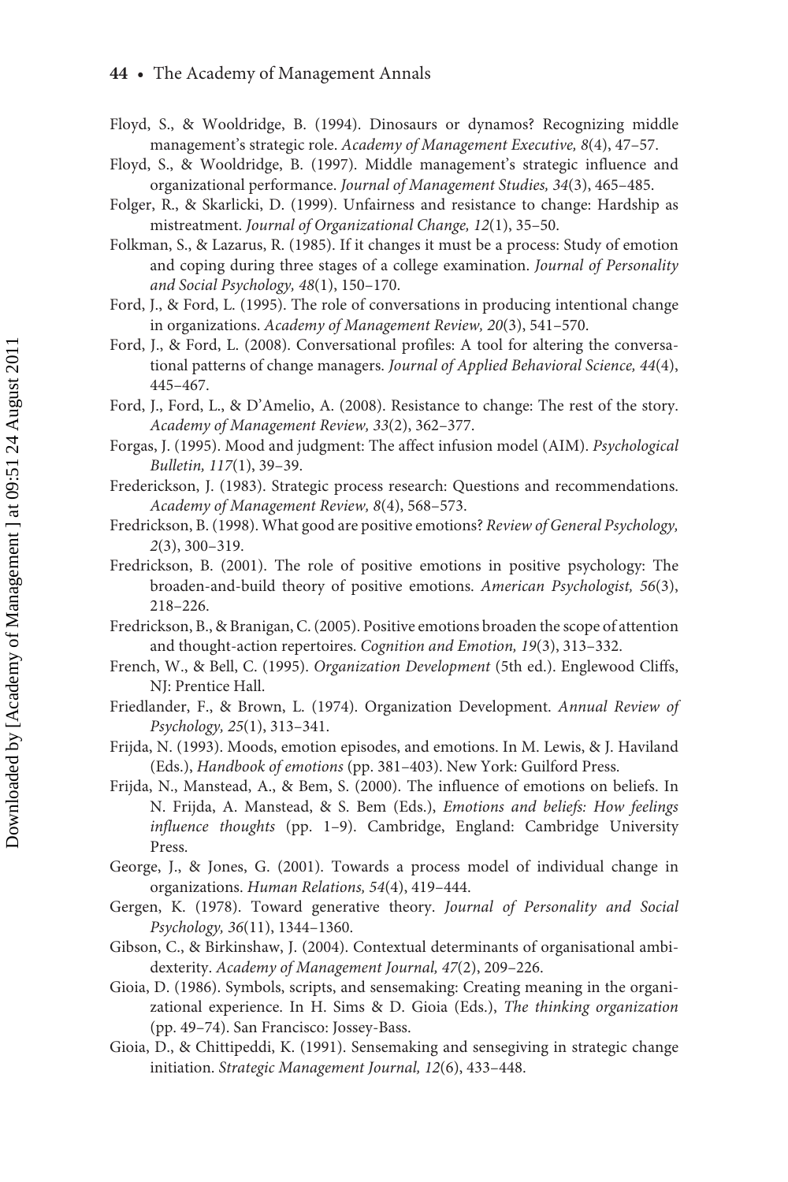Floyd, S., & Wooldridge, B. (1994). Dinosaurs or dynamos? Recognizing middle management's strategic role. *Academy of Management Executive, 8*(4), 47–57.

Floyd, S., & Wooldridge, B. (1997). Middle management's strategic influence and organizational performance. *Journal of Management Studies, 34*(3), 465–485.

Folger, R., & Skarlicki, D. (1999). Unfairness and resistance to change: Hardship as mistreatment. *Journal of Organizational Change, 12*(1), 35–50.

Folkman, S., & Lazarus, R. (1985). If it changes it must be a process: Study of emotion and coping during three stages of a college examination. *Journal of Personality and Social Psychology, 48*(1), 150–170.

Ford, J., & Ford, L. (1995). The role of conversations in producing intentional change in organizations. *Academy of Management Review, 20*(3), 541–570.

Ford, J., & Ford, L. (2008). Conversational profiles: A tool for altering the conversational patterns of change managers. *Journal of Applied Behavioral Science, 44*(4), 445–467.

Ford, J., Ford, L., & D'Amelio, A. (2008). Resistance to change: The rest of the story. *Academy of Management Review, 33*(2), 362–377.

Forgas, J. (1995). Mood and judgment: The affect infusion model (AIM). *Psychological Bulletin, 117*(1), 39–39.

Frederickson, J. (1983). Strategic process research: Questions and recommendations. *Academy of Management Review, 8*(4), 568–573.

Fredrickson, B. (1998). What good are positive emotions? *Review of General Psychology, 2*(3), 300–319.

Fredrickson, B. (2001). The role of positive emotions in positive psychology: The broaden-and-build theory of positive emotions. *American Psychologist, 56*(3), 218–226.

Fredrickson, B., & Branigan, C. (2005). Positive emotions broaden the scope of attention and thought-action repertoires. *Cognition and Emotion, 19*(3), 313–332.

French, W., & Bell, C. (1995). *Organization Development* (5th ed.). Englewood Cliffs, NJ: Prentice Hall.

Friedlander, F., & Brown, L. (1974). Organization Development. *Annual Review of Psychology, 25*(1), 313–341.

Frijda, N. (1993). Moods, emotion episodes, and emotions. In M. Lewis, & J. Haviland (Eds.), *Handbook of emotions* (pp. 381–403). New York: Guilford Press.

Frijda, N., Manstead, A., & Bem, S. (2000). The influence of emotions on beliefs. In N. Frijda, A. Manstead, & S. Bem (Eds.), *Emotions and beliefs: How feelings influence thoughts* (pp. 1–9). Cambridge, England: Cambridge University Press.

George, J., & Jones, G. (2001). Towards a process model of individual change in organizations. *Human Relations, 54*(4), 419–444.

Gergen, K. (1978). Toward generative theory. *Journal of Personality and Social Psychology, 36*(11), 1344–1360.

Gibson, C., & Birkinshaw, J. (2004). Contextual determinants of organisational ambidexterity. *Academy of Management Journal, 47*(2), 209–226.

Gioia, D. (1986). Symbols, scripts, and sensemaking: Creating meaning in the organizational experience. In H. Sims & D. Gioia (Eds.), *The thinking organization* (pp. 49–74). San Francisco: Jossey-Bass.

Gioia, D., & Chittipeddi, K. (1991). Sensemaking and sensegiving in strategic change initiation. *Strategic Management Journal, 12*(6), 433–448.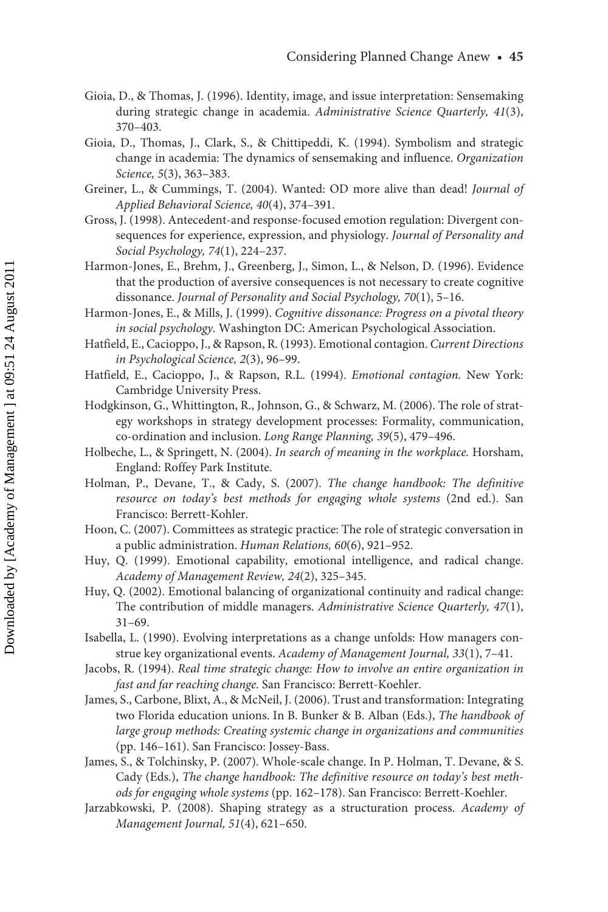Gioia, D., & Thomas, J. (1996). Identity, image, and issue interpretation: Sensemaking during strategic change in academia. *Administrative Science Quarterly, 41*(3), 370–403.

Gioia, D., Thomas, J., Clark, S., & Chittipeddi, K. (1994). Symbolism and strategic change in academia: The dynamics of sensemaking and influence. *Organization Science, 5*(3), 363–383.

Greiner, L., & Cummings, T. (2004). Wanted: OD more alive than dead! *Journal of Applied Behavioral Science, 40*(4), 374–391.

Gross, J. (1998). Antecedent-and response-focused emotion regulation: Divergent consequences for experience, expression, and physiology. *Journal of Personality and Social Psychology, 74*(1), 224–237.

Harmon-Jones, E., Brehm, J., Greenberg, J., Simon, L., & Nelson, D. (1996). Evidence that the production of aversive consequences is not necessary to create cognitive dissonance. *Journal of Personality and Social Psychology, 70*(1), 5–16.

Harmon-Jones, E., & Mills, J. (1999). *Cognitive dissonance: Progress on a pivotal theory in social psychology.* Washington DC: American Psychological Association.

Hatfield, E., Cacioppo, J., & Rapson, R. (1993). Emotional contagion. *Current Directions in Psychological Science, 2*(3), 96–99.

Hatfield, E., Cacioppo, J., & Rapson, R.L. (1994). *Emotional contagion.* New York: Cambridge University Press.

Hodgkinson, G., Whittington, R., Johnson, G., & Schwarz, M. (2006). The role of strategy workshops in strategy development processes: Formality, communication, co-ordination and inclusion. *Long Range Planning, 39*(5), 479–496.

Holbeche, L., & Springett, N. (2004). *In search of meaning in the workplace.* Horsham, England: Roffey Park Institute.

Holman, P., Devane, T., & Cady, S. (2007). *The change handbook: The definitive resource on today's best methods for engaging whole systems* (2nd ed.). San Francisco: Berrett-Kohler.

Hoon, C. (2007). Committees as strategic practice: The role of strategic conversation in a public administration. *Human Relations, 60*(6), 921–952.

Huy, Q. (1999). Emotional capability, emotional intelligence, and radical change. *Academy of Management Review, 24*(2), 325–345.

Huy, Q. (2002). Emotional balancing of organizational continuity and radical change: The contribution of middle managers. *Administrative Science Quarterly, 47*(1), 31–69.

Isabella, L. (1990). Evolving interpretations as a change unfolds: How managers construe key organizational events. *Academy of Management Journal, 33*(1), 7–41.

Jacobs, R. (1994). *Real time strategic change: How to involve an entire organization in fast and far reaching change.* San Francisco: Berrett-Koehler.

James, S., Carbone, Blixt, A., & McNeil, J. (2006). Trust and transformation: Integrating two Florida education unions. In B. Bunker & B. Alban (Eds.), *The handbook of large group methods: Creating systemic change in organizations and communities* (pp. 146–161). San Francisco: Jossey-Bass.

James, S., & Tolchinsky, P. (2007). Whole-scale change. In P. Holman, T. Devane, & S. Cady (Eds.), *The change handbook: The definitive resource on today's best methods for engaging whole systems* (pp. 162–178). San Francisco: Berrett-Koehler.

Jarzabkowski, P. (2008). Shaping strategy as a structuration process. *Academy of Management Journal, 51*(4), 621–650.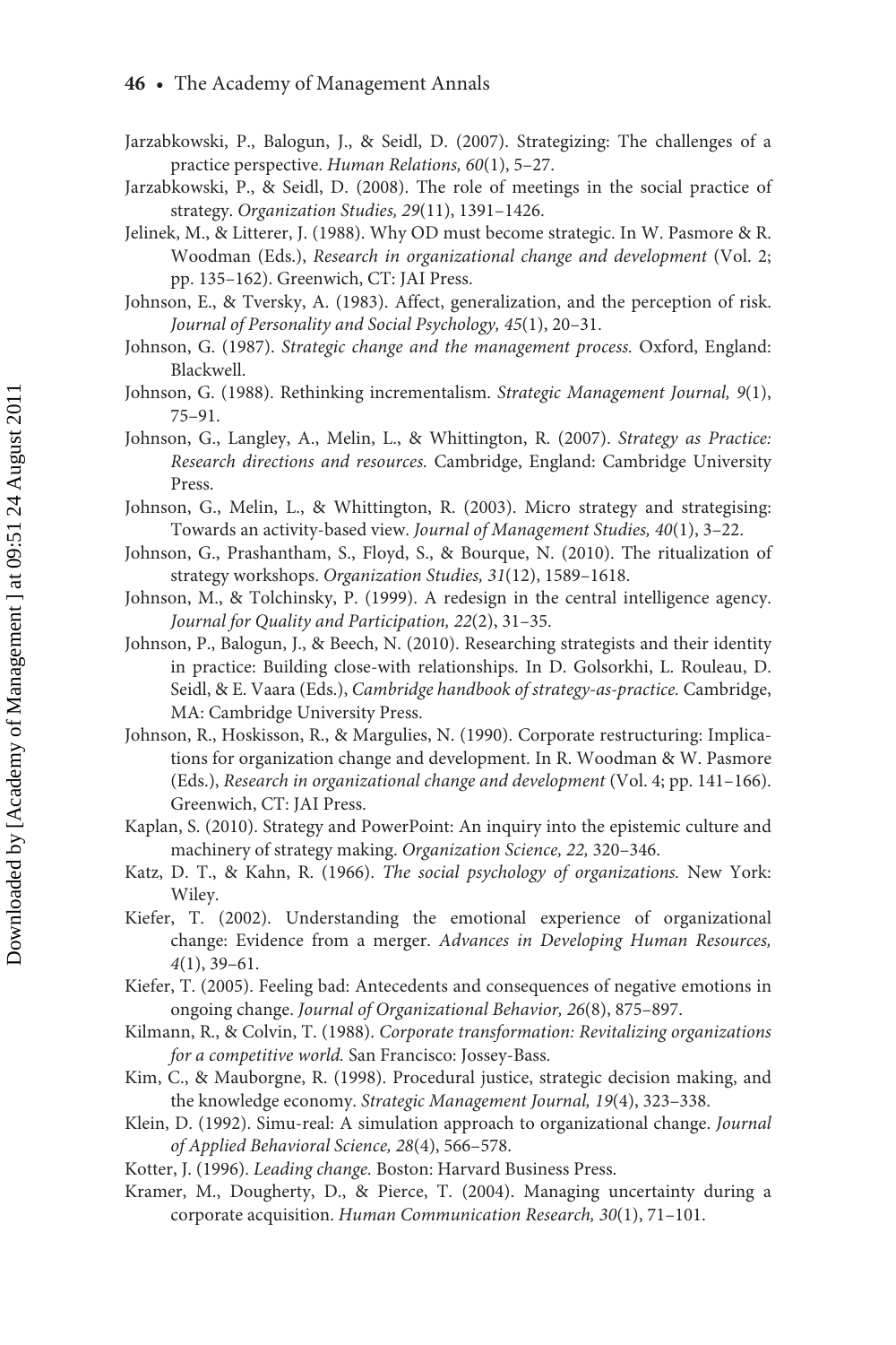Jarzabkowski, P., Balogun, J., & Seidl, D. (2007). Strategizing: The challenges of a practice perspective. *Human Relations, 60*(1), 5–27.

Jarzabkowski, P., & Seidl, D. (2008). The role of meetings in the social practice of strategy. *Organization Studies, 29*(11), 1391–1426.

Jelinek, M., & Litterer, J. (1988). Why OD must become strategic. In W. Pasmore & R. Woodman (Eds.), *Research in organizational change and development* (Vol. 2; pp. 135–162). Greenwich, CT: JAI Press.

Johnson, E., & Tversky, A. (1983). Affect, generalization, and the perception of risk. *Journal of Personality and Social Psychology, 45*(1), 20–31.

Johnson, G. (1987). *Strategic change and the management process.* Oxford, England: Blackwell.

Johnson, G. (1988). Rethinking incrementalism. *Strategic Management Journal, 9*(1), 75–91.

Johnson, G., Langley, A., Melin, L., & Whittington, R. (2007). *Strategy as Practice: Research directions and resources.* Cambridge, England: Cambridge University Press.

Johnson, G., Melin, L., & Whittington, R. (2003). Micro strategy and strategising: Towards an activity-based view. *Journal of Management Studies, 40*(1), 3–22.

Johnson, G., Prashantham, S., Floyd, S., & Bourque, N. (2010). The ritualization of strategy workshops. *Organization Studies, 31*(12), 1589–1618.

Johnson, M., & Tolchinsky, P. (1999). A redesign in the central intelligence agency. *Journal for Quality and Participation, 22*(2), 31–35.

Johnson, P., Balogun, J., & Beech, N. (2010). Researching strategists and their identity in practice: Building close-with relationships. In D. Golsorkhi, L. Rouleau, D. Seidl, & E. Vaara (Eds.), *Cambridge handbook of strategy-as-practice.* Cambridge, MA: Cambridge University Press.

Johnson, R., Hoskisson, R., & Margulies, N. (1990). Corporate restructuring: Implications for organization change and development. In R. Woodman & W. Pasmore (Eds.), *Research in organizational change and development* (Vol. 4; pp. 141–166). Greenwich, CT: JAI Press.

Kaplan, S. (2010). Strategy and PowerPoint: An inquiry into the epistemic culture and machinery of strategy making. *Organization Science, 22,* 320–346.

Katz, D. T., & Kahn, R. (1966). *The social psychology of organizations.* New York: Wiley.

Kiefer, T. (2002). Understanding the emotional experience of organizational change: Evidence from a merger. *Advances in Developing Human Resources, 4*(1), 39–61.

Kiefer, T. (2005). Feeling bad: Antecedents and consequences of negative emotions in ongoing change. *Journal of Organizational Behavior, 26*(8), 875–897.

Kilmann, R., & Colvin, T. (1988). *Corporate transformation: Revitalizing organizations for a competitive world.* San Francisco: Jossey-Bass.

Kim, C., & Mauborgne, R. (1998). Procedural justice, strategic decision making, and the knowledge economy. *Strategic Management Journal, 19*(4), 323–338.

Klein, D. (1992). Simu-real: A simulation approach to organizational change. *Journal of Applied Behavioral Science, 28*(4), 566–578.

Kotter, J. (1996). *Leading change.* Boston: Harvard Business Press.

Kramer, M., Dougherty, D., & Pierce, T. (2004). Managing uncertainty during a corporate acquisition. *Human Communication Research, 30*(1), 71–101.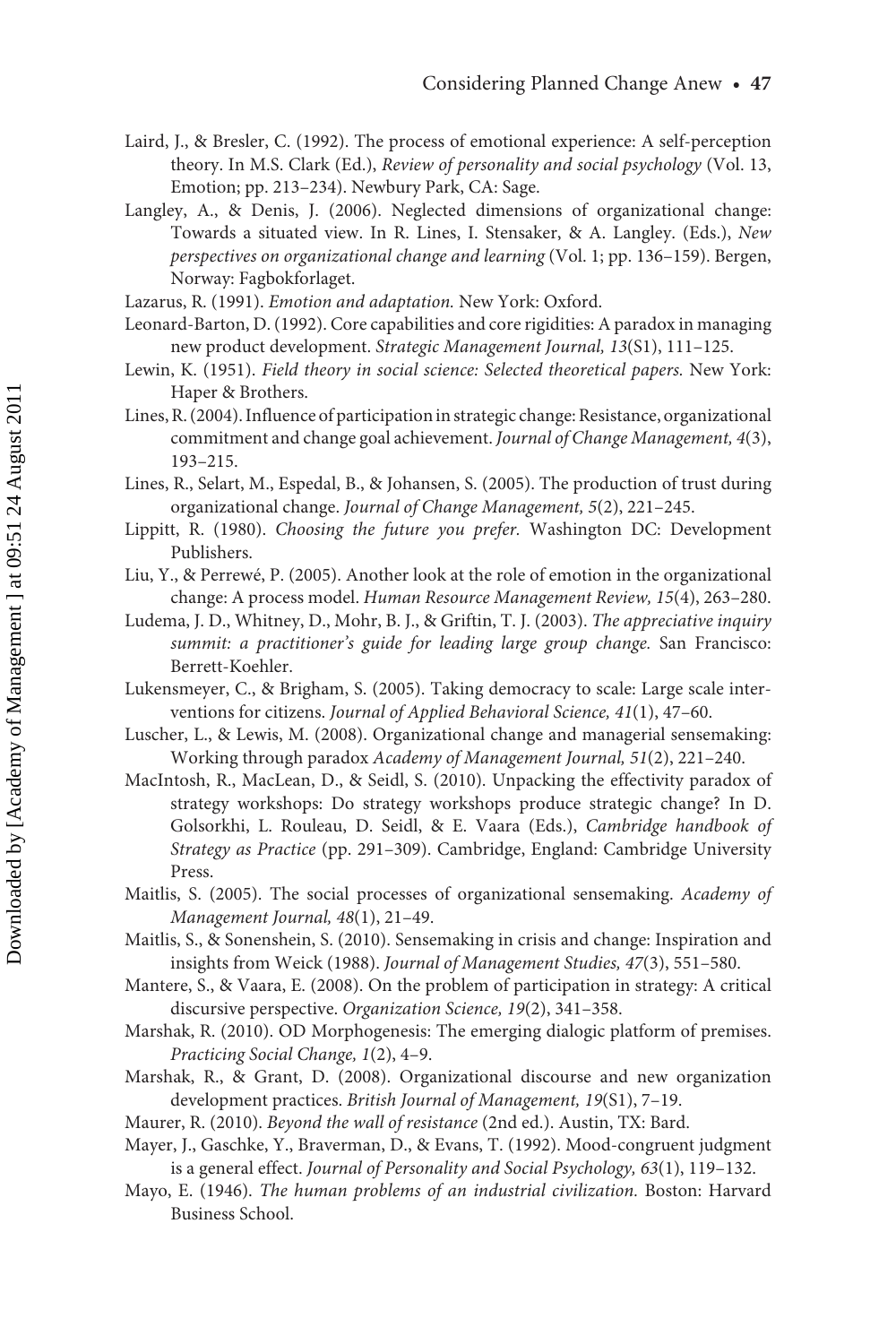Laird, J., & Bresler, C. (1992). The process of emotional experience: A self-perception theory. In M.S. Clark (Ed.), *Review of personality and social psychology* (Vol. 13, Emotion; pp. 213–234). Newbury Park, CA: Sage.

Langley, A., & Denis, J. (2006). Neglected dimensions of organizational change: Towards a situated view. In R. Lines, I. Stensaker, & A. Langley. (Eds.), *New perspectives on organizational change and learning* (Vol. 1; pp. 136–159). Bergen, Norway: Fagbokforlaget.

Lazarus, R. (1991). *Emotion and adaptation.* New York: Oxford.

Leonard-Barton, D. (1992). Core capabilities and core rigidities: A paradox in managing new product development. *Strategic Management Journal, 13*(S1), 111–125.

Lewin, K. (1951). *Field theory in social science: Selected theoretical papers.* New York: Haper & Brothers.

Lines, R. (2004). Influence of participation in strategic change: Resistance, organizational commitment and change goal achievement. *Journal of Change Management, 4*(3), 193–215.

Lines, R., Selart, M., Espedal, B., & Johansen, S. (2005). The production of trust during organizational change. *Journal of Change Management, 5*(2), 221–245.

Lippitt, R. (1980). *Choosing the future you prefer.* Washington DC: Development Publishers.

Liu, Y., & Perrewé, P. (2005). Another look at the role of emotion in the organizational change: A process model. *Human Resource Management Review, 15*(4), 263–280.

Ludema, J. D., Whitney, D., Mohr, B. J., & Griftin, T. J. (2003). *The appreciative inquiry summit: a practitioner's guide for leading large group change.* San Francisco: Berrett-Koehler.

Lukensmeyer, C., & Brigham, S. (2005). Taking democracy to scale: Large scale interventions for citizens. *Journal of Applied Behavioral Science, 41*(1), 47–60.

Luscher, L., & Lewis, M. (2008). Organizational change and managerial sensemaking: Working through paradox *Academy of Management Journal, 51*(2), 221–240.

MacIntosh, R., MacLean, D., & Seidl, S. (2010). Unpacking the effectivity paradox of strategy workshops: Do strategy workshops produce strategic change? In D. Golsorkhi, L. Rouleau, D. Seidl, & E. Vaara (Eds.), *Cambridge handbook of Strategy as Practice* (pp. 291–309). Cambridge, England: Cambridge University Press.

Maitlis, S. (2005). The social processes of organizational sensemaking. *Academy of Management Journal, 48*(1), 21–49.

Maitlis, S., & Sonenshein, S. (2010). Sensemaking in crisis and change: Inspiration and insights from Weick (1988). *Journal of Management Studies, 47*(3), 551–580.

Mantere, S., & Vaara, E. (2008). On the problem of participation in strategy: A critical discursive perspective. *Organization Science, 19*(2), 341–358.

Marshak, R. (2010). OD Morphogenesis: The emerging dialogic platform of premises. *Practicing Social Change, 1*(2), 4–9.

Marshak, R., & Grant, D. (2008). Organizational discourse and new organization development practices. *British Journal of Management, 19*(S1), 7–19.

Maurer, R. (2010). *Beyond the wall of resistance* (2nd ed.). Austin, TX: Bard.

Mayer, J., Gaschke, Y., Braverman, D., & Evans, T. (1992). Mood-congruent judgment is a general effect. *Journal of Personality and Social Psychology, 63*(1), 119–132.

Mayo, E. (1946). *The human problems of an industrial civilization.* Boston: Harvard Business School.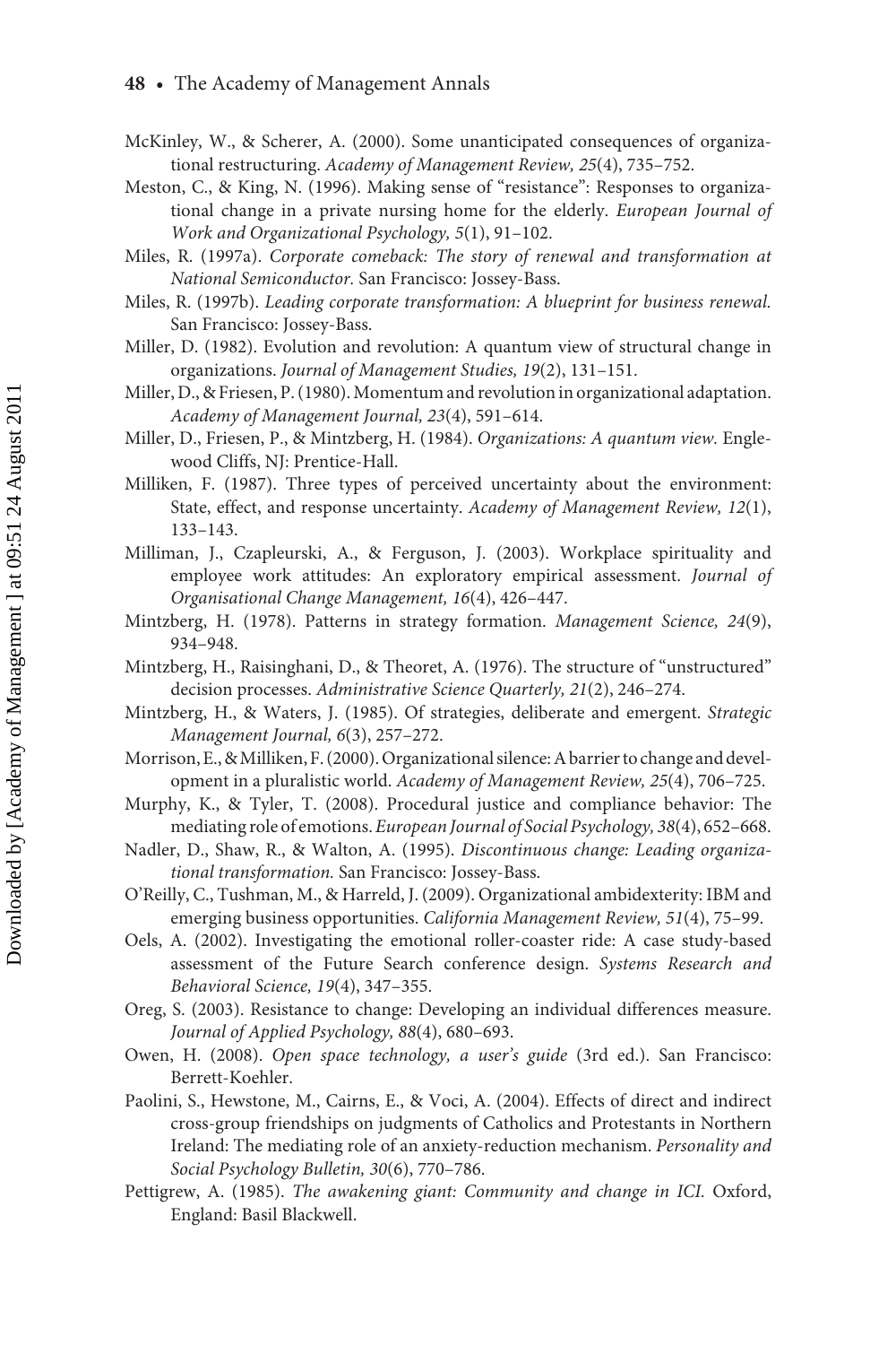McKinley, W., & Scherer, A. (2000). Some unanticipated consequences of organizational restructuring. *Academy of Management Review, 25*(4), 735–752.

Meston, C., & King, N. (1996). Making sense of "resistance": Responses to organizational change in a private nursing home for the elderly. *European Journal of Work and Organizational Psychology, 5*(1), 91–102.

Miles, R. (1997a). *Corporate comeback: The story of renewal and transformation at National Semiconductor.* San Francisco: Jossey-Bass.

Miles, R. (1997b). *Leading corporate transformation: A blueprint for business renewal.* San Francisco: Jossey-Bass.

Miller, D. (1982). Evolution and revolution: A quantum view of structural change in organizations. *Journal of Management Studies, 19*(2), 131–151.

Miller, D., & Friesen, P. (1980). Momentum and revolution in organizational adaptation. *Academy of Management Journal, 23*(4), 591–614.

Miller, D., Friesen, P., & Mintzberg, H. (1984). *Organizations: A quantum view.* Englewood Cliffs, NJ: Prentice-Hall.

Milliken, F. (1987). Three types of perceived uncertainty about the environment: State, effect, and response uncertainty. *Academy of Management Review, 12*(1), 133–143.

Milliman, J., Czapleurski, A., & Ferguson, J. (2003). Workplace spirituality and employee work attitudes: An exploratory empirical assessment. *Journal of Organisational Change Management, 16*(4), 426–447.

Mintzberg, H. (1978). Patterns in strategy formation. *Management Science, 24*(9), 934–948.

Mintzberg, H., Raisinghani, D., & Theoret, A. (1976). The structure of "unstructured" decision processes. *Administrative Science Quarterly, 21*(2), 246–274.

Mintzberg, H., & Waters, J. (1985). Of strategies, deliberate and emergent. *Strategic Management Journal, 6*(3), 257–272.

Morrison, E., & Milliken, F. (2000). Organizational silence: A barrier to change and development in a pluralistic world. *Academy of Management Review, 25*(4), 706–725.

Murphy, K., & Tyler, T. (2008). Procedural justice and compliance behavior: The mediating role of emotions. *European Journal of Social Psychology, 38*(4), 652–668.

Nadler, D., Shaw, R., & Walton, A. (1995). *Discontinuous change: Leading organizational transformation.* San Francisco: Jossey-Bass.

O'Reilly, C., Tushman, M., & Harreld, J. (2009). Organizational ambidexterity: IBM and emerging business opportunities. *California Management Review, 51*(4), 75–99.

Oels, A. (2002). Investigating the emotional roller-coaster ride: A case study-based assessment of the Future Search conference design. *Systems Research and Behavioral Science, 19*(4), 347–355.

Oreg, S. (2003). Resistance to change: Developing an individual differences measure. *Journal of Applied Psychology, 88*(4), 680–693.

Owen, H. (2008). *Open space technology, a user's guide* (3rd ed.). San Francisco: Berrett-Koehler.

Paolini, S., Hewstone, M., Cairns, E., & Voci, A. (2004). Effects of direct and indirect cross-group friendships on judgments of Catholics and Protestants in Northern Ireland: The mediating role of an anxiety-reduction mechanism. *Personality and Social Psychology Bulletin, 30*(6), 770–786.

Pettigrew, A. (1985). *The awakening giant: Community and change in ICI.* Oxford, England: Basil Blackwell.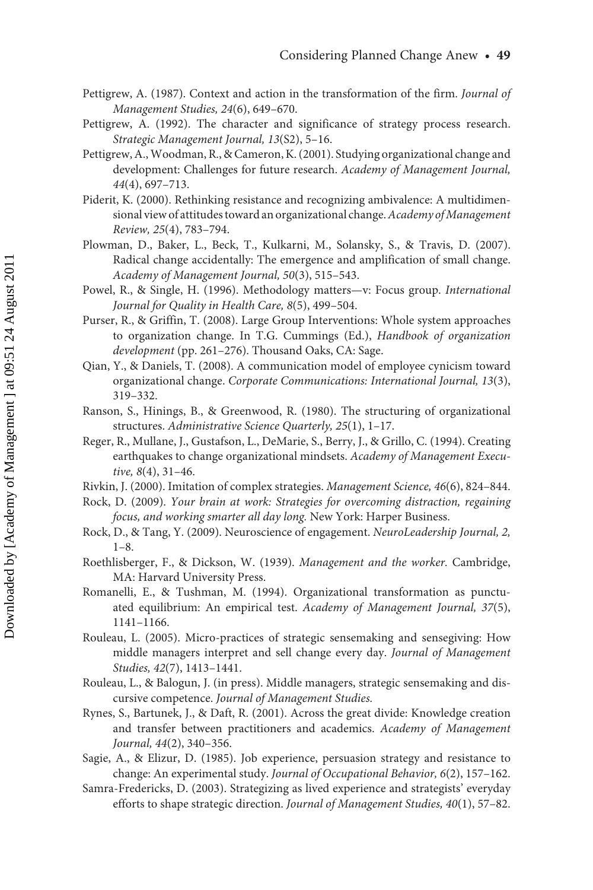Pettigrew, A. (1987). Context and action in the transformation of the firm. *Journal of Management Studies, 24*(6), 649–670.

Pettigrew, A. (1992). The character and significance of strategy process research. *Strategic Management Journal, 13*(S2), 5–16.

Pettigrew, A., Woodman, R., & Cameron, K. (2001). Studying organizational change and development: Challenges for future research. *Academy of Management Journal, 44*(4), 697–713.

Piderit, K. (2000). Rethinking resistance and recognizing ambivalence: A multidimensional view of attitudes toward an organizational change. *Academy of Management Review, 25*(4), 783–794.

Plowman, D., Baker, L., Beck, T., Kulkarni, M., Solansky, S., & Travis, D. (2007). Radical change accidentally: The emergence and amplification of small change. *Academy of Management Journal, 50*(3), 515–543.

Powel, R., & Single, H. (1996). Methodology matters—v: Focus group. *International Journal for Quality in Health Care, 8*(5), 499–504.

Purser, R., & Griffin, T. (2008). Large Group Interventions: Whole system approaches to organization change. In T.G. Cummings (Ed.), *Handbook of organization development* (pp. 261–276). Thousand Oaks, CA: Sage.

Qian, Y., & Daniels, T. (2008). A communication model of employee cynicism toward organizational change. *Corporate Communications: International Journal, 13*(3), 319–332.

Ranson, S., Hinings, B., & Greenwood, R. (1980). The structuring of organizational structures. *Administrative Science Quarterly, 25*(1), 1–17.

Reger, R., Mullane, J., Gustafson, L., DeMarie, S., Berry, J., & Grillo, C. (1994). Creating earthquakes to change organizational mindsets. *Academy of Management Executive, 8*(4), 31–46.

Rivkin, J. (2000). Imitation of complex strategies. *Management Science, 46*(6), 824–844.

Rock, D. (2009). *Your brain at work: Strategies for overcoming distraction, regaining focus, and working smarter all day long.* New York: Harper Business.

Rock, D., & Tang, Y. (2009). Neuroscience of engagement. *NeuroLeadership Journal, 2,* 1–8.

Roethlisberger, F., & Dickson, W. (1939). *Management and the worker.* Cambridge, MA: Harvard University Press.

Romanelli, E., & Tushman, M. (1994). Organizational transformation as punctuated equilibrium: An empirical test. *Academy of Management Journal, 37*(5), 1141–1166.

Rouleau, L. (2005). Micro-practices of strategic sensemaking and sensegiving: How middle managers interpret and sell change every day. *Journal of Management Studies, 42*(7), 1413–1441.

Rouleau, L., & Balogun, J. (in press). Middle managers, strategic sensemaking and discursive competence. *Journal of Management Studies.*

Rynes, S., Bartunek, J., & Daft, R. (2001). Across the great divide: Knowledge creation and transfer between practitioners and academics. *Academy of Management Journal, 44*(2), 340–356.

Sagie, A., & Elizur, D. (1985). Job experience, persuasion strategy and resistance to change: An experimental study. *Journal of Occupational Behavior, 6*(2), 157–162.

Samra-Fredericks, D. (2003). Strategizing as lived experience and strategists' everyday efforts to shape strategic direction. *Journal of Management Studies, 40*(1), 57–82.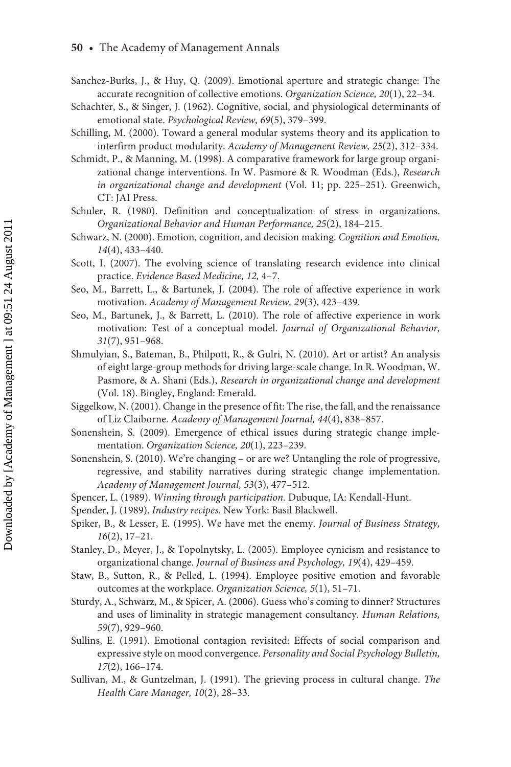Sanchez-Burks, J., & Huy, Q. (2009). Emotional aperture and strategic change: The accurate recognition of collective emotions. *Organization Science, 20*(1), 22–34.

Schachter, S., & Singer, J. (1962). Cognitive, social, and physiological determinants of emotional state. *Psychological Review, 69*(5), 379–399.

Schilling, M. (2000). Toward a general modular systems theory and its application to interfirm product modularity. *Academy of Management Review, 25*(2), 312–334.

Schmidt, P., & Manning, M. (1998). A comparative framework for large group organizational change interventions. In W. Pasmore & R. Woodman (Eds.), *Research in organizational change and development* (Vol. 11; pp. 225–251). Greenwich, CT: JAI Press.

Schuler, R. (1980). Definition and conceptualization of stress in organizations. *Organizational Behavior and Human Performance, 25*(2), 184–215.

Schwarz, N. (2000). Emotion, cognition, and decision making. *Cognition and Emotion, 14*(4), 433–440.

Scott, I. (2007). The evolving science of translating research evidence into clinical practice. *Evidence Based Medicine, 12,* 4–7.

Seo, M., Barrett, L., & Bartunek, J. (2004). The role of affective experience in work motivation. *Academy of Management Review, 29*(3), 423–439.

Seo, M., Bartunek, J., & Barrett, L. (2010). The role of affective experience in work motivation: Test of a conceptual model. *Journal of Organizational Behavior, 31*(7), 951–968.

Shmulyian, S., Bateman, B., Philpott, R., & Gulri, N. (2010). Art or artist? An analysis of eight large-group methods for driving large-scale change. In R. Woodman, W. Pasmore, & A. Shani (Eds.), *Research in organizational change and development* (Vol. 18). Bingley, England: Emerald.

Siggelkow, N. (2001). Change in the presence of fit: The rise, the fall, and the renaissance of Liz Claiborne. *Academy of Management Journal, 44*(4), 838–857.

Sonenshein, S. (2009). Emergence of ethical issues during strategic change implementation. *Organization Science, 20*(1), 223–239.

Sonenshein, S. (2010). We're changing – or are we? Untangling the role of progressive, regressive, and stability narratives during strategic change implementation. *Academy of Management Journal, 53*(3), 477–512.

Spencer, L. (1989). *Winning through participation.* Dubuque, IA: Kendall-Hunt.

Spender, J. (1989). *Industry recipes.* New York: Basil Blackwell.

Spiker, B., & Lesser, E. (1995). We have met the enemy. *Journal of Business Strategy, 16*(2), 17–21.

Stanley, D., Meyer, J., & Topolnytsky, L. (2005). Employee cynicism and resistance to organizational change. *Journal of Business and Psychology, 19*(4), 429–459.

Staw, B., Sutton, R., & Pelled, L. (1994). Employee positive emotion and favorable outcomes at the workplace. *Organization Science, 5*(1), 51–71.

Sturdy, A., Schwarz, M., & Spicer, A. (2006). Guess who's coming to dinner? Structures and uses of liminality in strategic management consultancy. *Human Relations, 59*(7), 929–960.

Sullins, E. (1991). Emotional contagion revisited: Effects of social comparison and expressive style on mood convergence. *Personality and Social Psychology Bulletin, 17*(2), 166–174.

Sullivan, M., & Guntzelman, J. (1991). The grieving process in cultural change. *The Health Care Manager, 10*(2), 28–33.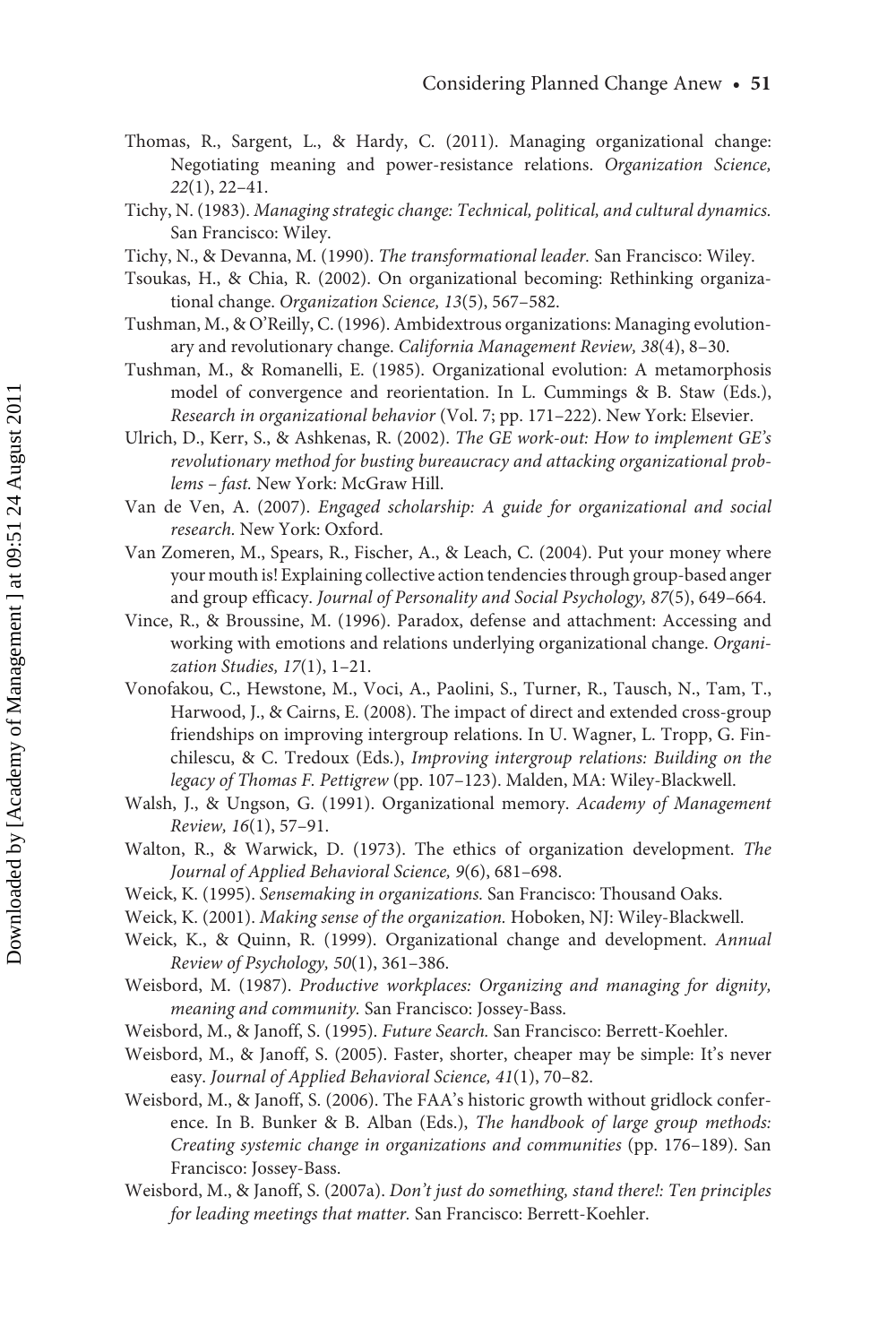Thomas, R., Sargent, L., & Hardy, C. (2011). Managing organizational change: Negotiating meaning and power-resistance relations. *Organization Science, 22*(1), 22–41.

Tichy, N. (1983). *Managing strategic change: Technical, political, and cultural dynamics.* San Francisco: Wiley.

Tichy, N., & Devanna, M. (1990). *The transformational leader.* San Francisco: Wiley.

Tsoukas, H., & Chia, R. (2002). On organizational becoming: Rethinking organizational change. *Organization Science, 13*(5), 567–582.

Tushman, M., & O'Reilly, C. (1996). Ambidextrous organizations: Managing evolutionary and revolutionary change. *California Management Review, 38*(4), 8–30.

Tushman, M., & Romanelli, E. (1985). Organizational evolution: A metamorphosis model of convergence and reorientation. In L. Cummings & B. Staw (Eds.), *Research in organizational behavior* (Vol. 7; pp. 171–222). New York: Elsevier.

Ulrich, D., Kerr, S., & Ashkenas, R. (2002). *The GE work-out: How to implement GE's revolutionary method for busting bureaucracy and attacking organizational problems – fast.* New York: McGraw Hill.

Van de Ven, A. (2007). *Engaged scholarship: A guide for organizational and social research.* New York: Oxford.

Van Zomeren, M., Spears, R., Fischer, A., & Leach, C. (2004). Put your money where your mouth is! Explaining collective action tendencies through group-based anger and group efficacy. *Journal of Personality and Social Psychology, 87*(5), 649–664.

Vince, R., & Broussine, M. (1996). Paradox, defense and attachment: Accessing and working with emotions and relations underlying organizational change. *Organization Studies, 17*(1), 1–21.

Vonofakou, C., Hewstone, M., Voci, A., Paolini, S., Turner, R., Tausch, N., Tam, T., Harwood, J., & Cairns, E. (2008). The impact of direct and extended cross-group friendships on improving intergroup relations. In U. Wagner, L. Tropp, G. Finchilescu, & C. Tredoux (Eds.), *Improving intergroup relations: Building on the legacy of Thomas F. Pettigrew* (pp. 107–123). Malden, MA: Wiley-Blackwell.

Walsh, J., & Ungson, G. (1991). Organizational memory. *Academy of Management Review, 16*(1), 57–91.

Walton, R., & Warwick, D. (1973). The ethics of organization development. *The Journal of Applied Behavioral Science, 9*(6), 681–698.

Weick, K. (1995). *Sensemaking in organizations.* San Francisco: Thousand Oaks.

Weick, K. (2001). *Making sense of the organization.* Hoboken, NJ: Wiley-Blackwell.

Weick, K., & Quinn, R. (1999). Organizational change and development. *Annual Review of Psychology, 50*(1), 361–386.

Weisbord, M. (1987). *Productive workplaces: Organizing and managing for dignity, meaning and community.* San Francisco: Jossey-Bass.

Weisbord, M., & Janoff, S. (1995). *Future Search.* San Francisco: Berrett-Koehler.

Weisbord, M., & Janoff, S. (2005). Faster, shorter, cheaper may be simple: It's never easy. *Journal of Applied Behavioral Science, 41*(1), 70–82.

Weisbord, M., & Janoff, S. (2006). The FAA's historic growth without gridlock conference. In B. Bunker & B. Alban (Eds.), *The handbook of large group methods: Creating systemic change in organizations and communities* (pp. 176–189). San Francisco: Jossey-Bass.

Weisbord, M., & Janoff, S. (2007a). *Don't just do something, stand there!: Ten principles for leading meetings that matter.* San Francisco: Berrett-Koehler.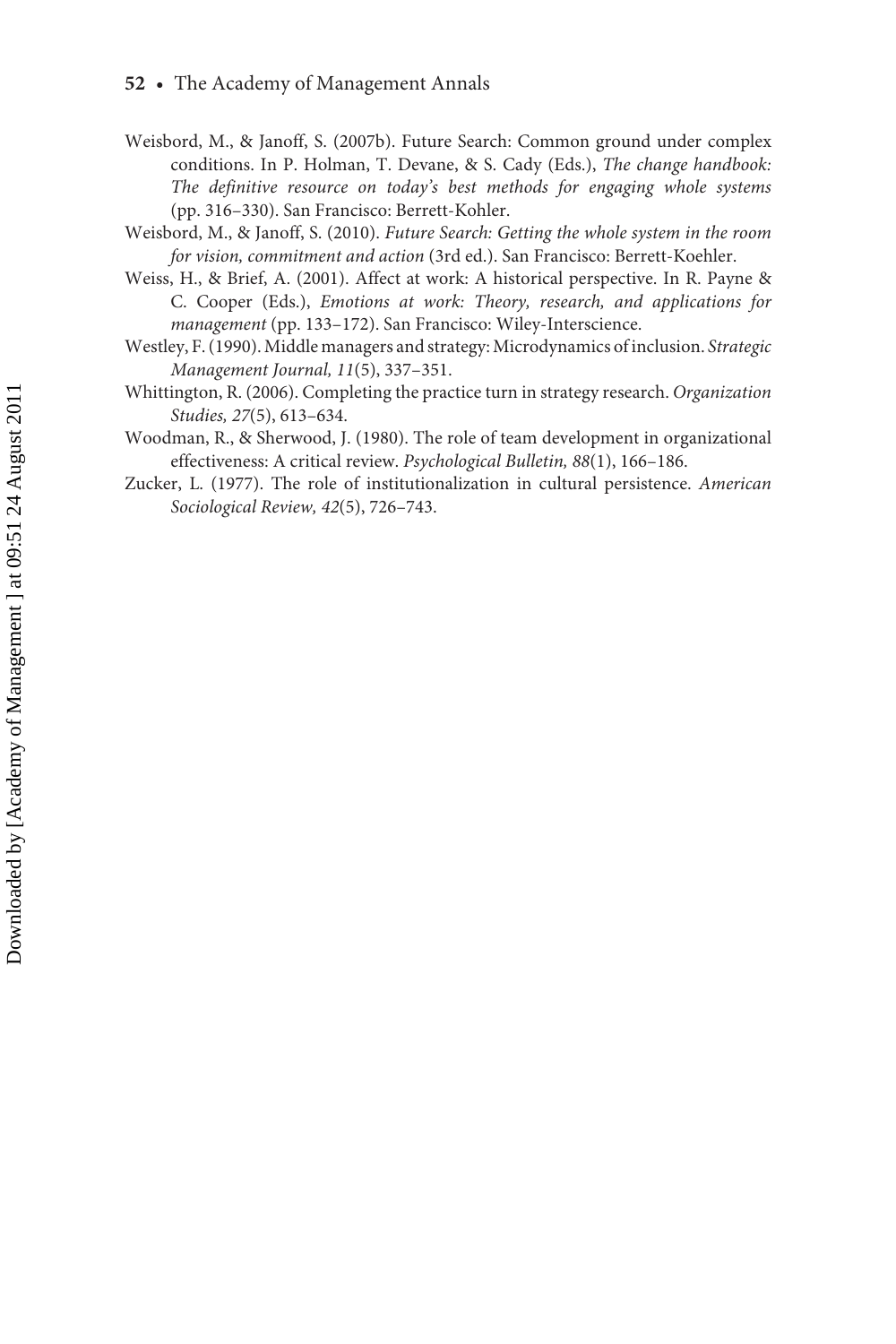Weisbord, M., & Janoff, S. (2007b). Future Search: Common ground under complex conditions. In P. Holman, T. Devane, & S. Cady (Eds.), *The change handbook: The definitive resource on today's best methods for engaging whole systems* (pp. 316–330). San Francisco: Berrett-Kohler.

Weisbord, M., & Janoff, S. (2010). *Future Search: Getting the whole system in the room for vision, commitment and action* (3rd ed.). San Francisco: Berrett-Koehler.

Weiss, H., & Brief, A. (2001). Affect at work: A historical perspective. In R. Payne & C. Cooper (Eds.), *Emotions at work: Theory, research, and applications for management* (pp. 133–172). San Francisco: Wiley-Interscience.

Westley, F. (1990). Middle managers and strategy: Microdynamics of inclusion. *Strategic Management Journal, 11*(5), 337–351.

Whittington, R. (2006). Completing the practice turn in strategy research. *Organization Studies, 27*(5), 613–634.

Woodman, R., & Sherwood, J. (1980). The role of team development in organizational effectiveness: A critical review. *Psychological Bulletin, 88*(1), 166–186.

Zucker, L. (1977). The role of institutionalization in cultural persistence. *American Sociological Review, 42*(5), 726–743.